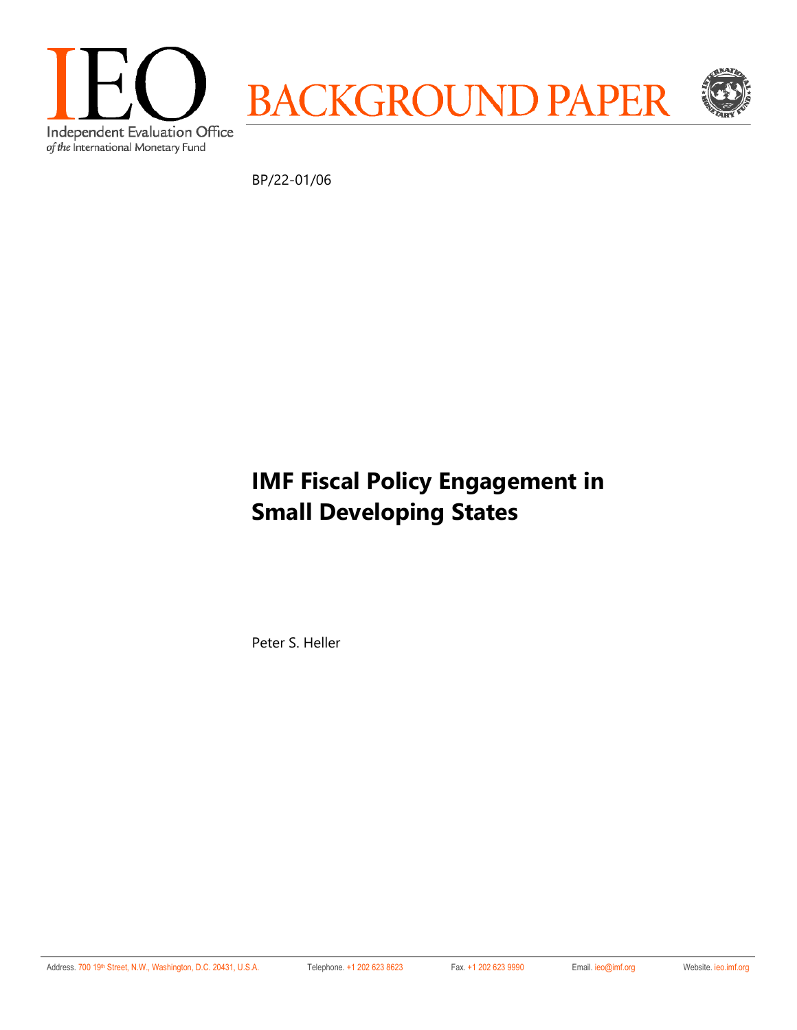IEO

Independent Evaluation Office
*of the* International Monetary Fund

BACKGROUND PAPER

BP/22-01/06

# IMF Fiscal Policy Engagement in Small Developing States

Peter S. Heller

Address. 700 19th Street, N.W., Washington, D.C. 20431, U.S.A. Telephone. +1 202 623 8623 Fax. +1 202 623 9990 Email. ieo@imf.org Website. ieo.imf.org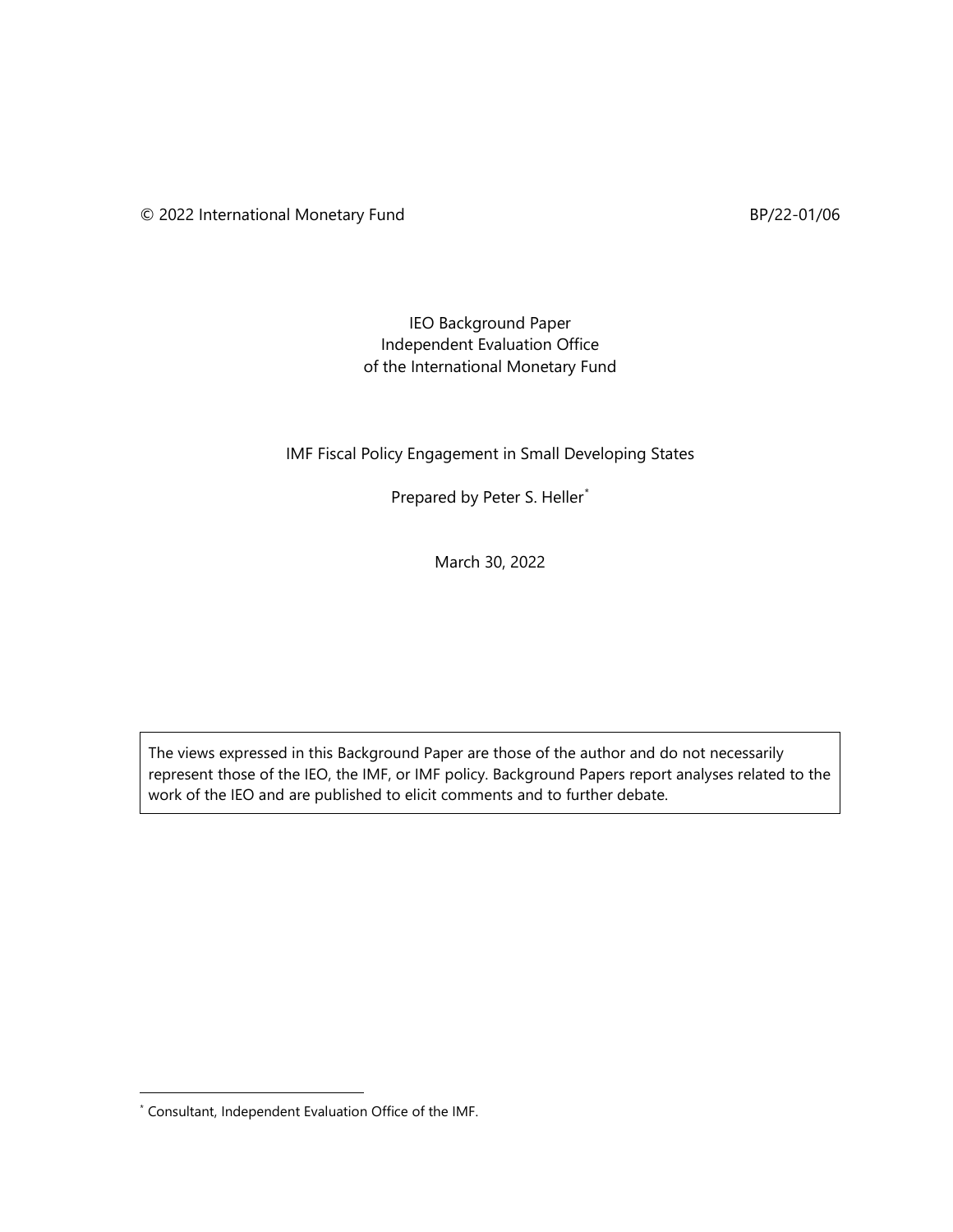© 2022 International Monetary Fund BP/22-01/06

IEO Background Paper
Independent Evaluation Office
of the International Monetary Fund

# IMF Fiscal Policy Engagement in Small Developing States

Prepared by Peter S. Heller[*]

March 30, 2022

> The views expressed in this Background Paper are those of the author and do not necessarily represent those of the IEO, the IMF, or IMF policy. Background Papers report analyses related to the work of the IEO and are published to elicit comments and to further debate.

[*] Consultant, Independent Evaluation Office of the IMF.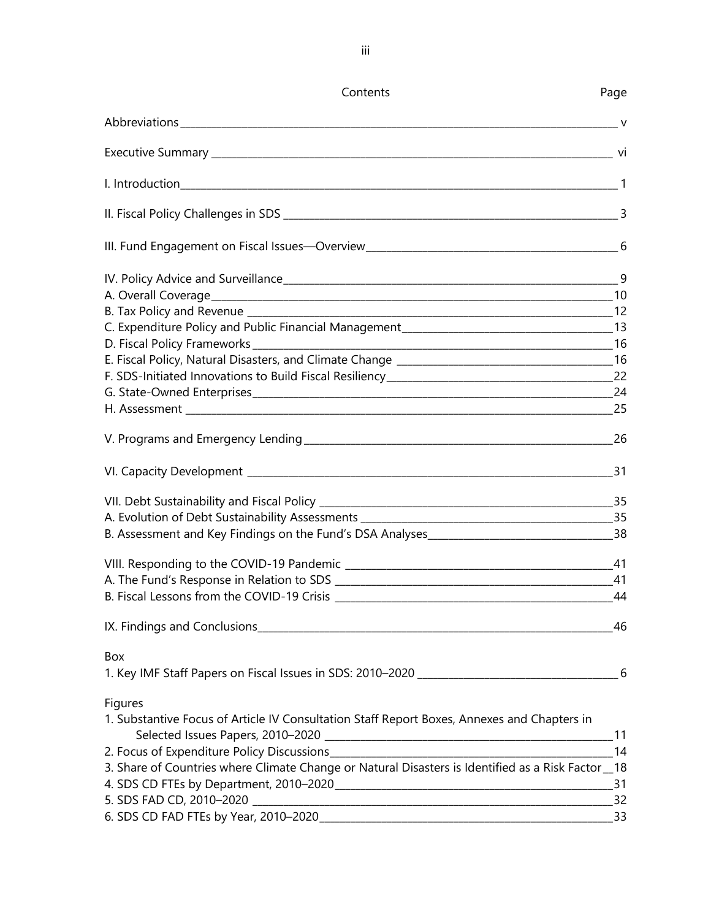Contents Page

Abbreviations v

Executive Summary vi

I. Introduction 1

II. Fiscal Policy Challenges in SDS 3

III. Fund Engagement on Fiscal Issues—Overview 6

IV. Policy Advice and Surveillance 9
A. Overall Coverage 10
B. Tax Policy and Revenue 12
C. Expenditure Policy and Public Financial Management 13
D. Fiscal Policy Frameworks 16
E. Fiscal Policy, Natural Disasters, and Climate Change 16
F. SDS-Initiated Innovations to Build Fiscal Resiliency 22
G. State-Owned Enterprises 24
H. Assessment 25

V. Programs and Emergency Lending 26

VI. Capacity Development 31

VII. Debt Sustainability and Fiscal Policy 35
A. Evolution of Debt Sustainability Assessments 35
B. Assessment and Key Findings on the Fund's DSA Analyses 38

VIII. Responding to the COVID-19 Pandemic 41
A. The Fund's Response in Relation to SDS 41
B. Fiscal Lessons from the COVID-19 Crisis 44

IX. Findings and Conclusions 46

Box
1. Key IMF Staff Papers on Fiscal Issues in SDS: 2010–2020 6

Figures
1. Substantive Focus of Article IV Consultation Staff Report Boxes, Annexes and Chapters in Selected Issues Papers, 2010–2020 11
2. Focus of Expenditure Policy Discussions 14
3. Share of Countries where Climate Change or Natural Disasters is Identified as a Risk Factor 18
4. SDS CD FTEs by Department, 2010–2020 31
5. SDS FAD CD, 2010–2020 32
6. SDS CD FAD FTEs by Year, 2010–2020 33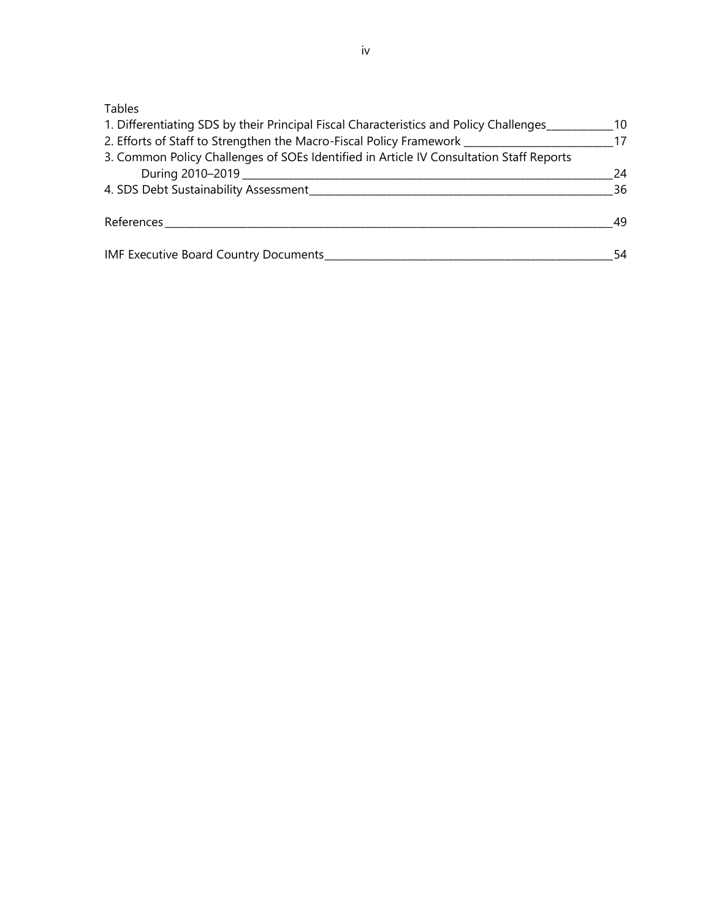Tables

1. Differentiating SDS by their Principal Fiscal Characteristics and Policy Challenges ____ 10
2. Efforts of Staff to Strengthen the Macro-Fiscal Policy Framework ____ 17
3. Common Policy Challenges of SOEs Identified in Article IV Consultation Staff Reports During 2010–2019 ____ 24
4. SDS Debt Sustainability Assessment ____ 36

References ____ 49

IMF Executive Board Country Documents ____ 54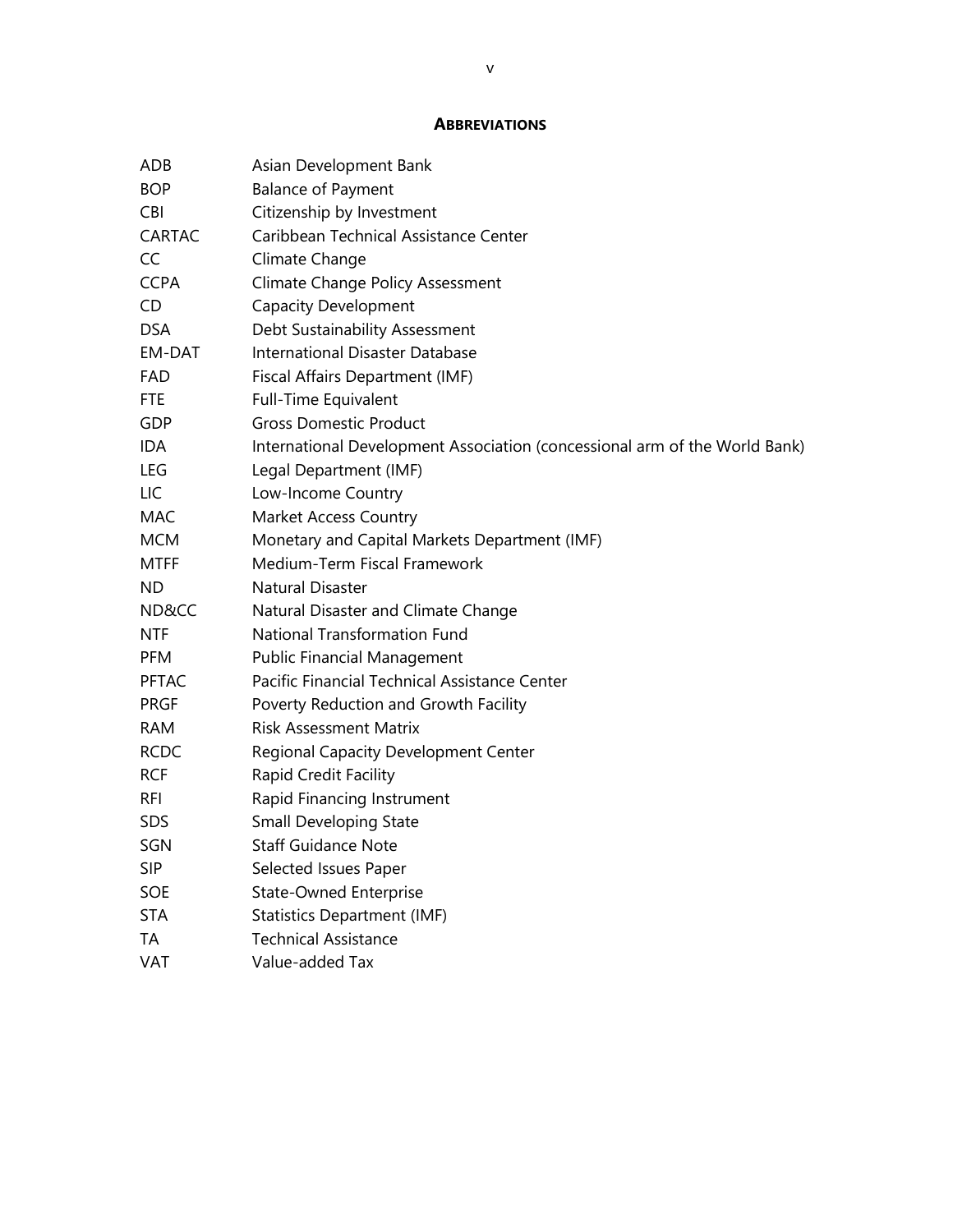## ABBREVIATIONS

| | |
|---|---|
| ADB | Asian Development Bank |
| BOP | Balance of Payment |
| CBI | Citizenship by Investment |
| CARTAC | Caribbean Technical Assistance Center |
| CC | Climate Change |
| CCPA | Climate Change Policy Assessment |
| CD | Capacity Development |
| DSA | Debt Sustainability Assessment |
| EM-DAT | International Disaster Database |
| FAD | Fiscal Affairs Department (IMF) |
| FTE | Full-Time Equivalent |
| GDP | Gross Domestic Product |
| IDA | International Development Association (concessional arm of the World Bank) |
| LEG | Legal Department (IMF) |
| LIC | Low-Income Country |
| MAC | Market Access Country |
| MCM | Monetary and Capital Markets Department (IMF) |
| MTFF | Medium-Term Fiscal Framework |
| ND | Natural Disaster |
| ND&CC | Natural Disaster and Climate Change |
| NTF | National Transformation Fund |
| PFM | Public Financial Management |
| PFTAC | Pacific Financial Technical Assistance Center |
| PRGF | Poverty Reduction and Growth Facility |
| RAM | Risk Assessment Matrix |
| RCDC | Regional Capacity Development Center |
| RCF | Rapid Credit Facility |
| RFI | Rapid Financing Instrument |
| SDS | Small Developing State |
| SGN | Staff Guidance Note |
| SIP | Selected Issues Paper |
| SOE | State-Owned Enterprise |
| STA | Statistics Department (IMF) |
| TA | Technical Assistance |
| VAT | Value-added Tax |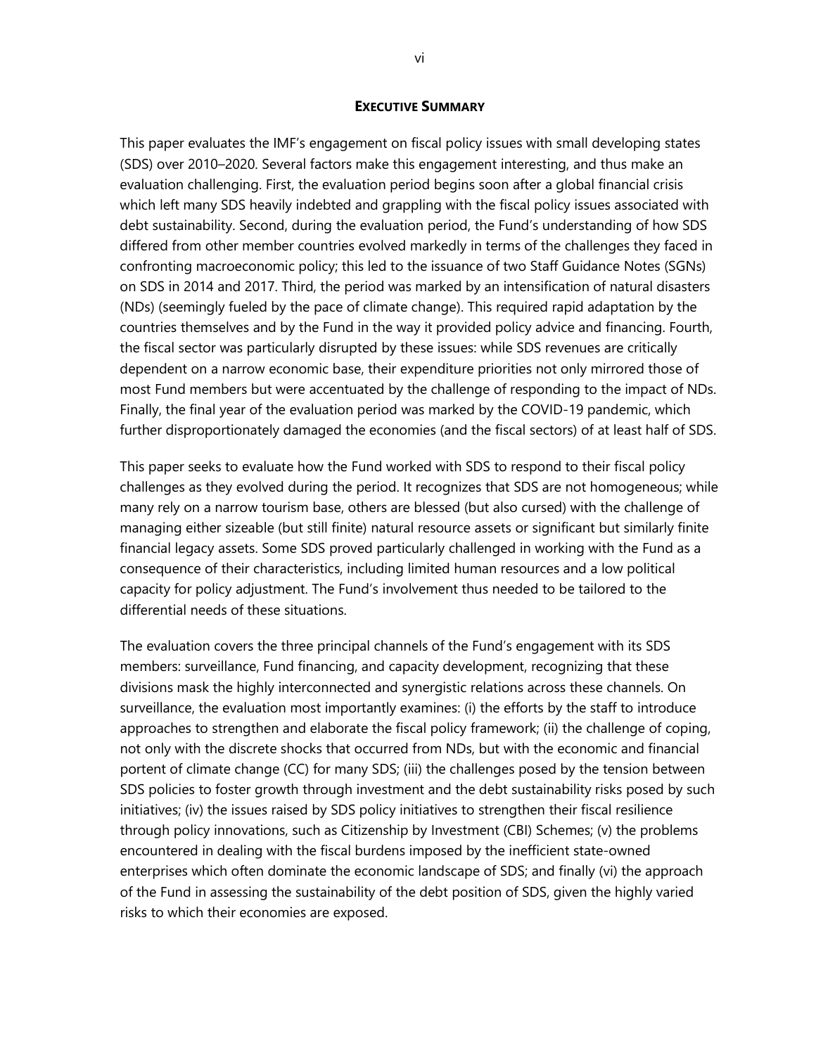## EXECUTIVE SUMMARY

This paper evaluates the IMF's engagement on fiscal policy issues with small developing states (SDS) over 2010–2020. Several factors make this engagement interesting, and thus make an evaluation challenging. First, the evaluation period begins soon after a global financial crisis which left many SDS heavily indebted and grappling with the fiscal policy issues associated with debt sustainability. Second, during the evaluation period, the Fund's understanding of how SDS differed from other member countries evolved markedly in terms of the challenges they faced in confronting macroeconomic policy; this led to the issuance of two Staff Guidance Notes (SGNs) on SDS in 2014 and 2017. Third, the period was marked by an intensification of natural disasters (NDs) (seemingly fueled by the pace of climate change). This required rapid adaptation by the countries themselves and by the Fund in the way it provided policy advice and financing. Fourth, the fiscal sector was particularly disrupted by these issues: while SDS revenues are critically dependent on a narrow economic base, their expenditure priorities not only mirrored those of most Fund members but were accentuated by the challenge of responding to the impact of NDs. Finally, the final year of the evaluation period was marked by the COVID-19 pandemic, which further disproportionately damaged the economies (and the fiscal sectors) of at least half of SDS.

This paper seeks to evaluate how the Fund worked with SDS to respond to their fiscal policy challenges as they evolved during the period. It recognizes that SDS are not homogeneous; while many rely on a narrow tourism base, others are blessed (but also cursed) with the challenge of managing either sizeable (but still finite) natural resource assets or significant but similarly finite financial legacy assets. Some SDS proved particularly challenged in working with the Fund as a consequence of their characteristics, including limited human resources and a low political capacity for policy adjustment. The Fund's involvement thus needed to be tailored to the differential needs of these situations.

The evaluation covers the three principal channels of the Fund's engagement with its SDS members: surveillance, Fund financing, and capacity development, recognizing that these divisions mask the highly interconnected and synergistic relations across these channels. On surveillance, the evaluation most importantly examines: (i) the efforts by the staff to introduce approaches to strengthen and elaborate the fiscal policy framework; (ii) the challenge of coping, not only with the discrete shocks that occurred from NDs, but with the economic and financial portent of climate change (CC) for many SDS; (iii) the challenges posed by the tension between SDS policies to foster growth through investment and the debt sustainability risks posed by such initiatives; (iv) the issues raised by SDS policy initiatives to strengthen their fiscal resilience through policy innovations, such as Citizenship by Investment (CBI) Schemes; (v) the problems encountered in dealing with the fiscal burdens imposed by the inefficient state-owned enterprises which often dominate the economic landscape of SDS; and finally (vi) the approach of the Fund in assessing the sustainability of the debt position of SDS, given the highly varied risks to which their economies are exposed.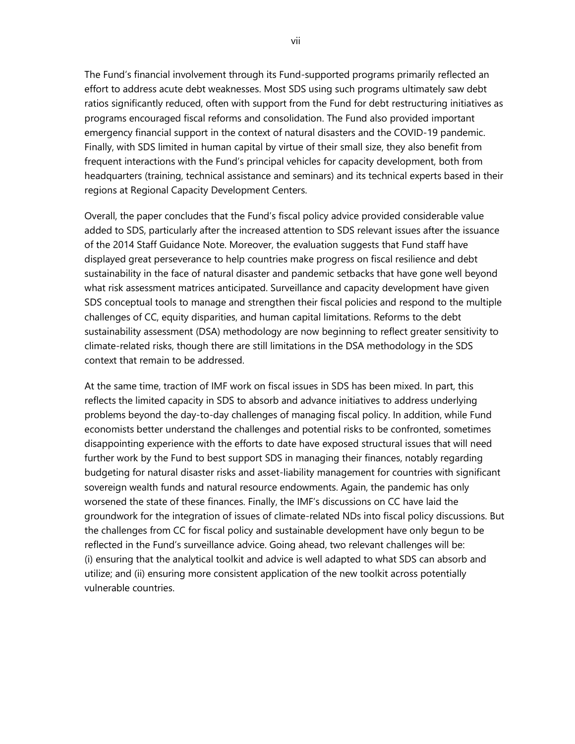The Fund's financial involvement through its Fund-supported programs primarily reflected an effort to address acute debt weaknesses. Most SDS using such programs ultimately saw debt ratios significantly reduced, often with support from the Fund for debt restructuring initiatives as programs encouraged fiscal reforms and consolidation. The Fund also provided important emergency financial support in the context of natural disasters and the COVID-19 pandemic. Finally, with SDS limited in human capital by virtue of their small size, they also benefit from frequent interactions with the Fund's principal vehicles for capacity development, both from headquarters (training, technical assistance and seminars) and its technical experts based in their regions at Regional Capacity Development Centers.

Overall, the paper concludes that the Fund's fiscal policy advice provided considerable value added to SDS, particularly after the increased attention to SDS relevant issues after the issuance of the 2014 Staff Guidance Note. Moreover, the evaluation suggests that Fund staff have displayed great perseverance to help countries make progress on fiscal resilience and debt sustainability in the face of natural disaster and pandemic setbacks that have gone well beyond what risk assessment matrices anticipated. Surveillance and capacity development have given SDS conceptual tools to manage and strengthen their fiscal policies and respond to the multiple challenges of CC, equity disparities, and human capital limitations. Reforms to the debt sustainability assessment (DSA) methodology are now beginning to reflect greater sensitivity to climate-related risks, though there are still limitations in the DSA methodology in the SDS context that remain to be addressed.

At the same time, traction of IMF work on fiscal issues in SDS has been mixed. In part, this reflects the limited capacity in SDS to absorb and advance initiatives to address underlying problems beyond the day-to-day challenges of managing fiscal policy. In addition, while Fund economists better understand the challenges and potential risks to be confronted, sometimes disappointing experience with the efforts to date have exposed structural issues that will need further work by the Fund to best support SDS in managing their finances, notably regarding budgeting for natural disaster risks and asset-liability management for countries with significant sovereign wealth funds and natural resource endowments. Again, the pandemic has only worsened the state of these finances. Finally, the IMF's discussions on CC have laid the groundwork for the integration of issues of climate-related NDs into fiscal policy discussions. But the challenges from CC for fiscal policy and sustainable development have only begun to be reflected in the Fund's surveillance advice. Going ahead, two relevant challenges will be: (i) ensuring that the analytical toolkit and advice is well adapted to what SDS can absorb and utilize; and (ii) ensuring more consistent application of the new toolkit across potentially vulnerable countries.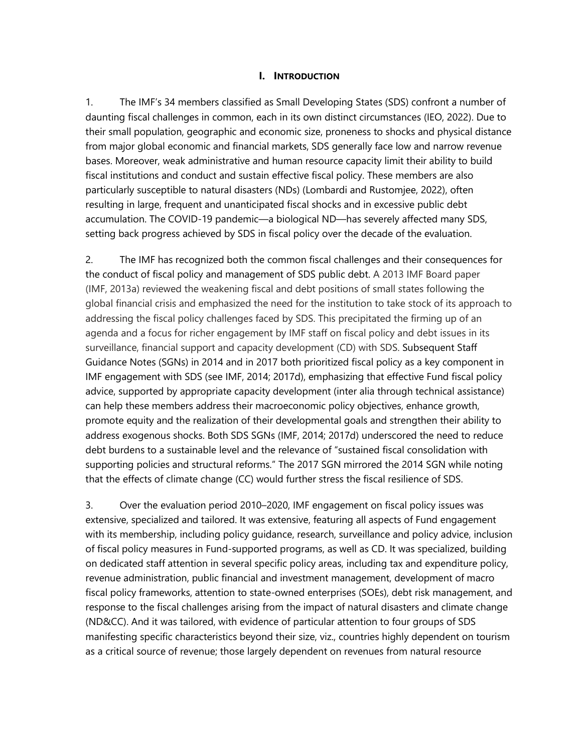## I. INTRODUCTION

1. The IMF's 34 members classified as Small Developing States (SDS) confront a number of daunting fiscal challenges in common, each in its own distinct circumstances (IEO, 2022). Due to their small population, geographic and economic size, proneness to shocks and physical distance from major global economic and financial markets, SDS generally face low and narrow revenue bases. Moreover, weak administrative and human resource capacity limit their ability to build fiscal institutions and conduct and sustain effective fiscal policy. These members are also particularly susceptible to natural disasters (NDs) (Lombardi and Rustomjee, 2022), often resulting in large, frequent and unanticipated fiscal shocks and in excessive public debt accumulation. The COVID-19 pandemic—a biological ND—has severely affected many SDS, setting back progress achieved by SDS in fiscal policy over the decade of the evaluation.

2. The IMF has recognized both the common fiscal challenges and their consequences for the conduct of fiscal policy and management of SDS public debt. A 2013 IMF Board paper (IMF, 2013a) reviewed the weakening fiscal and debt positions of small states following the global financial crisis and emphasized the need for the institution to take stock of its approach to addressing the fiscal policy challenges faced by SDS. This precipitated the firming up of an agenda and a focus for richer engagement by IMF staff on fiscal policy and debt issues in its surveillance, financial support and capacity development (CD) with SDS. Subsequent Staff Guidance Notes (SGNs) in 2014 and in 2017 both prioritized fiscal policy as a key component in IMF engagement with SDS (see IMF, 2014; 2017d), emphasizing that effective Fund fiscal policy advice, supported by appropriate capacity development (inter alia through technical assistance) can help these members address their macroeconomic policy objectives, enhance growth, promote equity and the realization of their developmental goals and strengthen their ability to address exogenous shocks. Both SDS SGNs (IMF, 2014; 2017d) underscored the need to reduce debt burdens to a sustainable level and the relevance of "sustained fiscal consolidation with supporting policies and structural reforms." The 2017 SGN mirrored the 2014 SGN while noting that the effects of climate change (CC) would further stress the fiscal resilience of SDS.

3. Over the evaluation period 2010–2020, IMF engagement on fiscal policy issues was extensive, specialized and tailored. It was extensive, featuring all aspects of Fund engagement with its membership, including policy guidance, research, surveillance and policy advice, inclusion of fiscal policy measures in Fund-supported programs, as well as CD. It was specialized, building on dedicated staff attention in several specific policy areas, including tax and expenditure policy, revenue administration, public financial and investment management, development of macro fiscal policy frameworks, attention to state-owned enterprises (SOEs), debt risk management, and response to the fiscal challenges arising from the impact of natural disasters and climate change (ND&CC). And it was tailored, with evidence of particular attention to four groups of SDS manifesting specific characteristics beyond their size, viz., countries highly dependent on tourism as a critical source of revenue; those largely dependent on revenues from natural resource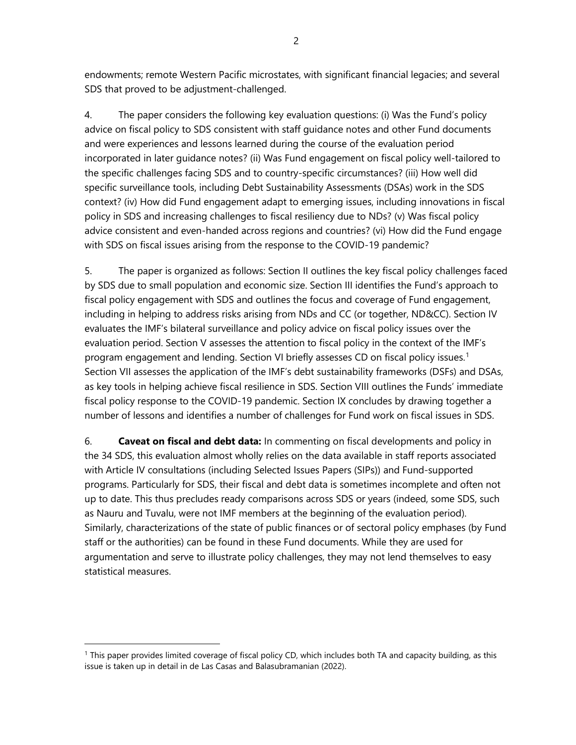endowments; remote Western Pacific microstates, with significant financial legacies; and several SDS that proved to be adjustment-challenged.

4. The paper considers the following key evaluation questions: (i) Was the Fund's policy advice on fiscal policy to SDS consistent with staff guidance notes and other Fund documents and were experiences and lessons learned during the course of the evaluation period incorporated in later guidance notes? (ii) Was Fund engagement on fiscal policy well-tailored to the specific challenges facing SDS and to country-specific circumstances? (iii) How well did specific surveillance tools, including Debt Sustainability Assessments (DSAs) work in the SDS context? (iv) How did Fund engagement adapt to emerging issues, including innovations in fiscal policy in SDS and increasing challenges to fiscal resiliency due to NDs? (v) Was fiscal policy advice consistent and even-handed across regions and countries? (vi) How did the Fund engage with SDS on fiscal issues arising from the response to the COVID-19 pandemic?

5. The paper is organized as follows: Section II outlines the key fiscal policy challenges faced by SDS due to small population and economic size. Section III identifies the Fund's approach to fiscal policy engagement with SDS and outlines the focus and coverage of Fund engagement, including in helping to address risks arising from NDs and CC (or together, ND&CC). Section IV evaluates the IMF's bilateral surveillance and policy advice on fiscal policy issues over the evaluation period. Section V assesses the attention to fiscal policy in the context of the IMF's program engagement and lending. Section VI briefly assesses CD on fiscal policy issues.[1] Section VII assesses the application of the IMF's debt sustainability frameworks (DSFs) and DSAs, as key tools in helping achieve fiscal resilience in SDS. Section VIII outlines the Funds' immediate fiscal policy response to the COVID-19 pandemic. Section IX concludes by drawing together a number of lessons and identifies a number of challenges for Fund work on fiscal issues in SDS.

6. **Caveat on fiscal and debt data:** In commenting on fiscal developments and policy in the 34 SDS, this evaluation almost wholly relies on the data available in staff reports associated with Article IV consultations (including Selected Issues Papers (SIPs)) and Fund-supported programs. Particularly for SDS, their fiscal and debt data is sometimes incomplete and often not up to date. This thus precludes ready comparisons across SDS or years (indeed, some SDS, such as Nauru and Tuvalu, were not IMF members at the beginning of the evaluation period). Similarly, characterizations of the state of public finances or of sectoral policy emphases (by Fund staff or the authorities) can be found in these Fund documents. While they are used for argumentation and serve to illustrate policy challenges, they may not lend themselves to easy statistical measures.

---

[1] This paper provides limited coverage of fiscal policy CD, which includes both TA and capacity building, as this issue is taken up in detail in de Las Casas and Balasubramanian (2022).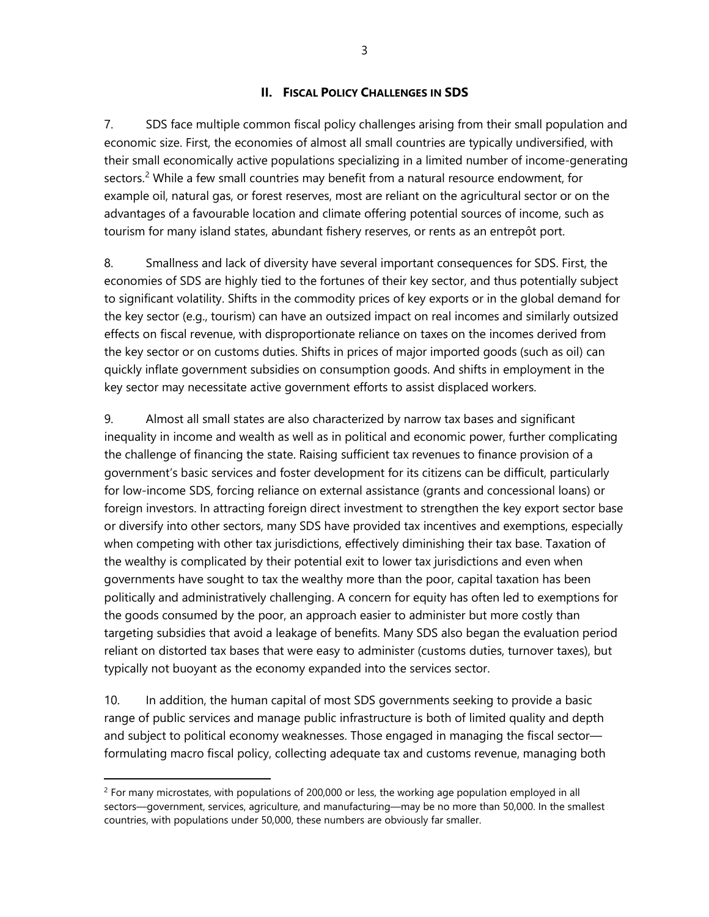## II. FISCAL POLICY CHALLENGES IN SDS

7. SDS face multiple common fiscal policy challenges arising from their small population and economic size. First, the economies of almost all small countries are typically undiversified, with their small economically active populations specializing in a limited number of income-generating sectors.[2] While a few small countries may benefit from a natural resource endowment, for example oil, natural gas, or forest reserves, most are reliant on the agricultural sector or on the advantages of a favourable location and climate offering potential sources of income, such as tourism for many island states, abundant fishery reserves, or rents as an entrepôt port.

8. Smallness and lack of diversity have several important consequences for SDS. First, the economies of SDS are highly tied to the fortunes of their key sector, and thus potentially subject to significant volatility. Shifts in the commodity prices of key exports or in the global demand for the key sector (e.g., tourism) can have an outsized impact on real incomes and similarly outsized effects on fiscal revenue, with disproportionate reliance on taxes on the incomes derived from the key sector or on customs duties. Shifts in prices of major imported goods (such as oil) can quickly inflate government subsidies on consumption goods. And shifts in employment in the key sector may necessitate active government efforts to assist displaced workers.

9. Almost all small states are also characterized by narrow tax bases and significant inequality in income and wealth as well as in political and economic power, further complicating the challenge of financing the state. Raising sufficient tax revenues to finance provision of a government's basic services and foster development for its citizens can be difficult, particularly for low-income SDS, forcing reliance on external assistance (grants and concessional loans) or foreign investors. In attracting foreign direct investment to strengthen the key export sector base or diversify into other sectors, many SDS have provided tax incentives and exemptions, especially when competing with other tax jurisdictions, effectively diminishing their tax base. Taxation of the wealthy is complicated by their potential exit to lower tax jurisdictions and even when governments have sought to tax the wealthy more than the poor, capital taxation has been politically and administratively challenging. A concern for equity has often led to exemptions for the goods consumed by the poor, an approach easier to administer but more costly than targeting subsidies that avoid a leakage of benefits. Many SDS also began the evaluation period reliant on distorted tax bases that were easy to administer (customs duties, turnover taxes), but typically not buoyant as the economy expanded into the services sector.

10. In addition, the human capital of most SDS governments seeking to provide a basic range of public services and manage public infrastructure is both of limited quality and depth and subject to political economy weaknesses. Those engaged in managing the fiscal sector—formulating macro fiscal policy, collecting adequate tax and customs revenue, managing both

---

[2] For many microstates, with populations of 200,000 or less, the working age population employed in all sectors—government, services, agriculture, and manufacturing—may be no more than 50,000. In the smallest countries, with populations under 50,000, these numbers are obviously far smaller.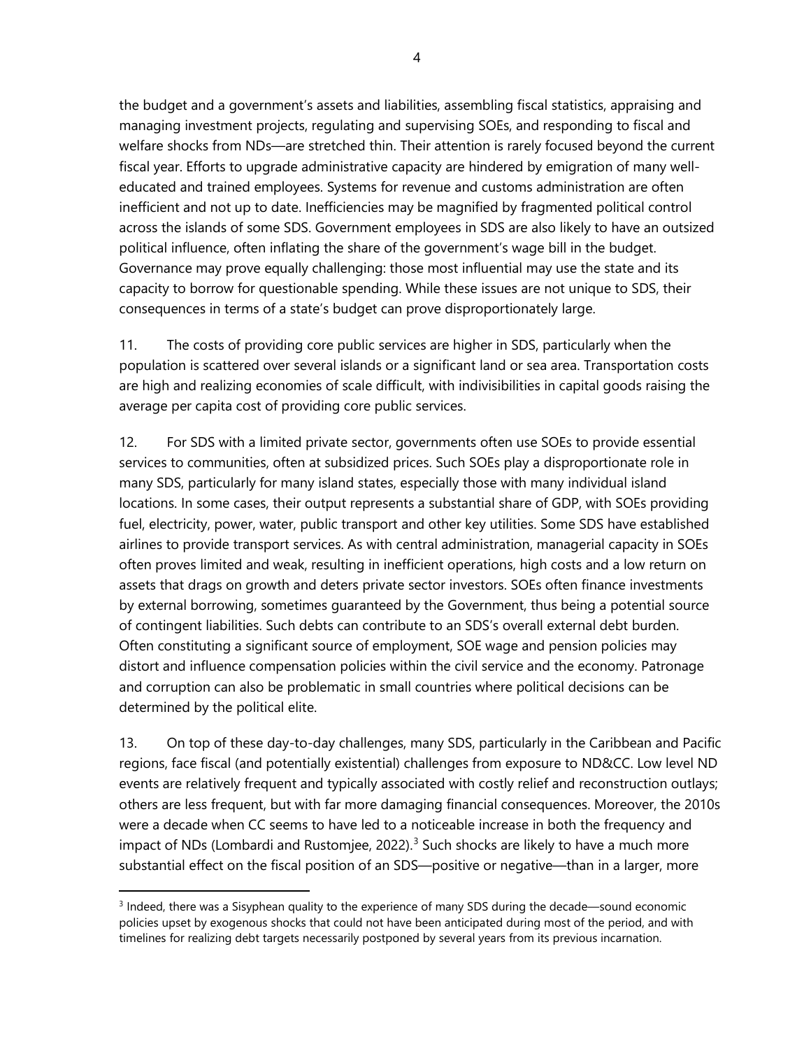the budget and a government's assets and liabilities, assembling fiscal statistics, appraising and managing investment projects, regulating and supervising SOEs, and responding to fiscal and welfare shocks from NDs—are stretched thin. Their attention is rarely focused beyond the current fiscal year. Efforts to upgrade administrative capacity are hindered by emigration of many well-educated and trained employees. Systems for revenue and customs administration are often inefficient and not up to date. Inefficiencies may be magnified by fragmented political control across the islands of some SDS. Government employees in SDS are also likely to have an outsized political influence, often inflating the share of the government's wage bill in the budget. Governance may prove equally challenging: those most influential may use the state and its capacity to borrow for questionable spending. While these issues are not unique to SDS, their consequences in terms of a state's budget can prove disproportionately large.

11. The costs of providing core public services are higher in SDS, particularly when the population is scattered over several islands or a significant land or sea area. Transportation costs are high and realizing economies of scale difficult, with indivisibilities in capital goods raising the average per capita cost of providing core public services.

12. For SDS with a limited private sector, governments often use SOEs to provide essential services to communities, often at subsidized prices. Such SOEs play a disproportionate role in many SDS, particularly for many island states, especially those with many individual island locations. In some cases, their output represents a substantial share of GDP, with SOEs providing fuel, electricity, power, water, public transport and other key utilities. Some SDS have established airlines to provide transport services. As with central administration, managerial capacity in SOEs often proves limited and weak, resulting in inefficient operations, high costs and a low return on assets that drags on growth and deters private sector investors. SOEs often finance investments by external borrowing, sometimes guaranteed by the Government, thus being a potential source of contingent liabilities. Such debts can contribute to an SDS's overall external debt burden. Often constituting a significant source of employment, SOE wage and pension policies may distort and influence compensation policies within the civil service and the economy. Patronage and corruption can also be problematic in small countries where political decisions can be determined by the political elite.

13. On top of these day-to-day challenges, many SDS, particularly in the Caribbean and Pacific regions, face fiscal (and potentially existential) challenges from exposure to ND&CC. Low level ND events are relatively frequent and typically associated with costly relief and reconstruction outlays; others are less frequent, but with far more damaging financial consequences. Moreover, the 2010s were a decade when CC seems to have led to a noticeable increase in both the frequency and impact of NDs (Lombardi and Rustomjee, 2022).[3] Such shocks are likely to have a much more substantial effect on the fiscal position of an SDS—positive or negative—than in a larger, more

[3] Indeed, there was a Sisyphean quality to the experience of many SDS during the decade—sound economic policies upset by exogenous shocks that could not have been anticipated during most of the period, and with timelines for realizing debt targets necessarily postponed by several years from its previous incarnation.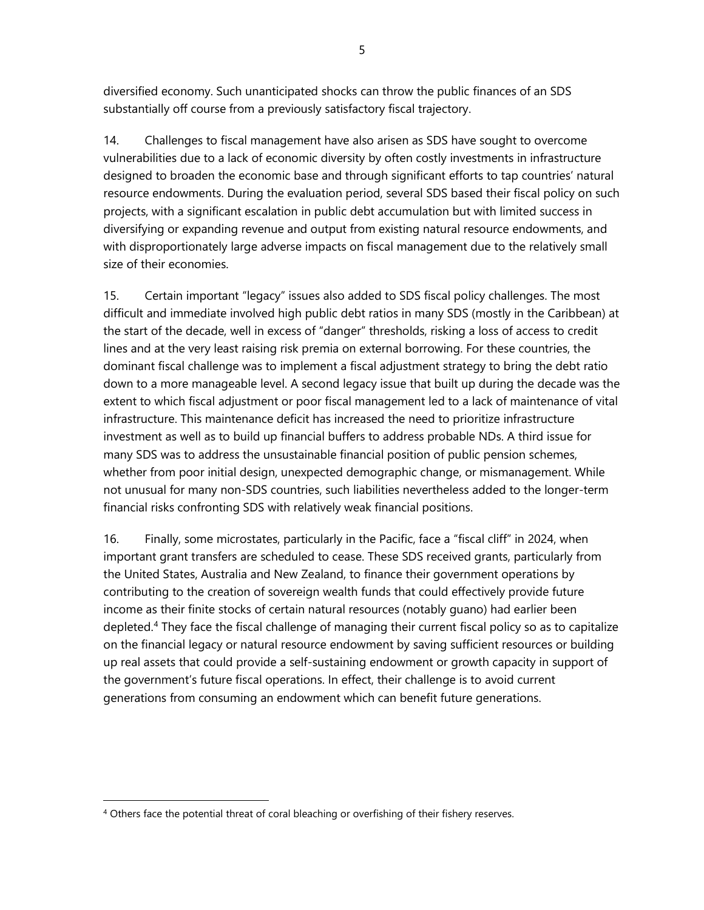diversified economy. Such unanticipated shocks can throw the public finances of an SDS substantially off course from a previously satisfactory fiscal trajectory.

14. Challenges to fiscal management have also arisen as SDS have sought to overcome vulnerabilities due to a lack of economic diversity by often costly investments in infrastructure designed to broaden the economic base and through significant efforts to tap countries' natural resource endowments. During the evaluation period, several SDS based their fiscal policy on such projects, with a significant escalation in public debt accumulation but with limited success in diversifying or expanding revenue and output from existing natural resource endowments, and with disproportionately large adverse impacts on fiscal management due to the relatively small size of their economies.

15. Certain important "legacy" issues also added to SDS fiscal policy challenges. The most difficult and immediate involved high public debt ratios in many SDS (mostly in the Caribbean) at the start of the decade, well in excess of "danger" thresholds, risking a loss of access to credit lines and at the very least raising risk premia on external borrowing. For these countries, the dominant fiscal challenge was to implement a fiscal adjustment strategy to bring the debt ratio down to a more manageable level. A second legacy issue that built up during the decade was the extent to which fiscal adjustment or poor fiscal management led to a lack of maintenance of vital infrastructure. This maintenance deficit has increased the need to prioritize infrastructure investment as well as to build up financial buffers to address probable NDs. A third issue for many SDS was to address the unsustainable financial position of public pension schemes, whether from poor initial design, unexpected demographic change, or mismanagement. While not unusual for many non-SDS countries, such liabilities nevertheless added to the longer-term financial risks confronting SDS with relatively weak financial positions.

16. Finally, some microstates, particularly in the Pacific, face a "fiscal cliff" in 2024, when important grant transfers are scheduled to cease. These SDS received grants, particularly from the United States, Australia and New Zealand, to finance their government operations by contributing to the creation of sovereign wealth funds that could effectively provide future income as their finite stocks of certain natural resources (notably guano) had earlier been depleted.[4] They face the fiscal challenge of managing their current fiscal policy so as to capitalize on the financial legacy or natural resource endowment by saving sufficient resources or building up real assets that could provide a self-sustaining endowment or growth capacity in support of the government's future fiscal operations. In effect, their challenge is to avoid current generations from consuming an endowment which can benefit future generations.

[4] Others face the potential threat of coral bleaching or overfishing of their fishery reserves.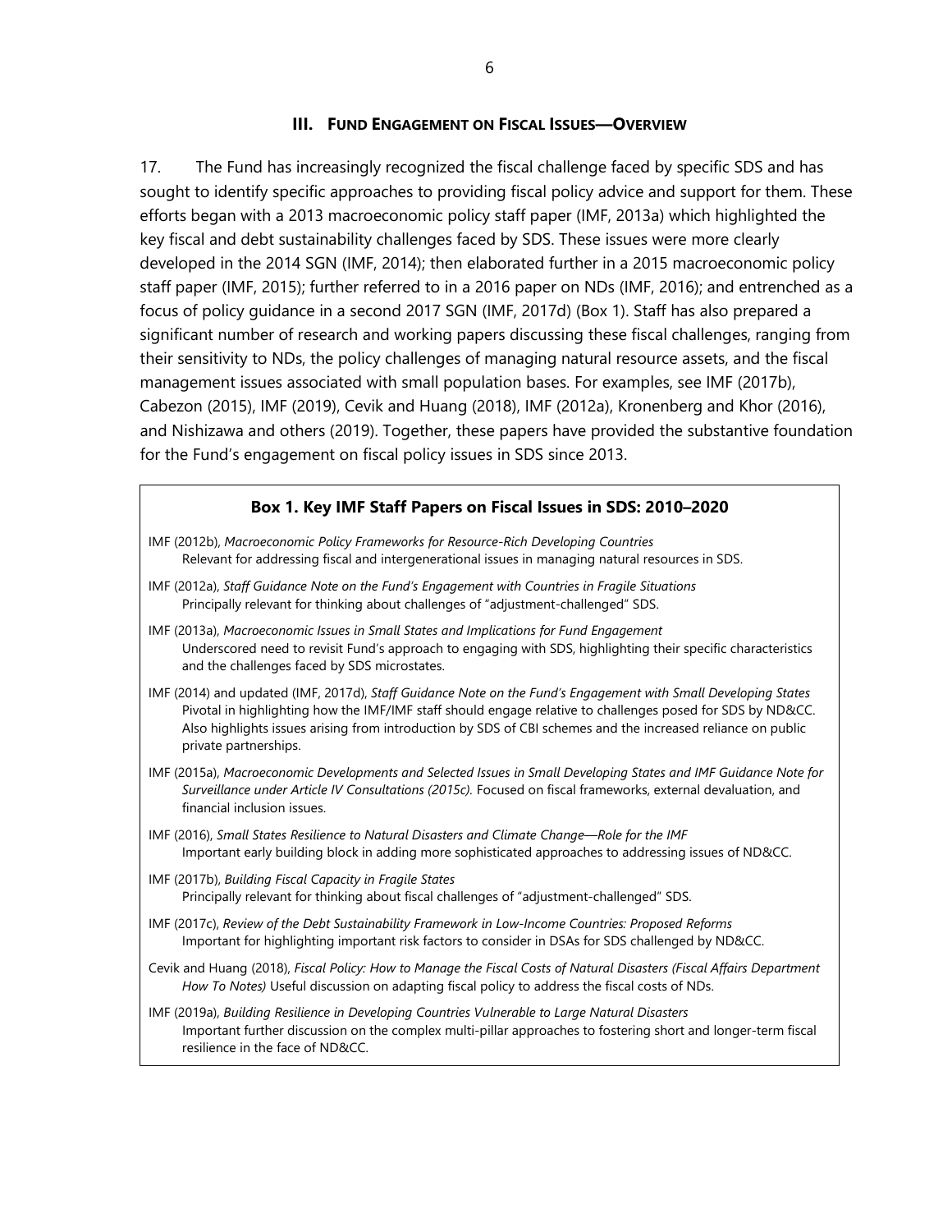## III. FUND ENGAGEMENT ON FISCAL ISSUES—OVERVIEW

17. The Fund has increasingly recognized the fiscal challenge faced by specific SDS and has sought to identify specific approaches to providing fiscal policy advice and support for them. These efforts began with a 2013 macroeconomic policy staff paper (IMF, 2013a) which highlighted the key fiscal and debt sustainability challenges faced by SDS. These issues were more clearly developed in the 2014 SGN (IMF, 2014); then elaborated further in a 2015 macroeconomic policy staff paper (IMF, 2015); further referred to in a 2016 paper on NDs (IMF, 2016); and entrenched as a focus of policy guidance in a second 2017 SGN (IMF, 2017d) (Box 1). Staff has also prepared a significant number of research and working papers discussing these fiscal challenges, ranging from their sensitivity to NDs, the policy challenges of managing natural resource assets, and the fiscal management issues associated with small population bases. For examples, see IMF (2017b), Cabezon (2015), IMF (2019), Cevik and Huang (2018), IMF (2012a), Kronenberg and Khor (2016), and Nishizawa and others (2019). Together, these papers have provided the substantive foundation for the Fund's engagement on fiscal policy issues in SDS since 2013.

### Box 1. Key IMF Staff Papers on Fiscal Issues in SDS: 2010–2020

IMF (2012b), *Macroeconomic Policy Frameworks for Resource-Rich Developing Countries*
Relevant for addressing fiscal and intergenerational issues in managing natural resources in SDS.

IMF (2012a), *Staff Guidance Note on the Fund's Engagement with Countries in Fragile Situations*
Principally relevant for thinking about challenges of "adjustment-challenged" SDS.

IMF (2013a), *Macroeconomic Issues in Small States and Implications for Fund Engagement*
Underscored need to revisit Fund's approach to engaging with SDS, highlighting their specific characteristics and the challenges faced by SDS microstates.

IMF (2014) and updated (IMF, 2017d), *Staff Guidance Note on the Fund's Engagement with Small Developing States*
Pivotal in highlighting how the IMF/IMF staff should engage relative to challenges posed for SDS by ND&CC. Also highlights issues arising from introduction by SDS of CBI schemes and the increased reliance on public private partnerships.

IMF (2015a), *Macroeconomic Developments and Selected Issues in Small Developing States and IMF Guidance Note for Surveillance under Article IV Consultations (2015c)*. Focused on fiscal frameworks, external devaluation, and financial inclusion issues.

IMF (2016), *Small States Resilience to Natural Disasters and Climate Change—Role for the IMF*
Important early building block in adding more sophisticated approaches to addressing issues of ND&CC.

IMF (2017b), *Building Fiscal Capacity in Fragile States*
Principally relevant for thinking about fiscal challenges of "adjustment-challenged" SDS.

IMF (2017c), *Review of the Debt Sustainability Framework in Low-Income Countries: Proposed Reforms*
Important for highlighting important risk factors to consider in DSAs for SDS challenged by ND&CC.

Cevik and Huang (2018), *Fiscal Policy: How to Manage the Fiscal Costs of Natural Disasters (Fiscal Affairs Department How To Notes)* Useful discussion on adapting fiscal policy to address the fiscal costs of NDs.

IMF (2019a), *Building Resilience in Developing Countries Vulnerable to Large Natural Disasters*
Important further discussion on the complex multi-pillar approaches to fostering short and longer-term fiscal resilience in the face of ND&CC.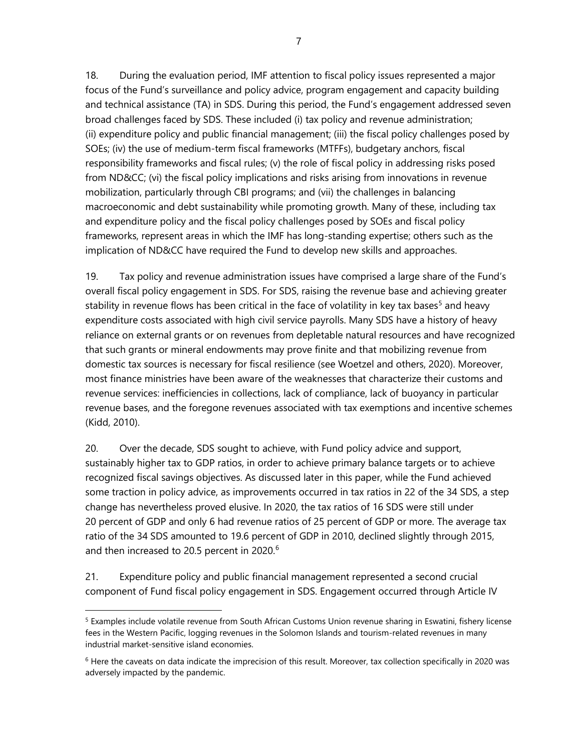18. During the evaluation period, IMF attention to fiscal policy issues represented a major focus of the Fund's surveillance and policy advice, program engagement and capacity building and technical assistance (TA) in SDS. During this period, the Fund's engagement addressed seven broad challenges faced by SDS. These included (i) tax policy and revenue administration; (ii) expenditure policy and public financial management; (iii) the fiscal policy challenges posed by SOEs; (iv) the use of medium-term fiscal frameworks (MTFFs), budgetary anchors, fiscal responsibility frameworks and fiscal rules; (v) the role of fiscal policy in addressing risks posed from ND&CC; (vi) the fiscal policy implications and risks arising from innovations in revenue mobilization, particularly through CBI programs; and (vii) the challenges in balancing macroeconomic and debt sustainability while promoting growth. Many of these, including tax and expenditure policy and the fiscal policy challenges posed by SOEs and fiscal policy frameworks, represent areas in which the IMF has long-standing expertise; others such as the implication of ND&CC have required the Fund to develop new skills and approaches.

19. Tax policy and revenue administration issues have comprised a large share of the Fund's overall fiscal policy engagement in SDS. For SDS, raising the revenue base and achieving greater stability in revenue flows has been critical in the face of volatility in key tax bases[5] and heavy expenditure costs associated with high civil service payrolls. Many SDS have a history of heavy reliance on external grants or on revenues from depletable natural resources and have recognized that such grants or mineral endowments may prove finite and that mobilizing revenue from domestic tax sources is necessary for fiscal resilience (see Woetzel and others, 2020). Moreover, most finance ministries have been aware of the weaknesses that characterize their customs and revenue services: inefficiencies in collections, lack of compliance, lack of buoyancy in particular revenue bases, and the foregone revenues associated with tax exemptions and incentive schemes (Kidd, 2010).

20. Over the decade, SDS sought to achieve, with Fund policy advice and support, sustainably higher tax to GDP ratios, in order to achieve primary balance targets or to achieve recognized fiscal savings objectives. As discussed later in this paper, while the Fund achieved some traction in policy advice, as improvements occurred in tax ratios in 22 of the 34 SDS, a step change has nevertheless proved elusive. In 2020, the tax ratios of 16 SDS were still under 20 percent of GDP and only 6 had revenue ratios of 25 percent of GDP or more. The average tax ratio of the 34 SDS amounted to 19.6 percent of GDP in 2010, declined slightly through 2015, and then increased to 20.5 percent in 2020.[6]

21. Expenditure policy and public financial management represented a second crucial component of Fund fiscal policy engagement in SDS. Engagement occurred through Article IV

[5] Examples include volatile revenue from South African Customs Union revenue sharing in Eswatini, fishery license fees in the Western Pacific, logging revenues in the Solomon Islands and tourism-related revenues in many industrial market-sensitive island economies.

[6] Here the caveats on data indicate the imprecision of this result. Moreover, tax collection specifically in 2020 was adversely impacted by the pandemic.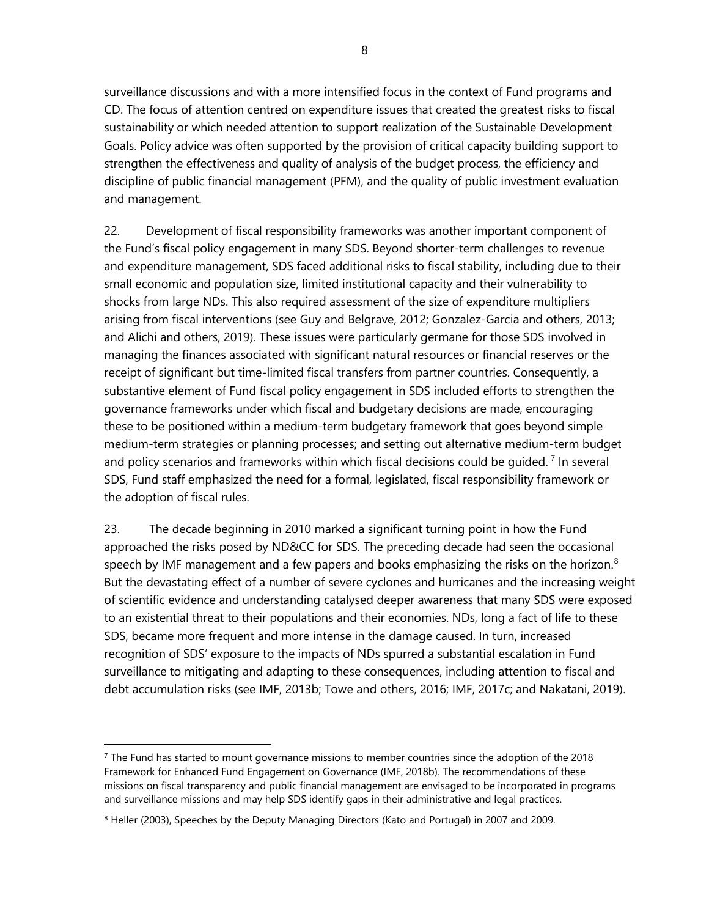surveillance discussions and with a more intensified focus in the context of Fund programs and CD. The focus of attention centred on expenditure issues that created the greatest risks to fiscal sustainability or which needed attention to support realization of the Sustainable Development Goals. Policy advice was often supported by the provision of critical capacity building support to strengthen the effectiveness and quality of analysis of the budget process, the efficiency and discipline of public financial management (PFM), and the quality of public investment evaluation and management.

22. Development of fiscal responsibility frameworks was another important component of the Fund's fiscal policy engagement in many SDS. Beyond shorter-term challenges to revenue and expenditure management, SDS faced additional risks to fiscal stability, including due to their small economic and population size, limited institutional capacity and their vulnerability to shocks from large NDs. This also required assessment of the size of expenditure multipliers arising from fiscal interventions (see Guy and Belgrave, 2012; Gonzalez-Garcia and others, 2013; and Alichi and others, 2019). These issues were particularly germane for those SDS involved in managing the finances associated with significant natural resources or financial reserves or the receipt of significant but time-limited fiscal transfers from partner countries. Consequently, a substantive element of Fund fiscal policy engagement in SDS included efforts to strengthen the governance frameworks under which fiscal and budgetary decisions are made, encouraging these to be positioned within a medium-term budgetary framework that goes beyond simple medium-term strategies or planning processes; and setting out alternative medium-term budget and policy scenarios and frameworks within which fiscal decisions could be guided. [7] In several SDS, Fund staff emphasized the need for a formal, legislated, fiscal responsibility framework or the adoption of fiscal rules.

23. The decade beginning in 2010 marked a significant turning point in how the Fund approached the risks posed by ND&CC for SDS. The preceding decade had seen the occasional speech by IMF management and a few papers and books emphasizing the risks on the horizon.[8] But the devastating effect of a number of severe cyclones and hurricanes and the increasing weight of scientific evidence and understanding catalysed deeper awareness that many SDS were exposed to an existential threat to their populations and their economies. NDs, long a fact of life to these SDS, became more frequent and more intense in the damage caused. In turn, increased recognition of SDS' exposure to the impacts of NDs spurred a substantial escalation in Fund surveillance to mitigating and adapting to these consequences, including attention to fiscal and debt accumulation risks (see IMF, 2013b; Towe and others, 2016; IMF, 2017c; and Nakatani, 2019).

[7] The Fund has started to mount governance missions to member countries since the adoption of the 2018 Framework for Enhanced Fund Engagement on Governance (IMF, 2018b). The recommendations of these missions on fiscal transparency and public financial management are envisaged to be incorporated in programs and surveillance missions and may help SDS identify gaps in their administrative and legal practices.

[8] Heller (2003), Speeches by the Deputy Managing Directors (Kato and Portugal) in 2007 and 2009.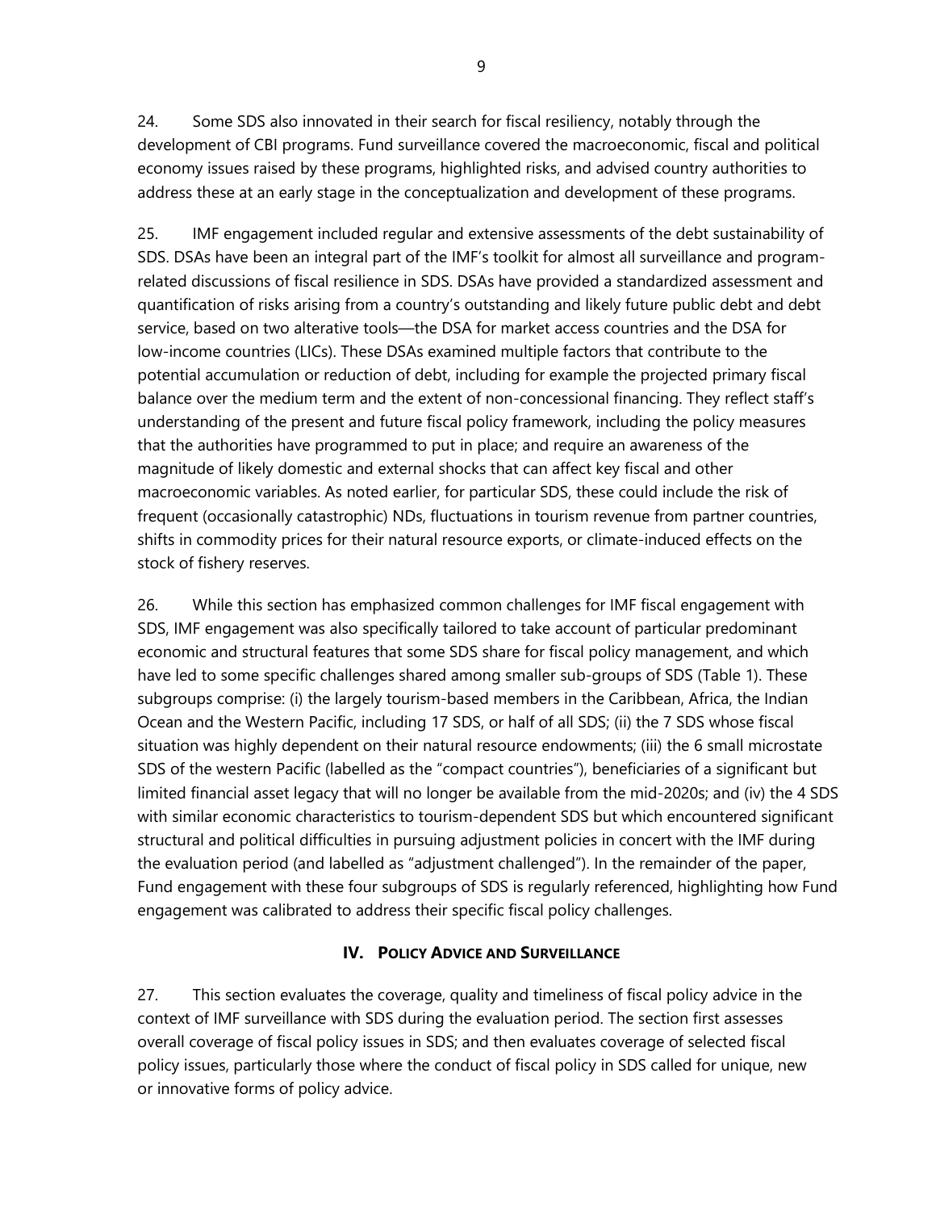24. Some SDS also innovated in their search for fiscal resiliency, notably through the development of CBI programs. Fund surveillance covered the macroeconomic, fiscal and political economy issues raised by these programs, highlighted risks, and advised country authorities to address these at an early stage in the conceptualization and development of these programs.

25. IMF engagement included regular and extensive assessments of the debt sustainability of SDS. DSAs have been an integral part of the IMF's toolkit for almost all surveillance and program-related discussions of fiscal resilience in SDS. DSAs have provided a standardized assessment and quantification of risks arising from a country's outstanding and likely future public debt and debt service, based on two alterative tools—the DSA for market access countries and the DSA for low-income countries (LICs). These DSAs examined multiple factors that contribute to the potential accumulation or reduction of debt, including for example the projected primary fiscal balance over the medium term and the extent of non-concessional financing. They reflect staff's understanding of the present and future fiscal policy framework, including the policy measures that the authorities have programmed to put in place; and require an awareness of the magnitude of likely domestic and external shocks that can affect key fiscal and other macroeconomic variables. As noted earlier, for particular SDS, these could include the risk of frequent (occasionally catastrophic) NDs, fluctuations in tourism revenue from partner countries, shifts in commodity prices for their natural resource exports, or climate-induced effects on the stock of fishery reserves.

26. While this section has emphasized common challenges for IMF fiscal engagement with SDS, IMF engagement was also specifically tailored to take account of particular predominant economic and structural features that some SDS share for fiscal policy management, and which have led to some specific challenges shared among smaller sub-groups of SDS (Table 1). These subgroups comprise: (i) the largely tourism-based members in the Caribbean, Africa, the Indian Ocean and the Western Pacific, including 17 SDS, or half of all SDS; (ii) the 7 SDS whose fiscal situation was highly dependent on their natural resource endowments; (iii) the 6 small microstate SDS of the western Pacific (labelled as the "compact countries"), beneficiaries of a significant but limited financial asset legacy that will no longer be available from the mid-2020s; and (iv) the 4 SDS with similar economic characteristics to tourism-dependent SDS but which encountered significant structural and political difficulties in pursuing adjustment policies in concert with the IMF during the evaluation period (and labelled as "adjustment challenged"). In the remainder of the paper, Fund engagement with these four subgroups of SDS is regularly referenced, highlighting how Fund engagement was calibrated to address their specific fiscal policy challenges.

## IV. Policy Advice and Surveillance

27. This section evaluates the coverage, quality and timeliness of fiscal policy advice in the context of IMF surveillance with SDS during the evaluation period. The section first assesses overall coverage of fiscal policy issues in SDS; and then evaluates coverage of selected fiscal policy issues, particularly those where the conduct of fiscal policy in SDS called for unique, new or innovative forms of policy advice.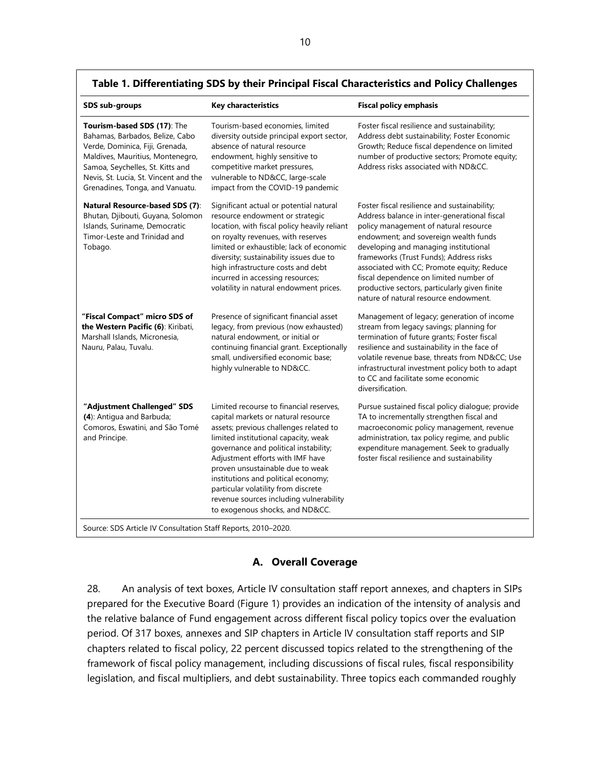**Table 1. Differentiating SDS by their Principal Fiscal Characteristics and Policy Challenges**

| SDS sub-groups | Key characteristics | Fiscal policy emphasis |
|---|---|---|
| **Tourism-based SDS (17)**: The Bahamas, Barbados, Belize, Cabo Verde, Dominica, Fiji, Grenada, Maldives, Mauritius, Montenegro, Samoa, Seychelles, St. Kitts and Nevis, St. Lucia, St. Vincent and the Grenadines, Tonga, and Vanuatu. | Tourism-based economies, limited diversity outside principal export sector, absence of natural resource endowment, highly sensitive to competitive market pressures, vulnerable to ND&CC, large-scale impact from the COVID-19 pandemic | Foster fiscal resilience and sustainability; Address debt sustainability; Foster Economic Growth; Reduce fiscal dependence on limited number of productive sectors; Promote equity; Address risks associated with ND&CC. |
| **Natural Resource-based SDS (7)**: Bhutan, Djibouti, Guyana, Solomon Islands, Suriname, Democratic Timor-Leste and Trinidad and Tobago. | Significant actual or potential natural resource endowment or strategic location, with fiscal policy heavily reliant on royalty revenues, with reserves limited or exhaustible; lack of economic diversity; sustainability issues due to high infrastructure costs and debt incurred in accessing resources; volatility in natural endowment prices. | Foster fiscal resilience and sustainability; Address balance in inter-generational fiscal policy management of natural resource endowment; and sovereign wealth funds developing and managing institutional frameworks (Trust Funds); Address risks associated with CC; Promote equity; Reduce fiscal dependence on limited number of productive sectors, particularly given finite nature of natural resource endowment. |
| **"Fiscal Compact" micro SDS of the Western Pacific (6)**: Kiribati, Marshall Islands, Micronesia, Nauru, Palau, Tuvalu. | Presence of significant financial asset legacy, from previous (now exhausted) natural endowment, or initial or continuing financial grant. Exceptionally small, undiversified economic base; highly vulnerable to ND&CC. | Management of legacy; generation of income stream from legacy savings; planning for termination of future grants; Foster fiscal resilience and sustainability in the face of volatile revenue base, threats from ND&CC; Use infrastructural investment policy both to adapt to CC and facilitate some economic diversification. |
| **"Adjustment Challenged" SDS (4)**: Antigua and Barbuda; Comoros, Eswatini, and São Tomé and Principe. | Limited recourse to financial reserves, capital markets or natural resource assets; previous challenges related to limited institutional capacity, weak governance and political instability; Adjustment efforts with IMF have proven unsustainable due to weak institutions and political economy; particular volatility from discrete revenue sources including vulnerability to exogenous shocks, and ND&CC. | Pursue sustained fiscal policy dialogue; provide TA to incrementally strengthen fiscal and macroeconomic policy management, revenue administration, tax policy regime, and public expenditure management. Seek to gradually foster fiscal resilience and sustainability |

Source: SDS Article IV Consultation Staff Reports, 2010–2020.

## A. Overall Coverage

28. An analysis of text boxes, Article IV consultation staff report annexes, and chapters in SIPs prepared for the Executive Board (Figure 1) provides an indication of the intensity of analysis and the relative balance of Fund engagement across different fiscal policy topics over the evaluation period. Of 317 boxes, annexes and SIP chapters in Article IV consultation staff reports and SIP chapters related to fiscal policy, 22 percent discussed topics related to the strengthening of the framework of fiscal policy management, including discussions of fiscal rules, fiscal responsibility legislation, and fiscal multipliers, and debt sustainability. Three topics each commanded roughly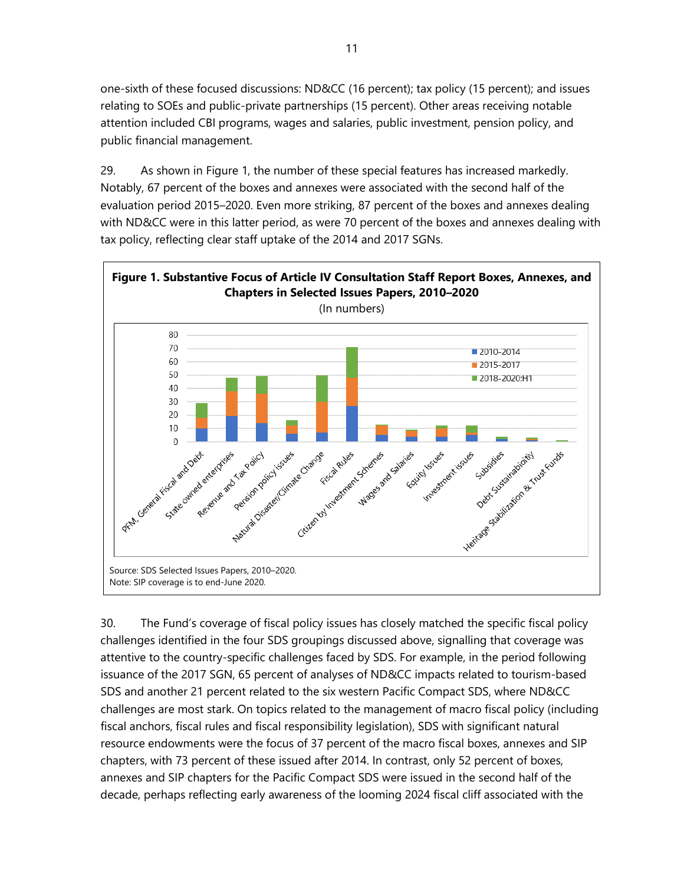one-sixth of these focused discussions: ND&CC (16 percent); tax policy (15 percent); and issues relating to SOEs and public-private partnerships (15 percent). Other areas receiving notable attention included CBI programs, wages and salaries, public investment, pension policy, and public financial management.

29. As shown in Figure 1, the number of these special features has increased markedly. Notably, 67 percent of the boxes and annexes were associated with the second half of the evaluation period 2015–2020. Even more striking, 87 percent of the boxes and annexes dealing with ND&CC were in this latter period, as were 70 percent of the boxes and annexes dealing with tax policy, reflecting clear staff uptake of the 2014 and 2017 SGNs.

**Figure 1. Substantive Focus of Article IV Consultation Staff Report Boxes, Annexes, and Chapters in Selected Issues Papers, 2010–2020**

(In numbers)

Legend: 2010-2014; 2015-2017; 2018-2020:H1

Categories: PFM, General Fiscal and Debt; State owned enterprises; Revenue and Tax Policy; Pension policy issues; Natural Disaster/Climate Change; Fiscal Rules; Citizen by Investment Schemes; Wages and Salaries; Equity Issues; Investment issues; Subsidies; Debt Sustainabiloity; Heritage Stabilization & Trust Funds

Source: SDS Selected Issues Papers, 2010–2020.
Note: SIP coverage is to end-June 2020.

30. The Fund's coverage of fiscal policy issues has closely matched the specific fiscal policy challenges identified in the four SDS groupings discussed above, signalling that coverage was attentive to the country-specific challenges faced by SDS. For example, in the period following issuance of the 2017 SGN, 65 percent of analyses of ND&CC impacts related to tourism-based SDS and another 21 percent related to the six western Pacific Compact SDS, where ND&CC challenges are most stark. On topics related to the management of macro fiscal policy (including fiscal anchors, fiscal rules and fiscal responsibility legislation), SDS with significant natural resource endowments were the focus of 37 percent of the macro fiscal boxes, annexes and SIP chapters, with 73 percent of these issued after 2014. In contrast, only 52 percent of boxes, annexes and SIP chapters for the Pacific Compact SDS were issued in the second half of the decade, perhaps reflecting early awareness of the looming 2024 fiscal cliff associated with the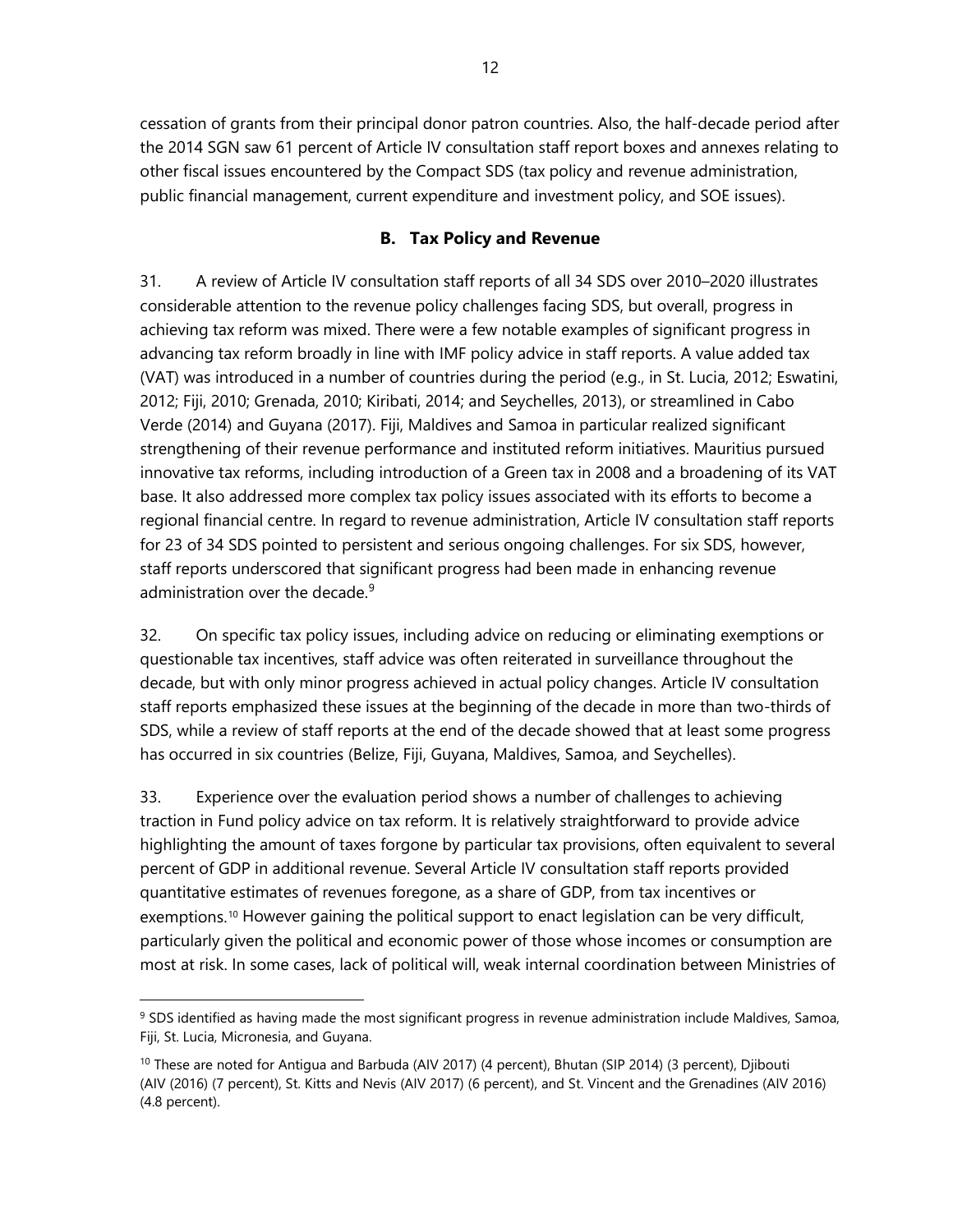cessation of grants from their principal donor patron countries. Also, the half-decade period after the 2014 SGN saw 61 percent of Article IV consultation staff report boxes and annexes relating to other fiscal issues encountered by the Compact SDS (tax policy and revenue administration, public financial management, current expenditure and investment policy, and SOE issues).

### B. Tax Policy and Revenue

31. A review of Article IV consultation staff reports of all 34 SDS over 2010–2020 illustrates considerable attention to the revenue policy challenges facing SDS, but overall, progress in achieving tax reform was mixed. There were a few notable examples of significant progress in advancing tax reform broadly in line with IMF policy advice in staff reports. A value added tax (VAT) was introduced in a number of countries during the period (e.g., in St. Lucia, 2012; Eswatini, 2012; Fiji, 2010; Grenada, 2010; Kiribati, 2014; and Seychelles, 2013), or streamlined in Cabo Verde (2014) and Guyana (2017). Fiji, Maldives and Samoa in particular realized significant strengthening of their revenue performance and instituted reform initiatives. Mauritius pursued innovative tax reforms, including introduction of a Green tax in 2008 and a broadening of its VAT base. It also addressed more complex tax policy issues associated with its efforts to become a regional financial centre. In regard to revenue administration, Article IV consultation staff reports for 23 of 34 SDS pointed to persistent and serious ongoing challenges. For six SDS, however, staff reports underscored that significant progress had been made in enhancing revenue administration over the decade.[9]

32. On specific tax policy issues, including advice on reducing or eliminating exemptions or questionable tax incentives, staff advice was often reiterated in surveillance throughout the decade, but with only minor progress achieved in actual policy changes. Article IV consultation staff reports emphasized these issues at the beginning of the decade in more than two-thirds of SDS, while a review of staff reports at the end of the decade showed that at least some progress has occurred in six countries (Belize, Fiji, Guyana, Maldives, Samoa, and Seychelles).

33. Experience over the evaluation period shows a number of challenges to achieving traction in Fund policy advice on tax reform. It is relatively straightforward to provide advice highlighting the amount of taxes forgone by particular tax provisions, often equivalent to several percent of GDP in additional revenue. Several Article IV consultation staff reports provided quantitative estimates of revenues foregone, as a share of GDP, from tax incentives or exemptions.[10] However gaining the political support to enact legislation can be very difficult, particularly given the political and economic power of those whose incomes or consumption are most at risk. In some cases, lack of political will, weak internal coordination between Ministries of

---

[9] SDS identified as having made the most significant progress in revenue administration include Maldives, Samoa, Fiji, St. Lucia, Micronesia, and Guyana.

[10] These are noted for Antigua and Barbuda (AIV 2017) (4 percent), Bhutan (SIP 2014) (3 percent), Djibouti (AIV (2016) (7 percent), St. Kitts and Nevis (AIV 2017) (6 percent), and St. Vincent and the Grenadines (AIV 2016) (4.8 percent).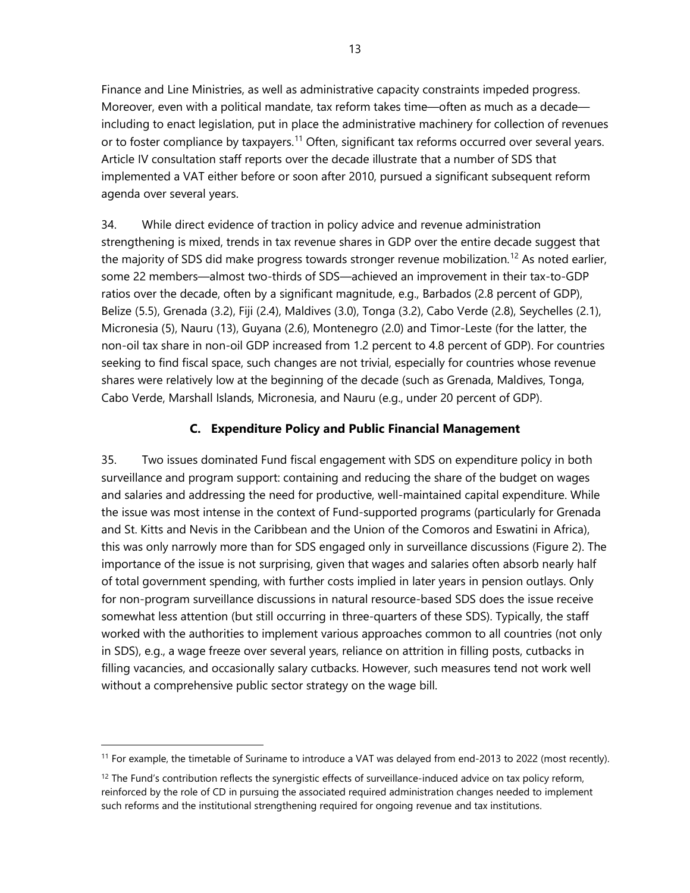Finance and Line Ministries, as well as administrative capacity constraints impeded progress. Moreover, even with a political mandate, tax reform takes time—often as much as a decade—including to enact legislation, put in place the administrative machinery for collection of revenues or to foster compliance by taxpayers.[11] Often, significant tax reforms occurred over several years. Article IV consultation staff reports over the decade illustrate that a number of SDS that implemented a VAT either before or soon after 2010, pursued a significant subsequent reform agenda over several years.

34. While direct evidence of traction in policy advice and revenue administration strengthening is mixed, trends in tax revenue shares in GDP over the entire decade suggest that the majority of SDS did make progress towards stronger revenue mobilization.[12] As noted earlier, some 22 members—almost two-thirds of SDS—achieved an improvement in their tax-to-GDP ratios over the decade, often by a significant magnitude, e.g., Barbados (2.8 percent of GDP), Belize (5.5), Grenada (3.2), Fiji (2.4), Maldives (3.0), Tonga (3.2), Cabo Verde (2.8), Seychelles (2.1), Micronesia (5), Nauru (13), Guyana (2.6), Montenegro (2.0) and Timor-Leste (for the latter, the non-oil tax share in non-oil GDP increased from 1.2 percent to 4.8 percent of GDP). For countries seeking to find fiscal space, such changes are not trivial, especially for countries whose revenue shares were relatively low at the beginning of the decade (such as Grenada, Maldives, Tonga, Cabo Verde, Marshall Islands, Micronesia, and Nauru (e.g., under 20 percent of GDP).

### C. Expenditure Policy and Public Financial Management

35. Two issues dominated Fund fiscal engagement with SDS on expenditure policy in both surveillance and program support: containing and reducing the share of the budget on wages and salaries and addressing the need for productive, well-maintained capital expenditure. While the issue was most intense in the context of Fund-supported programs (particularly for Grenada and St. Kitts and Nevis in the Caribbean and the Union of the Comoros and Eswatini in Africa), this was only narrowly more than for SDS engaged only in surveillance discussions (Figure 2). The importance of the issue is not surprising, given that wages and salaries often absorb nearly half of total government spending, with further costs implied in later years in pension outlays. Only for non-program surveillance discussions in natural resource-based SDS does the issue receive somewhat less attention (but still occurring in three-quarters of these SDS). Typically, the staff worked with the authorities to implement various approaches common to all countries (not only in SDS), e.g., a wage freeze over several years, reliance on attrition in filling posts, cutbacks in filling vacancies, and occasionally salary cutbacks. However, such measures tend not work well without a comprehensive public sector strategy on the wage bill.

---

[11] For example, the timetable of Suriname to introduce a VAT was delayed from end-2013 to 2022 (most recently).

[12] The Fund's contribution reflects the synergistic effects of surveillance-induced advice on tax policy reform, reinforced by the role of CD in pursuing the associated required administration changes needed to implement such reforms and the institutional strengthening required for ongoing revenue and tax institutions.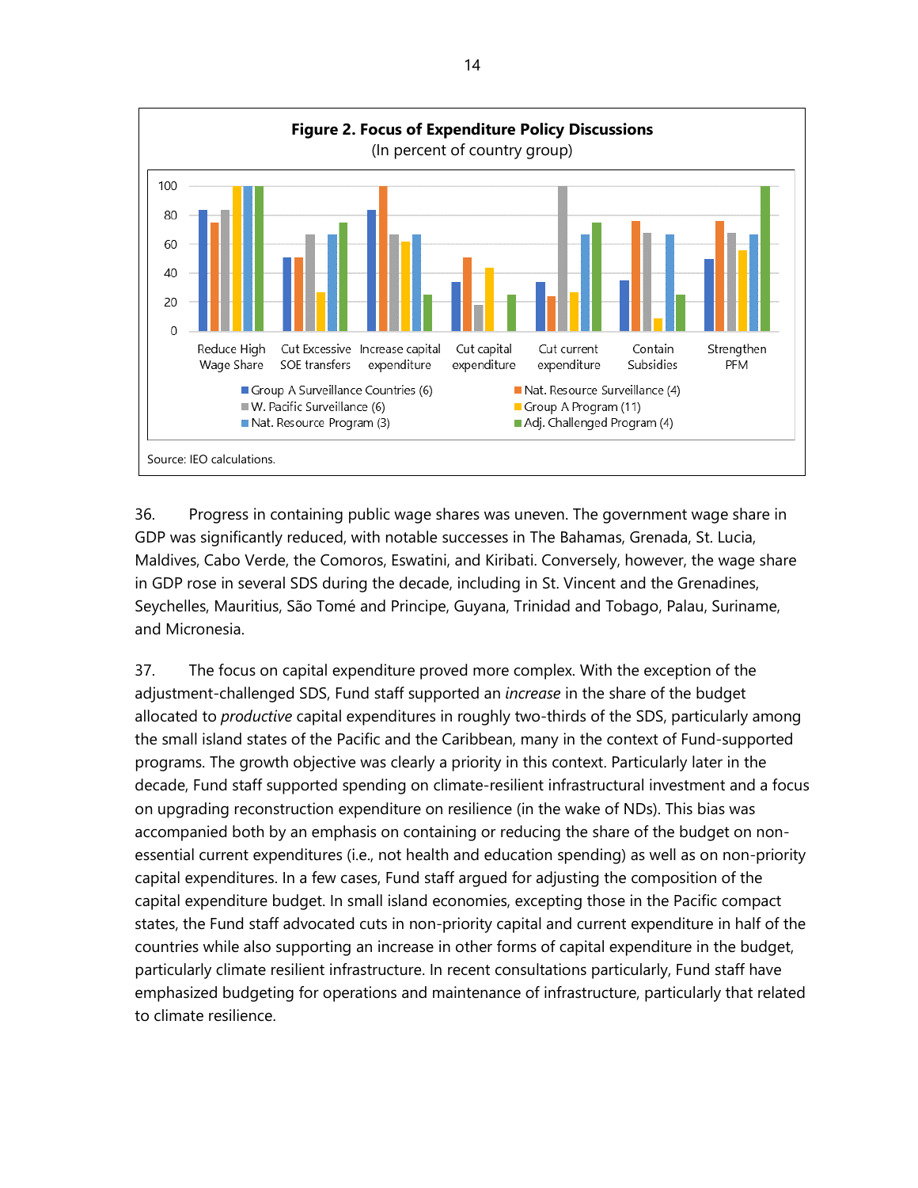**Figure 2. Focus of Expenditure Policy Discussions**

(In percent of country group)

Source: IEO calculations.

36. Progress in containing public wage shares was uneven. The government wage share in GDP was significantly reduced, with notable successes in The Bahamas, Grenada, St. Lucia, Maldives, Cabo Verde, the Comoros, Eswatini, and Kiribati. Conversely, however, the wage share in GDP rose in several SDS during the decade, including in St. Vincent and the Grenadines, Seychelles, Mauritius, São Tomé and Principe, Guyana, Trinidad and Tobago, Palau, Suriname, and Micronesia.

37. The focus on capital expenditure proved more complex. With the exception of the adjustment-challenged SDS, Fund staff supported an *increase* in the share of the budget allocated to *productive* capital expenditures in roughly two-thirds of the SDS, particularly among the small island states of the Pacific and the Caribbean, many in the context of Fund-supported programs. The growth objective was clearly a priority in this context. Particularly later in the decade, Fund staff supported spending on climate-resilient infrastructural investment and a focus on upgrading reconstruction expenditure on resilience (in the wake of NDs). This bias was accompanied both by an emphasis on containing or reducing the share of the budget on non-essential current expenditures (i.e., not health and education spending) as well as on non-priority capital expenditures. In a few cases, Fund staff argued for adjusting the composition of the capital expenditure budget. In small island economies, excepting those in the Pacific compact states, the Fund staff advocated cuts in non-priority capital and current expenditure in half of the countries while also supporting an increase in other forms of capital expenditure in the budget, particularly climate resilient infrastructure. In recent consultations particularly, Fund staff have emphasized budgeting for operations and maintenance of infrastructure, particularly that related to climate resilience.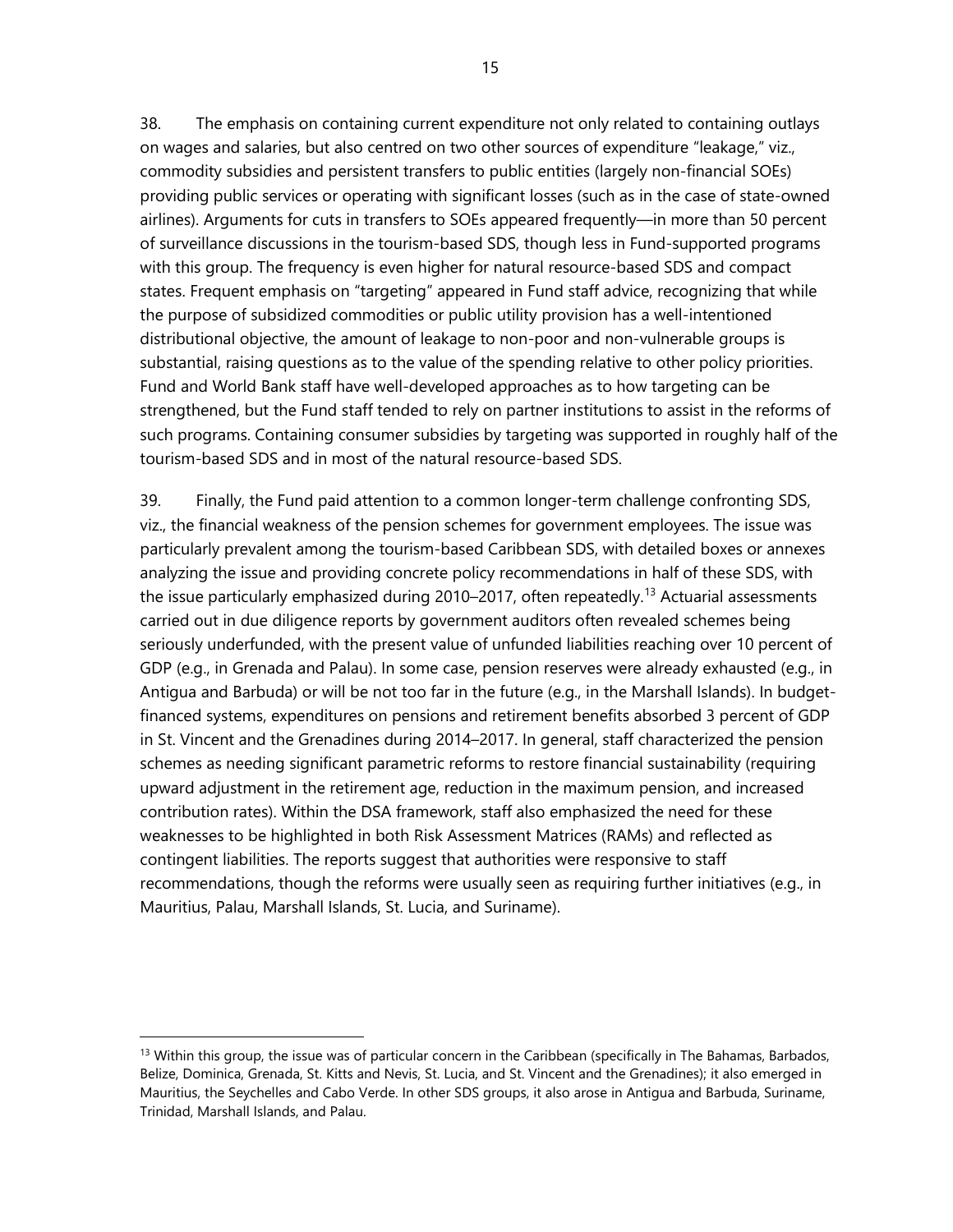38. The emphasis on containing current expenditure not only related to containing outlays on wages and salaries, but also centred on two other sources of expenditure "leakage," viz., commodity subsidies and persistent transfers to public entities (largely non-financial SOEs) providing public services or operating with significant losses (such as in the case of state-owned airlines). Arguments for cuts in transfers to SOEs appeared frequently—in more than 50 percent of surveillance discussions in the tourism-based SDS, though less in Fund-supported programs with this group. The frequency is even higher for natural resource-based SDS and compact states. Frequent emphasis on "targeting" appeared in Fund staff advice, recognizing that while the purpose of subsidized commodities or public utility provision has a well-intentioned distributional objective, the amount of leakage to non-poor and non-vulnerable groups is substantial, raising questions as to the value of the spending relative to other policy priorities. Fund and World Bank staff have well-developed approaches as to how targeting can be strengthened, but the Fund staff tended to rely on partner institutions to assist in the reforms of such programs. Containing consumer subsidies by targeting was supported in roughly half of the tourism-based SDS and in most of the natural resource-based SDS.

39. Finally, the Fund paid attention to a common longer-term challenge confronting SDS, viz., the financial weakness of the pension schemes for government employees. The issue was particularly prevalent among the tourism-based Caribbean SDS, with detailed boxes or annexes analyzing the issue and providing concrete policy recommendations in half of these SDS, with the issue particularly emphasized during 2010–2017, often repeatedly.[13] Actuarial assessments carried out in due diligence reports by government auditors often revealed schemes being seriously underfunded, with the present value of unfunded liabilities reaching over 10 percent of GDP (e.g., in Grenada and Palau). In some case, pension reserves were already exhausted (e.g., in Antigua and Barbuda) or will be not too far in the future (e.g., in the Marshall Islands). In budget-financed systems, expenditures on pensions and retirement benefits absorbed 3 percent of GDP in St. Vincent and the Grenadines during 2014–2017. In general, staff characterized the pension schemes as needing significant parametric reforms to restore financial sustainability (requiring upward adjustment in the retirement age, reduction in the maximum pension, and increased contribution rates). Within the DSA framework, staff also emphasized the need for these weaknesses to be highlighted in both Risk Assessment Matrices (RAMs) and reflected as contingent liabilities. The reports suggest that authorities were responsive to staff recommendations, though the reforms were usually seen as requiring further initiatives (e.g., in Mauritius, Palau, Marshall Islands, St. Lucia, and Suriname).

[13] Within this group, the issue was of particular concern in the Caribbean (specifically in The Bahamas, Barbados, Belize, Dominica, Grenada, St. Kitts and Nevis, St. Lucia, and St. Vincent and the Grenadines); it also emerged in Mauritius, the Seychelles and Cabo Verde. In other SDS groups, it also arose in Antigua and Barbuda, Suriname, Trinidad, Marshall Islands, and Palau.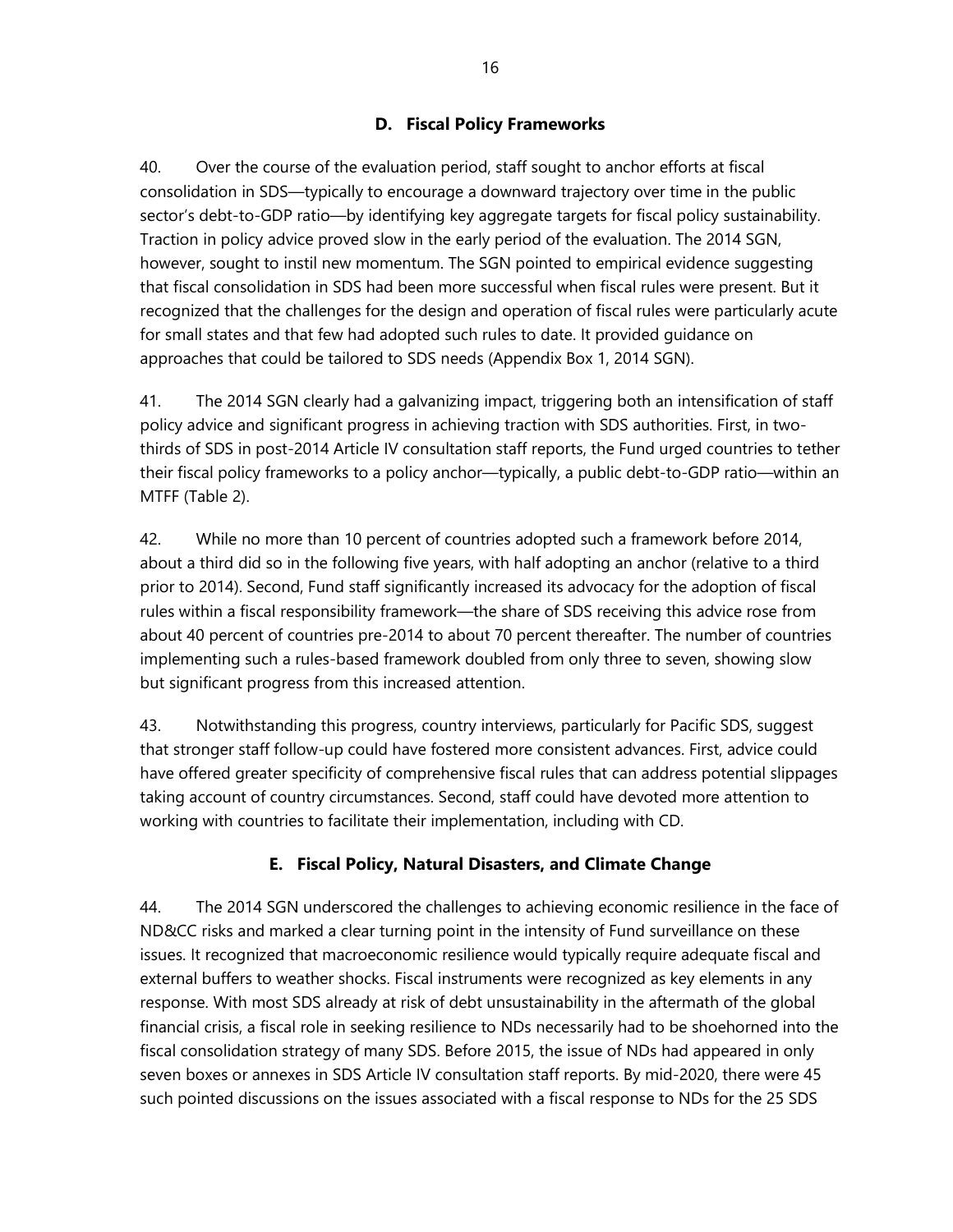## D. Fiscal Policy Frameworks

40. Over the course of the evaluation period, staff sought to anchor efforts at fiscal consolidation in SDS—typically to encourage a downward trajectory over time in the public sector's debt-to-GDP ratio—by identifying key aggregate targets for fiscal policy sustainability. Traction in policy advice proved slow in the early period of the evaluation. The 2014 SGN, however, sought to instil new momentum. The SGN pointed to empirical evidence suggesting that fiscal consolidation in SDS had been more successful when fiscal rules were present. But it recognized that the challenges for the design and operation of fiscal rules were particularly acute for small states and that few had adopted such rules to date. It provided guidance on approaches that could be tailored to SDS needs (Appendix Box 1, 2014 SGN).

41. The 2014 SGN clearly had a galvanizing impact, triggering both an intensification of staff policy advice and significant progress in achieving traction with SDS authorities. First, in two-thirds of SDS in post-2014 Article IV consultation staff reports, the Fund urged countries to tether their fiscal policy frameworks to a policy anchor—typically, a public debt-to-GDP ratio—within an MTFF (Table 2).

42. While no more than 10 percent of countries adopted such a framework before 2014, about a third did so in the following five years, with half adopting an anchor (relative to a third prior to 2014). Second, Fund staff significantly increased its advocacy for the adoption of fiscal rules within a fiscal responsibility framework—the share of SDS receiving this advice rose from about 40 percent of countries pre-2014 to about 70 percent thereafter. The number of countries implementing such a rules-based framework doubled from only three to seven, showing slow but significant progress from this increased attention.

43. Notwithstanding this progress, country interviews, particularly for Pacific SDS, suggest that stronger staff follow-up could have fostered more consistent advances. First, advice could have offered greater specificity of comprehensive fiscal rules that can address potential slippages taking account of country circumstances. Second, staff could have devoted more attention to working with countries to facilitate their implementation, including with CD.

## E. Fiscal Policy, Natural Disasters, and Climate Change

44. The 2014 SGN underscored the challenges to achieving economic resilience in the face of ND&CC risks and marked a clear turning point in the intensity of Fund surveillance on these issues. It recognized that macroeconomic resilience would typically require adequate fiscal and external buffers to weather shocks. Fiscal instruments were recognized as key elements in any response. With most SDS already at risk of debt unsustainability in the aftermath of the global financial crisis, a fiscal role in seeking resilience to NDs necessarily had to be shoehorned into the fiscal consolidation strategy of many SDS. Before 2015, the issue of NDs had appeared in only seven boxes or annexes in SDS Article IV consultation staff reports. By mid-2020, there were 45 such pointed discussions on the issues associated with a fiscal response to NDs for the 25 SDS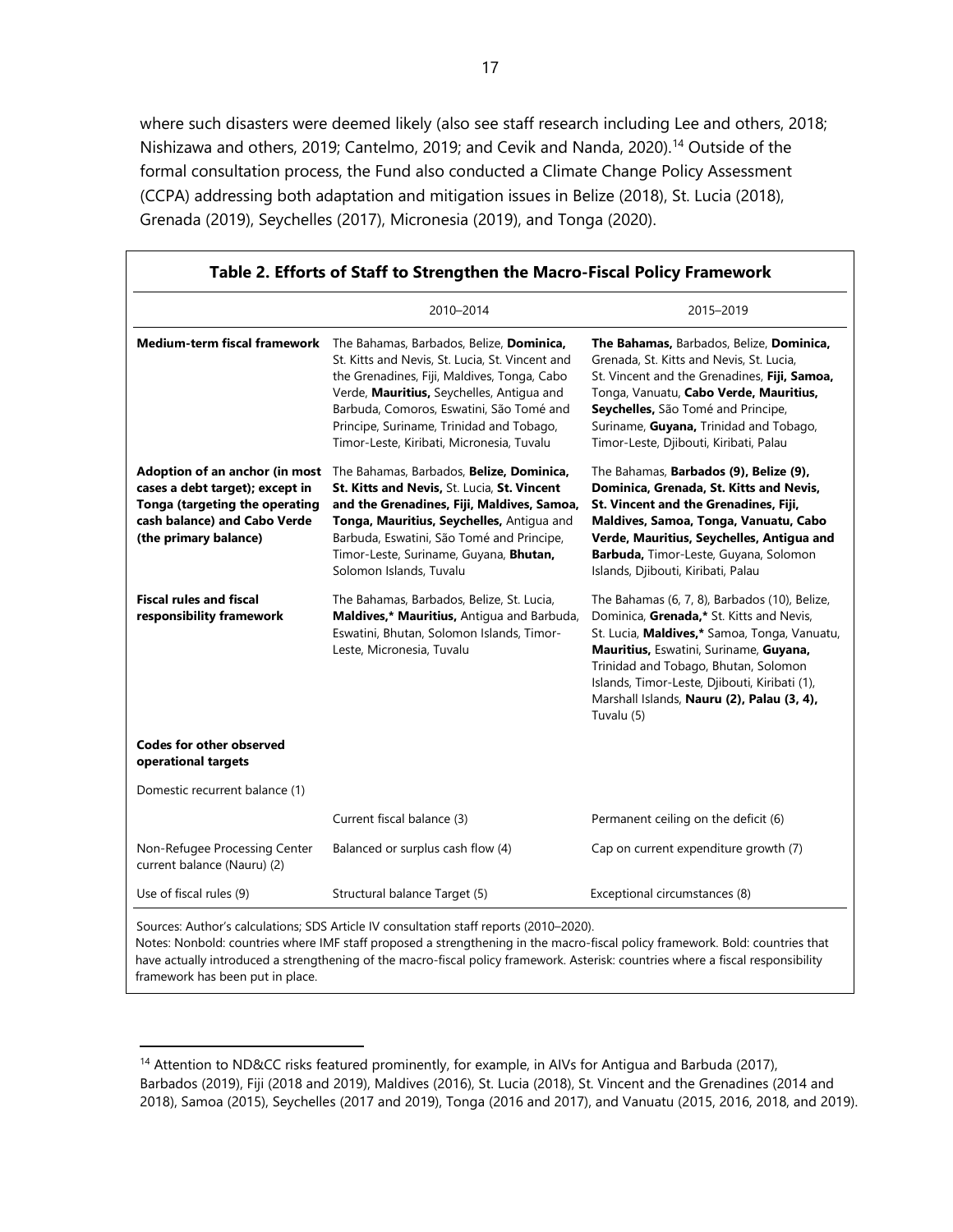where such disasters were deemed likely (also see staff research including Lee and others, 2018; Nishizawa and others, 2019; Cantelmo, 2019; and Cevik and Nanda, 2020).[14] Outside of the formal consultation process, the Fund also conducted a Climate Change Policy Assessment (CCPA) addressing both adaptation and mitigation issues in Belize (2018), St. Lucia (2018), Grenada (2019), Seychelles (2017), Micronesia (2019), and Tonga (2020).

**Table 2. Efforts of Staff to Strengthen the Macro-Fiscal Policy Framework**

| | 2010–2014 | 2015–2019 |
|---|---|---|
| **Medium-term fiscal framework** | The Bahamas, Barbados, Belize, **Dominica,** St. Kitts and Nevis, St. Lucia, St. Vincent and the Grenadines, Fiji, Maldives, Tonga, Cabo Verde, **Mauritius,** Seychelles, Antigua and Barbuda, Comoros, Eswatini, São Tomé and Principe, Suriname, Trinidad and Tobago, Timor-Leste, Kiribati, Micronesia, Tuvalu | **The Bahamas,** Barbados, Belize, **Dominica,** Grenada, St. Kitts and Nevis, St. Lucia, St. Vincent and the Grenadines, **Fiji, Samoa,** Tonga, Vanuatu, **Cabo Verde, Mauritius, Seychelles,** São Tomé and Principe, Suriname, **Guyana,** Trinidad and Tobago, Timor-Leste, Djibouti, Kiribati, Palau |
| **Adoption of an anchor (in most cases a debt target); except in Tonga (targeting the operating cash balance) and Cabo Verde (the primary balance)** | The Bahamas, Barbados, **Belize, Dominica, St. Kitts and Nevis,** St. Lucia, **St. Vincent and the Grenadines, Fiji, Maldives, Samoa, Tonga, Mauritius, Seychelles,** Antigua and Barbuda, Eswatini, São Tomé and Principe, Timor-Leste, Suriname, Guyana, **Bhutan,** Solomon Islands, Tuvalu | The Bahamas, **Barbados (9), Belize (9), Dominica, Grenada, St. Kitts and Nevis, St. Vincent and the Grenadines, Fiji, Maldives, Samoa, Tonga, Vanuatu, Cabo Verde, Mauritius, Seychelles, Antigua and Barbuda,** Timor-Leste, Guyana, Solomon Islands, Djibouti, Kiribati, Palau |
| **Fiscal rules and fiscal responsibility framework** | The Bahamas, Barbados, Belize, St. Lucia, **Maldives,\* Mauritius,** Antigua and Barbuda, Eswatini, Bhutan, Solomon Islands, Timor-Leste, Micronesia, Tuvalu | The Bahamas (6, 7, 8), Barbados (10), Belize, Dominica, **Grenada,\*** St. Kitts and Nevis, St. Lucia, **Maldives,\*** Samoa, Tonga, Vanuatu, **Mauritius,** Eswatini, Suriname, **Guyana,** Trinidad and Tobago, Bhutan, Solomon Islands, Timor-Leste, Djibouti, Kiribati (1), Marshall Islands, **Nauru (2), Palau (3, 4),** Tuvalu (5) |
| **Codes for other observed operational targets** | | |
| Domestic recurrent balance (1) | | |
| | Current fiscal balance (3) | Permanent ceiling on the deficit (6) |
| Non-Refugee Processing Center current balance (Nauru) (2) | Balanced or surplus cash flow (4) | Cap on current expenditure growth (7) |
| Use of fiscal rules (9) | Structural balance Target (5) | Exceptional circumstances (8) |

Sources: Author's calculations; SDS Article IV consultation staff reports (2010–2020).
Notes: Nonbold: countries where IMF staff proposed a strengthening in the macro-fiscal policy framework. Bold: countries that have actually introduced a strengthening of the macro-fiscal policy framework. Asterisk: countries where a fiscal responsibility framework has been put in place.

[14] Attention to ND&CC risks featured prominently, for example, in AIVs for Antigua and Barbuda (2017), Barbados (2019), Fiji (2018 and 2019), Maldives (2016), St. Lucia (2018), St. Vincent and the Grenadines (2014 and 2018), Samoa (2015), Seychelles (2017 and 2019), Tonga (2016 and 2017), and Vanuatu (2015, 2016, 2018, and 2019).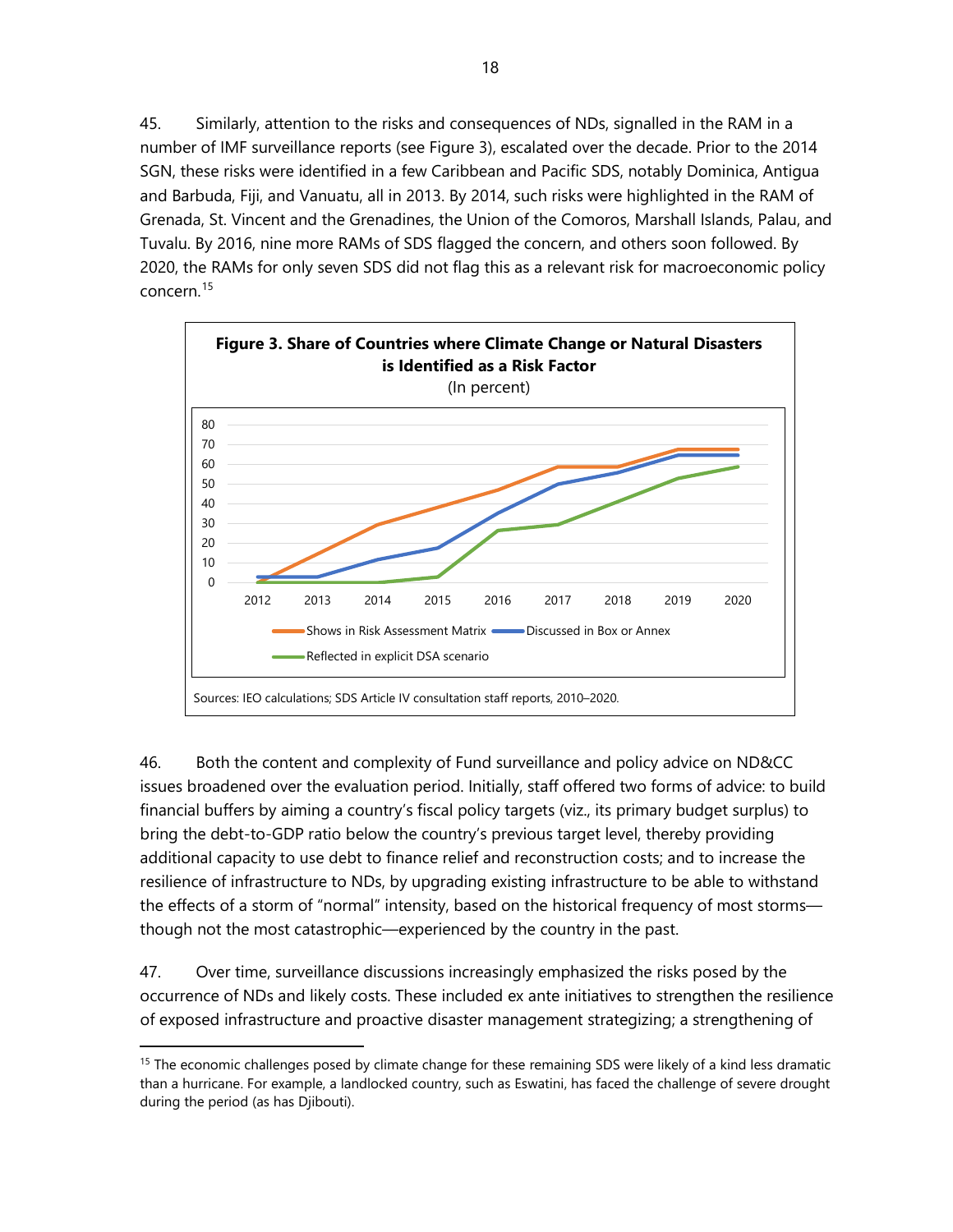45. Similarly, attention to the risks and consequences of NDs, signalled in the RAM in a number of IMF surveillance reports (see Figure 3), escalated over the decade. Prior to the 2014 SGN, these risks were identified in a few Caribbean and Pacific SDS, notably Dominica, Antigua and Barbuda, Fiji, and Vanuatu, all in 2013. By 2014, such risks were highlighted in the RAM of Grenada, St. Vincent and the Grenadines, the Union of the Comoros, Marshall Islands, Palau, and Tuvalu. By 2016, nine more RAMs of SDS flagged the concern, and others soon followed. By 2020, the RAMs for only seven SDS did not flag this as a relevant risk for macroeconomic policy concern.[15]

**Figure 3. Share of Countries where Climate Change or Natural Disasters is Identified as a Risk Factor**
(In percent)

Legend: Shows in Risk Assessment Matrix; Discussed in Box or Annex; Reflected in explicit DSA scenario

Sources: IEO calculations; SDS Article IV consultation staff reports, 2010–2020.

46. Both the content and complexity of Fund surveillance and policy advice on ND&CC issues broadened over the evaluation period. Initially, staff offered two forms of advice: to build financial buffers by aiming a country's fiscal policy targets (viz., its primary budget surplus) to bring the debt-to-GDP ratio below the country's previous target level, thereby providing additional capacity to use debt to finance relief and reconstruction costs; and to increase the resilience of infrastructure to NDs, by upgrading existing infrastructure to be able to withstand the effects of a storm of "normal" intensity, based on the historical frequency of most storms—though not the most catastrophic—experienced by the country in the past.

47. Over time, surveillance discussions increasingly emphasized the risks posed by the occurrence of NDs and likely costs. These included ex ante initiatives to strengthen the resilience of exposed infrastructure and proactive disaster management strategizing; a strengthening of

[15] The economic challenges posed by climate change for these remaining SDS were likely of a kind less dramatic than a hurricane. For example, a landlocked country, such as Eswatini, has faced the challenge of severe drought during the period (as has Djibouti).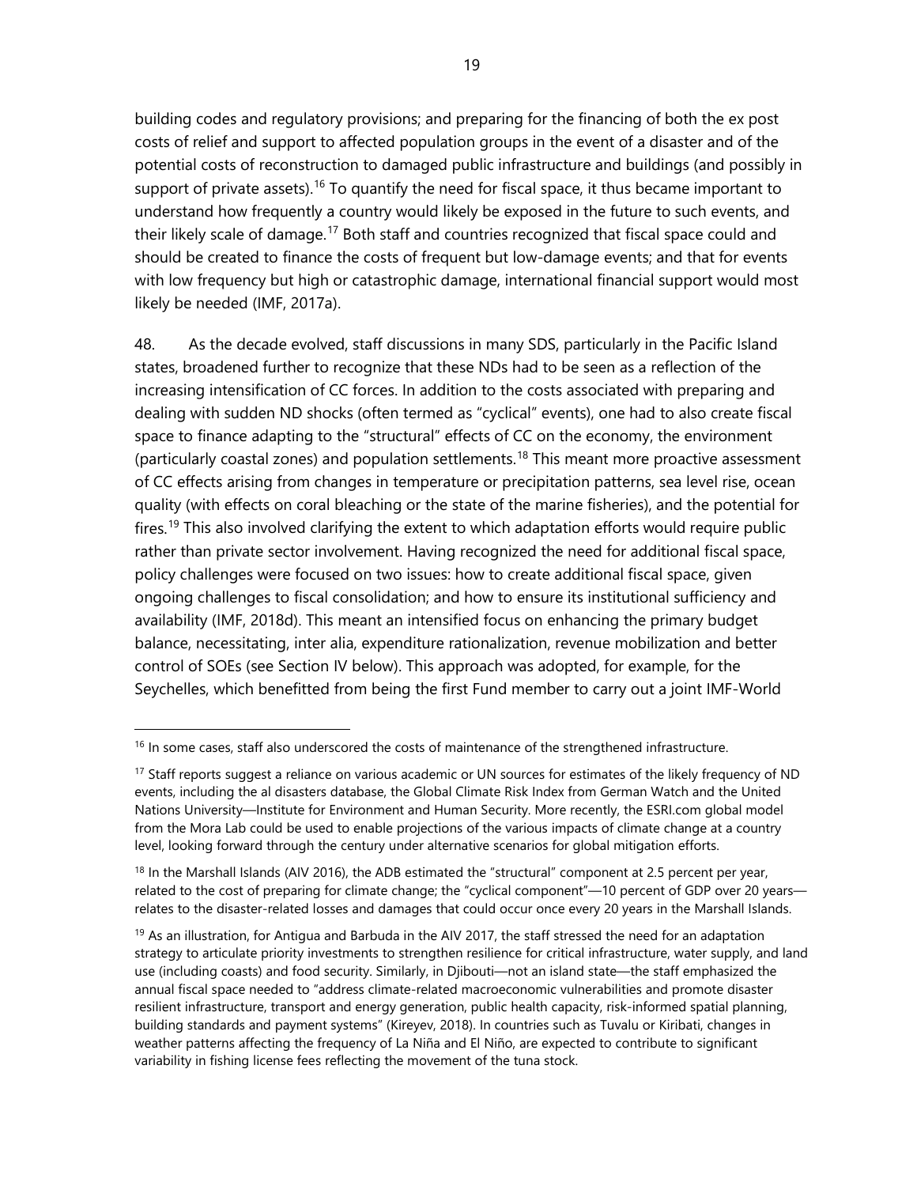building codes and regulatory provisions; and preparing for the financing of both the ex post costs of relief and support to affected population groups in the event of a disaster and of the potential costs of reconstruction to damaged public infrastructure and buildings (and possibly in support of private assets).[16] To quantify the need for fiscal space, it thus became important to understand how frequently a country would likely be exposed in the future to such events, and their likely scale of damage.[17] Both staff and countries recognized that fiscal space could and should be created to finance the costs of frequent but low-damage events; and that for events with low frequency but high or catastrophic damage, international financial support would most likely be needed (IMF, 2017a).

48. As the decade evolved, staff discussions in many SDS, particularly in the Pacific Island states, broadened further to recognize that these NDs had to be seen as a reflection of the increasing intensification of CC forces. In addition to the costs associated with preparing and dealing with sudden ND shocks (often termed as "cyclical" events), one had to also create fiscal space to finance adapting to the "structural" effects of CC on the economy, the environment (particularly coastal zones) and population settlements.[18] This meant more proactive assessment of CC effects arising from changes in temperature or precipitation patterns, sea level rise, ocean quality (with effects on coral bleaching or the state of the marine fisheries), and the potential for fires.[19] This also involved clarifying the extent to which adaptation efforts would require public rather than private sector involvement. Having recognized the need for additional fiscal space, policy challenges were focused on two issues: how to create additional fiscal space, given ongoing challenges to fiscal consolidation; and how to ensure its institutional sufficiency and availability (IMF, 2018d). This meant an intensified focus on enhancing the primary budget balance, necessitating, inter alia, expenditure rationalization, revenue mobilization and better control of SOEs (see Section IV below). This approach was adopted, for example, for the Seychelles, which benefitted from being the first Fund member to carry out a joint IMF-World

---

[16] In some cases, staff also underscored the costs of maintenance of the strengthened infrastructure.

[17] Staff reports suggest a reliance on various academic or UN sources for estimates of the likely frequency of ND events, including the al disasters database, the Global Climate Risk Index from German Watch and the United Nations University—Institute for Environment and Human Security. More recently, the ESRI.com global model from the Mora Lab could be used to enable projections of the various impacts of climate change at a country level, looking forward through the century under alternative scenarios for global mitigation efforts.

[18] In the Marshall Islands (AIV 2016), the ADB estimated the "structural" component at 2.5 percent per year, related to the cost of preparing for climate change; the "cyclical component"—10 percent of GDP over 20 years—relates to the disaster-related losses and damages that could occur once every 20 years in the Marshall Islands.

[19] As an illustration, for Antigua and Barbuda in the AIV 2017, the staff stressed the need for an adaptation strategy to articulate priority investments to strengthen resilience for critical infrastructure, water supply, and land use (including coasts) and food security. Similarly, in Djibouti—not an island state—the staff emphasized the annual fiscal space needed to "address climate-related macroeconomic vulnerabilities and promote disaster resilient infrastructure, transport and energy generation, public health capacity, risk-informed spatial planning, building standards and payment systems" (Kireyev, 2018). In countries such as Tuvalu or Kiribati, changes in weather patterns affecting the frequency of La Niña and El Niño, are expected to contribute to significant variability in fishing license fees reflecting the movement of the tuna stock.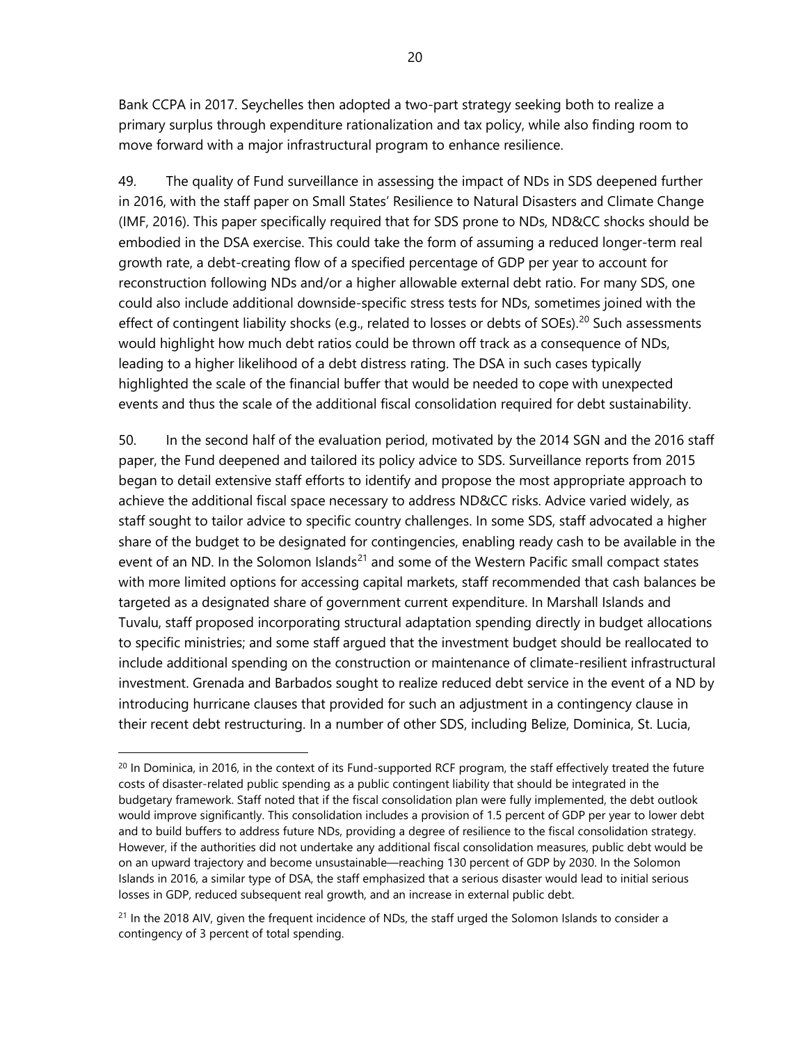Bank CCPA in 2017. Seychelles then adopted a two-part strategy seeking both to realize a primary surplus through expenditure rationalization and tax policy, while also finding room to move forward with a major infrastructural program to enhance resilience.

49. The quality of Fund surveillance in assessing the impact of NDs in SDS deepened further in 2016, with the staff paper on Small States' Resilience to Natural Disasters and Climate Change (IMF, 2016). This paper specifically required that for SDS prone to NDs, ND&CC shocks should be embodied in the DSA exercise. This could take the form of assuming a reduced longer-term real growth rate, a debt-creating flow of a specified percentage of GDP per year to account for reconstruction following NDs and/or a higher allowable external debt ratio. For many SDS, one could also include additional downside-specific stress tests for NDs, sometimes joined with the effect of contingent liability shocks (e.g., related to losses or debts of SOEs).[20] Such assessments would highlight how much debt ratios could be thrown off track as a consequence of NDs, leading to a higher likelihood of a debt distress rating. The DSA in such cases typically highlighted the scale of the financial buffer that would be needed to cope with unexpected events and thus the scale of the additional fiscal consolidation required for debt sustainability.

50. In the second half of the evaluation period, motivated by the 2014 SGN and the 2016 staff paper, the Fund deepened and tailored its policy advice to SDS. Surveillance reports from 2015 began to detail extensive staff efforts to identify and propose the most appropriate approach to achieve the additional fiscal space necessary to address ND&CC risks. Advice varied widely, as staff sought to tailor advice to specific country challenges. In some SDS, staff advocated a higher share of the budget to be designated for contingencies, enabling ready cash to be available in the event of an ND. In the Solomon Islands[21] and some of the Western Pacific small compact states with more limited options for accessing capital markets, staff recommended that cash balances be targeted as a designated share of government current expenditure. In Marshall Islands and Tuvalu, staff proposed incorporating structural adaptation spending directly in budget allocations to specific ministries; and some staff argued that the investment budget should be reallocated to include additional spending on the construction or maintenance of climate-resilient infrastructural investment. Grenada and Barbados sought to realize reduced debt service in the event of a ND by introducing hurricane clauses that provided for such an adjustment in a contingency clause in their recent debt restructuring. In a number of other SDS, including Belize, Dominica, St. Lucia,

[20] In Dominica, in 2016, in the context of its Fund-supported RCF program, the staff effectively treated the future costs of disaster-related public spending as a public contingent liability that should be integrated in the budgetary framework. Staff noted that if the fiscal consolidation plan were fully implemented, the debt outlook would improve significantly. This consolidation includes a provision of 1.5 percent of GDP per year to lower debt and to build buffers to address future NDs, providing a degree of resilience to the fiscal consolidation strategy. However, if the authorities did not undertake any additional fiscal consolidation measures, public debt would be on an upward trajectory and become unsustainable—reaching 130 percent of GDP by 2030. In the Solomon Islands in 2016, a similar type of DSA, the staff emphasized that a serious disaster would lead to initial serious losses in GDP, reduced subsequent real growth, and an increase in external public debt.

[21] In the 2018 AIV, given the frequent incidence of NDs, the staff urged the Solomon Islands to consider a contingency of 3 percent of total spending.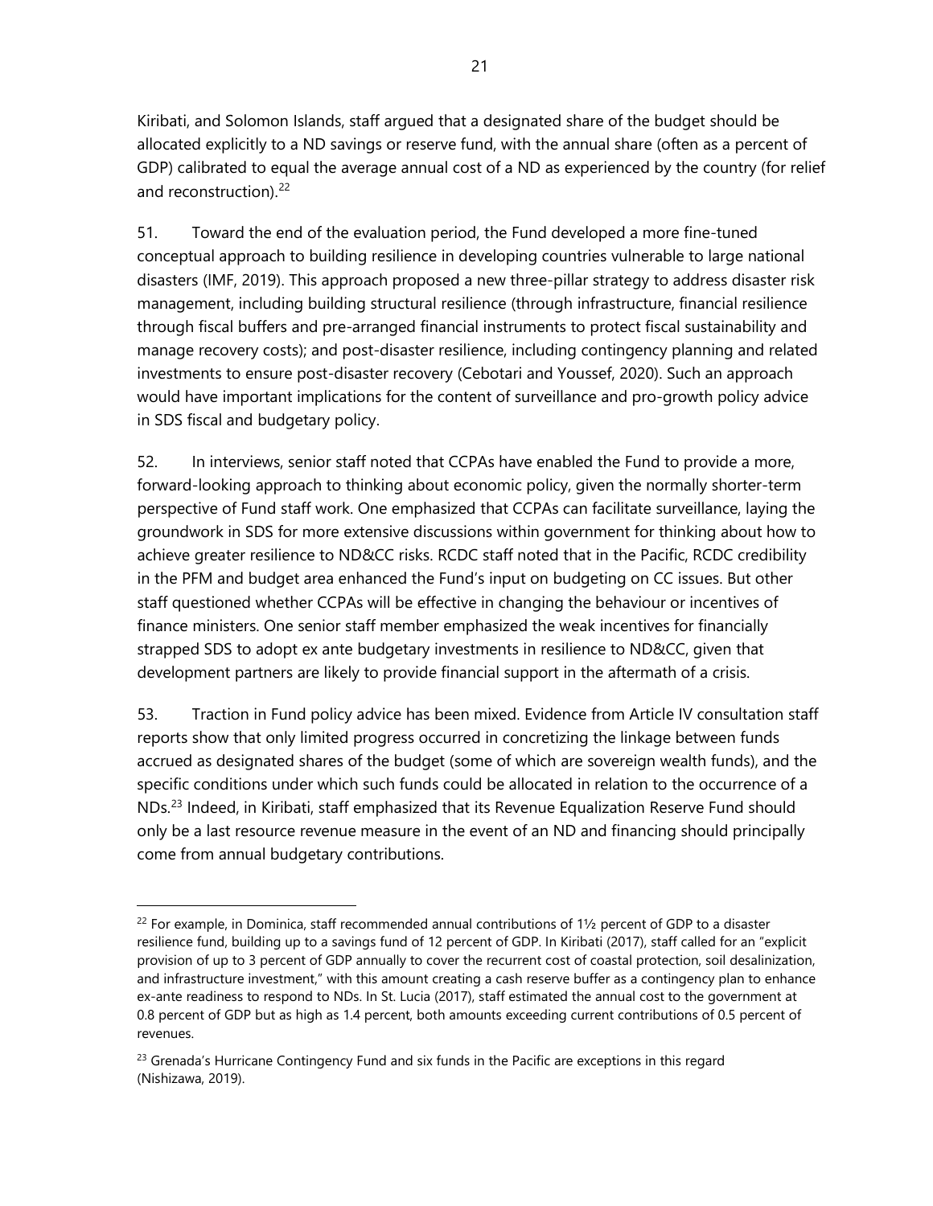Kiribati, and Solomon Islands, staff argued that a designated share of the budget should be allocated explicitly to a ND savings or reserve fund, with the annual share (often as a percent of GDP) calibrated to equal the average annual cost of a ND as experienced by the country (for relief and reconstruction).[22]

51. Toward the end of the evaluation period, the Fund developed a more fine-tuned conceptual approach to building resilience in developing countries vulnerable to large national disasters (IMF, 2019). This approach proposed a new three-pillar strategy to address disaster risk management, including building structural resilience (through infrastructure, financial resilience through fiscal buffers and pre-arranged financial instruments to protect fiscal sustainability and manage recovery costs); and post-disaster resilience, including contingency planning and related investments to ensure post-disaster recovery (Cebotari and Youssef, 2020). Such an approach would have important implications for the content of surveillance and pro-growth policy advice in SDS fiscal and budgetary policy.

52. In interviews, senior staff noted that CCPAs have enabled the Fund to provide a more, forward-looking approach to thinking about economic policy, given the normally shorter-term perspective of Fund staff work. One emphasized that CCPAs can facilitate surveillance, laying the groundwork in SDS for more extensive discussions within government for thinking about how to achieve greater resilience to ND&CC risks. RCDC staff noted that in the Pacific, RCDC credibility in the PFM and budget area enhanced the Fund's input on budgeting on CC issues. But other staff questioned whether CCPAs will be effective in changing the behaviour or incentives of finance ministers. One senior staff member emphasized the weak incentives for financially strapped SDS to adopt ex ante budgetary investments in resilience to ND&CC, given that development partners are likely to provide financial support in the aftermath of a crisis.

53. Traction in Fund policy advice has been mixed. Evidence from Article IV consultation staff reports show that only limited progress occurred in concretizing the linkage between funds accrued as designated shares of the budget (some of which are sovereign wealth funds), and the specific conditions under which such funds could be allocated in relation to the occurrence of a NDs.[23] Indeed, in Kiribati, staff emphasized that its Revenue Equalization Reserve Fund should only be a last resource revenue measure in the event of an ND and financing should principally come from annual budgetary contributions.

---

[22] For example, in Dominica, staff recommended annual contributions of 1½ percent of GDP to a disaster resilience fund, building up to a savings fund of 12 percent of GDP. In Kiribati (2017), staff called for an "explicit provision of up to 3 percent of GDP annually to cover the recurrent cost of coastal protection, soil desalinization, and infrastructure investment," with this amount creating a cash reserve buffer as a contingency plan to enhance ex-ante readiness to respond to NDs. In St. Lucia (2017), staff estimated the annual cost to the government at 0.8 percent of GDP but as high as 1.4 percent, both amounts exceeding current contributions of 0.5 percent of revenues.

[23] Grenada's Hurricane Contingency Fund and six funds in the Pacific are exceptions in this regard (Nishizawa, 2019).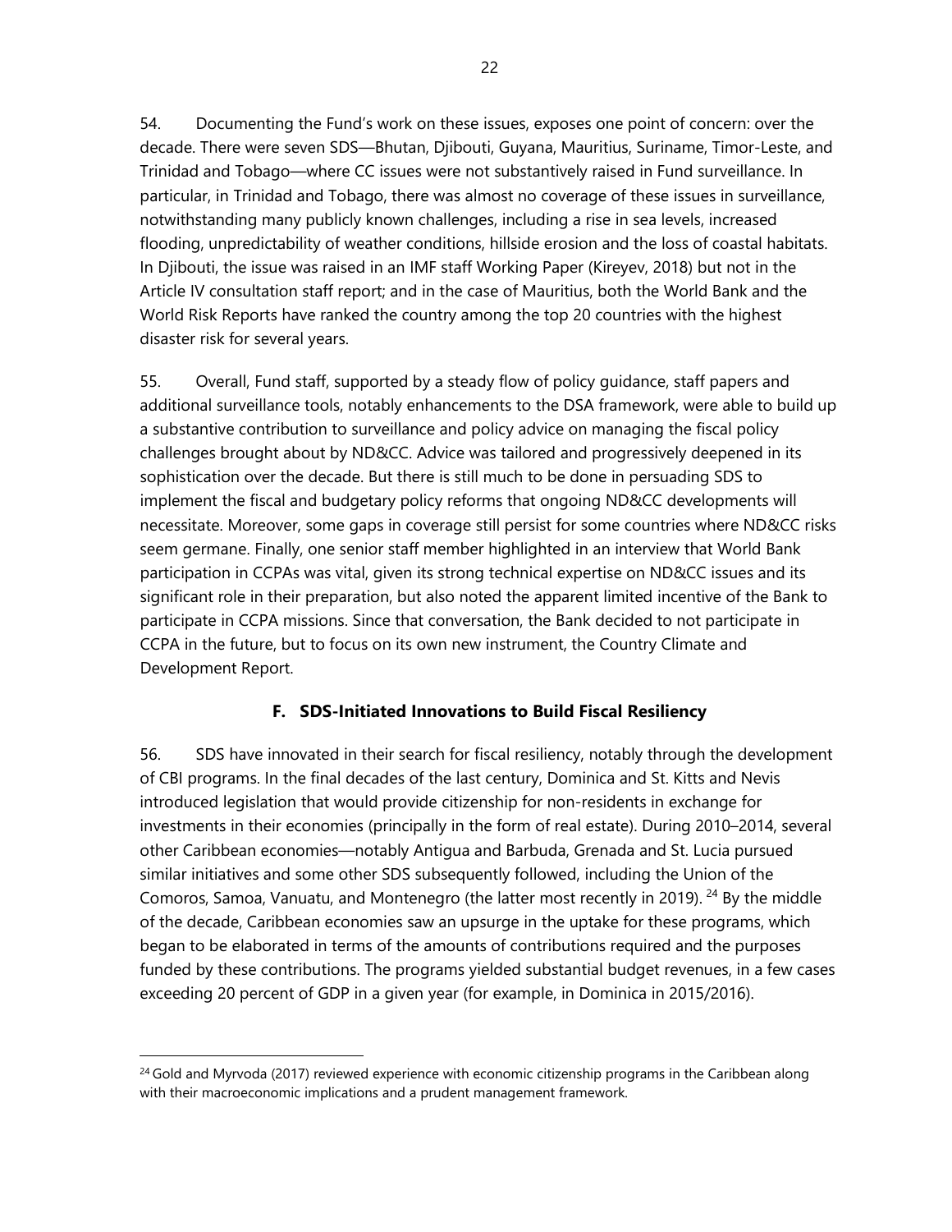54. Documenting the Fund's work on these issues, exposes one point of concern: over the decade. There were seven SDS—Bhutan, Djibouti, Guyana, Mauritius, Suriname, Timor-Leste, and Trinidad and Tobago—where CC issues were not substantively raised in Fund surveillance. In particular, in Trinidad and Tobago, there was almost no coverage of these issues in surveillance, notwithstanding many publicly known challenges, including a rise in sea levels, increased flooding, unpredictability of weather conditions, hillside erosion and the loss of coastal habitats. In Djibouti, the issue was raised in an IMF staff Working Paper (Kireyev, 2018) but not in the Article IV consultation staff report; and in the case of Mauritius, both the World Bank and the World Risk Reports have ranked the country among the top 20 countries with the highest disaster risk for several years.

55. Overall, Fund staff, supported by a steady flow of policy guidance, staff papers and additional surveillance tools, notably enhancements to the DSA framework, were able to build up a substantive contribution to surveillance and policy advice on managing the fiscal policy challenges brought about by ND&CC. Advice was tailored and progressively deepened in its sophistication over the decade. But there is still much to be done in persuading SDS to implement the fiscal and budgetary policy reforms that ongoing ND&CC developments will necessitate. Moreover, some gaps in coverage still persist for some countries where ND&CC risks seem germane. Finally, one senior staff member highlighted in an interview that World Bank participation in CCPAs was vital, given its strong technical expertise on ND&CC issues and its significant role in their preparation, but also noted the apparent limited incentive of the Bank to participate in CCPA missions. Since that conversation, the Bank decided to not participate in CCPA in the future, but to focus on its own new instrument, the Country Climate and Development Report.

### F. SDS-Initiated Innovations to Build Fiscal Resiliency

56. SDS have innovated in their search for fiscal resiliency, notably through the development of CBI programs. In the final decades of the last century, Dominica and St. Kitts and Nevis introduced legislation that would provide citizenship for non-residents in exchange for investments in their economies (principally in the form of real estate). During 2010–2014, several other Caribbean economies—notably Antigua and Barbuda, Grenada and St. Lucia pursued similar initiatives and some other SDS subsequently followed, including the Union of the Comoros, Samoa, Vanuatu, and Montenegro (the latter most recently in 2019). [24] By the middle of the decade, Caribbean economies saw an upsurge in the uptake for these programs, which began to be elaborated in terms of the amounts of contributions required and the purposes funded by these contributions. The programs yielded substantial budget revenues, in a few cases exceeding 20 percent of GDP in a given year (for example, in Dominica in 2015/2016).

[24] Gold and Myrvoda (2017) reviewed experience with economic citizenship programs in the Caribbean along with their macroeconomic implications and a prudent management framework.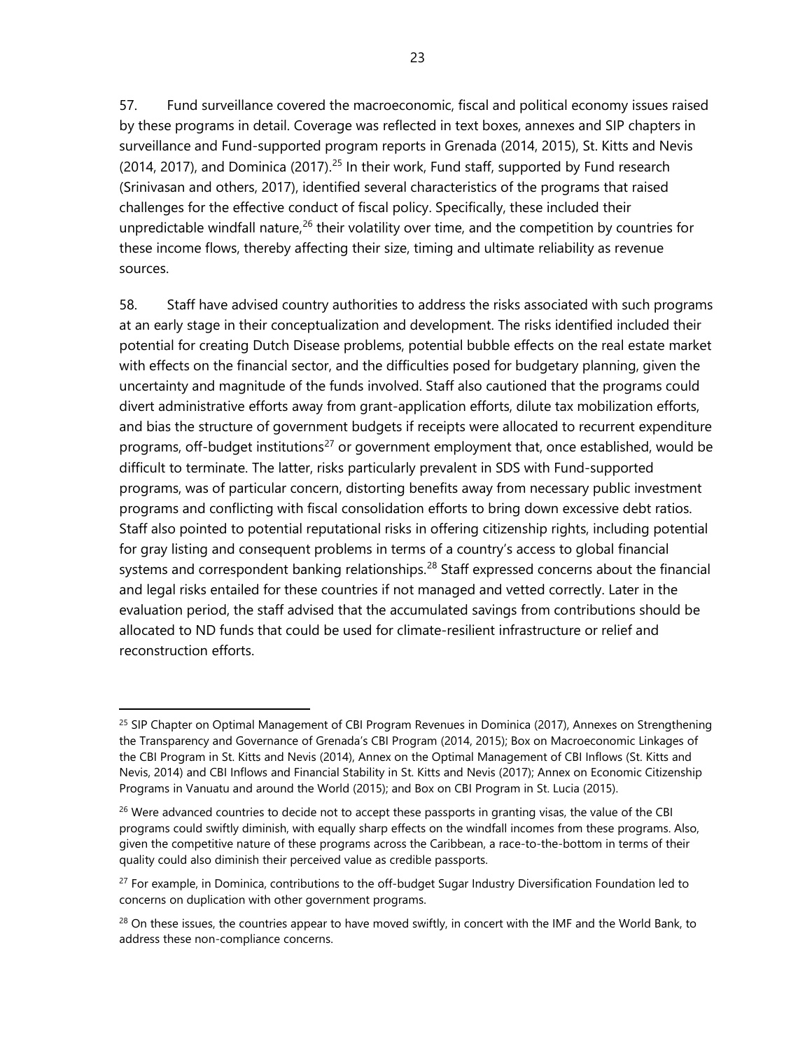57. Fund surveillance covered the macroeconomic, fiscal and political economy issues raised by these programs in detail. Coverage was reflected in text boxes, annexes and SIP chapters in surveillance and Fund-supported program reports in Grenada (2014, 2015), St. Kitts and Nevis (2014, 2017), and Dominica (2017).[25] In their work, Fund staff, supported by Fund research (Srinivasan and others, 2017), identified several characteristics of the programs that raised challenges for the effective conduct of fiscal policy. Specifically, these included their unpredictable windfall nature,[26] their volatility over time, and the competition by countries for these income flows, thereby affecting their size, timing and ultimate reliability as revenue sources.

58. Staff have advised country authorities to address the risks associated with such programs at an early stage in their conceptualization and development. The risks identified included their potential for creating Dutch Disease problems, potential bubble effects on the real estate market with effects on the financial sector, and the difficulties posed for budgetary planning, given the uncertainty and magnitude of the funds involved. Staff also cautioned that the programs could divert administrative efforts away from grant-application efforts, dilute tax mobilization efforts, and bias the structure of government budgets if receipts were allocated to recurrent expenditure programs, off-budget institutions[27] or government employment that, once established, would be difficult to terminate. The latter, risks particularly prevalent in SDS with Fund-supported programs, was of particular concern, distorting benefits away from necessary public investment programs and conflicting with fiscal consolidation efforts to bring down excessive debt ratios. Staff also pointed to potential reputational risks in offering citizenship rights, including potential for gray listing and consequent problems in terms of a country's access to global financial systems and correspondent banking relationships.[28] Staff expressed concerns about the financial and legal risks entailed for these countries if not managed and vetted correctly. Later in the evaluation period, the staff advised that the accumulated savings from contributions should be allocated to ND funds that could be used for climate-resilient infrastructure or relief and reconstruction efforts.

---

[25] SIP Chapter on Optimal Management of CBI Program Revenues in Dominica (2017), Annexes on Strengthening the Transparency and Governance of Grenada's CBI Program (2014, 2015); Box on Macroeconomic Linkages of the CBI Program in St. Kitts and Nevis (2014), Annex on the Optimal Management of CBI Inflows (St. Kitts and Nevis, 2014) and CBI Inflows and Financial Stability in St. Kitts and Nevis (2017); Annex on Economic Citizenship Programs in Vanuatu and around the World (2015); and Box on CBI Program in St. Lucia (2015).

[26] Were advanced countries to decide not to accept these passports in granting visas, the value of the CBI programs could swiftly diminish, with equally sharp effects on the windfall incomes from these programs. Also, given the competitive nature of these programs across the Caribbean, a race-to-the-bottom in terms of their quality could also diminish their perceived value as credible passports.

[27] For example, in Dominica, contributions to the off-budget Sugar Industry Diversification Foundation led to concerns on duplication with other government programs.

[28] On these issues, the countries appear to have moved swiftly, in concert with the IMF and the World Bank, to address these non-compliance concerns.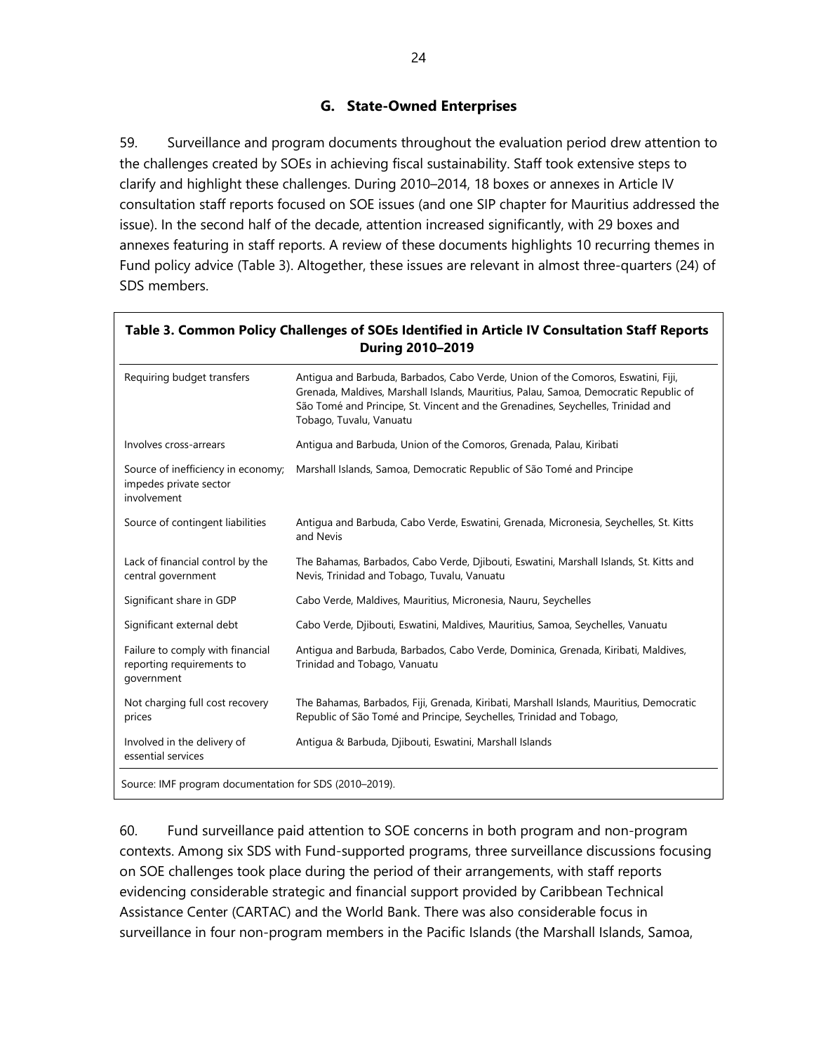### G. State-Owned Enterprises

59. Surveillance and program documents throughout the evaluation period drew attention to the challenges created by SOEs in achieving fiscal sustainability. Staff took extensive steps to clarify and highlight these challenges. During 2010–2014, 18 boxes or annexes in Article IV consultation staff reports focused on SOE issues (and one SIP chapter for Mauritius addressed the issue). In the second half of the decade, attention increased significantly, with 29 boxes and annexes featuring in staff reports. A review of these documents highlights 10 recurring themes in Fund policy advice (Table 3). Altogether, these issues are relevant in almost three-quarters (24) of SDS members.

**Table 3. Common Policy Challenges of SOEs Identified in Article IV Consultation Staff Reports During 2010–2019**

| | |
|---|---|
| Requiring budget transfers | Antigua and Barbuda, Barbados, Cabo Verde, Union of the Comoros, Eswatini, Fiji, Grenada, Maldives, Marshall Islands, Mauritius, Palau, Samoa, Democratic Republic of São Tomé and Principe, St. Vincent and the Grenadines, Seychelles, Trinidad and Tobago, Tuvalu, Vanuatu |
| Involves cross-arrears | Antigua and Barbuda, Union of the Comoros, Grenada, Palau, Kiribati |
| Source of inefficiency in economy; impedes private sector involvement | Marshall Islands, Samoa, Democratic Republic of São Tomé and Principe |
| Source of contingent liabilities | Antigua and Barbuda, Cabo Verde, Eswatini, Grenada, Micronesia, Seychelles, St. Kitts and Nevis |
| Lack of financial control by the central government | The Bahamas, Barbados, Cabo Verde, Djibouti, Eswatini, Marshall Islands, St. Kitts and Nevis, Trinidad and Tobago, Tuvalu, Vanuatu |
| Significant share in GDP | Cabo Verde, Maldives, Mauritius, Micronesia, Nauru, Seychelles |
| Significant external debt | Cabo Verde, Djibouti, Eswatini, Maldives, Mauritius, Samoa, Seychelles, Vanuatu |
| Failure to comply with financial reporting requirements to government | Antigua and Barbuda, Barbados, Cabo Verde, Dominica, Grenada, Kiribati, Maldives, Trinidad and Tobago, Vanuatu |
| Not charging full cost recovery prices | The Bahamas, Barbados, Fiji, Grenada, Kiribati, Marshall Islands, Mauritius, Democratic Republic of São Tomé and Principe, Seychelles, Trinidad and Tobago, |
| Involved in the delivery of essential services | Antigua & Barbuda, Djibouti, Eswatini, Marshall Islands |

Source: IMF program documentation for SDS (2010–2019).

60. Fund surveillance paid attention to SOE concerns in both program and non-program contexts. Among six SDS with Fund-supported programs, three surveillance discussions focusing on SOE challenges took place during the period of their arrangements, with staff reports evidencing considerable strategic and financial support provided by Caribbean Technical Assistance Center (CARTAC) and the World Bank. There was also considerable focus in surveillance in four non-program members in the Pacific Islands (the Marshall Islands, Samoa,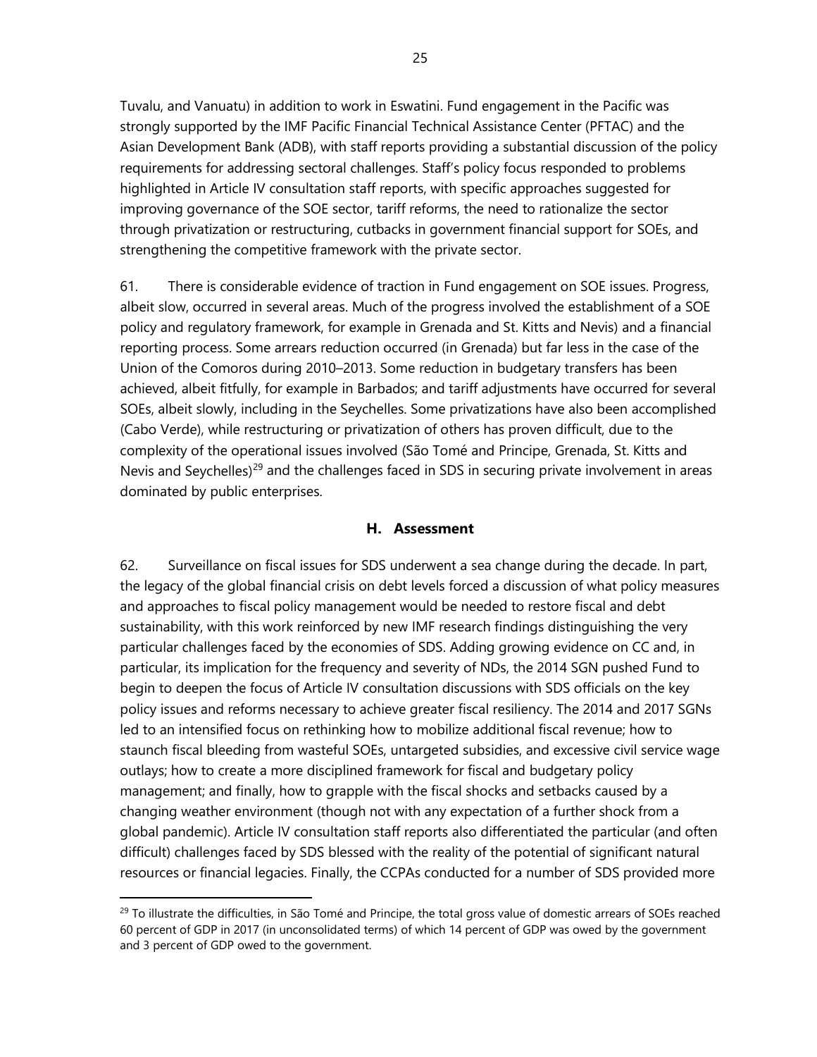Tuvalu, and Vanuatu) in addition to work in Eswatini. Fund engagement in the Pacific was strongly supported by the IMF Pacific Financial Technical Assistance Center (PFTAC) and the Asian Development Bank (ADB), with staff reports providing a substantial discussion of the policy requirements for addressing sectoral challenges. Staff's policy focus responded to problems highlighted in Article IV consultation staff reports, with specific approaches suggested for improving governance of the SOE sector, tariff reforms, the need to rationalize the sector through privatization or restructuring, cutbacks in government financial support for SOEs, and strengthening the competitive framework with the private sector.

61. There is considerable evidence of traction in Fund engagement on SOE issues. Progress, albeit slow, occurred in several areas. Much of the progress involved the establishment of a SOE policy and regulatory framework, for example in Grenada and St. Kitts and Nevis) and a financial reporting process. Some arrears reduction occurred (in Grenada) but far less in the case of the Union of the Comoros during 2010–2013. Some reduction in budgetary transfers has been achieved, albeit fitfully, for example in Barbados; and tariff adjustments have occurred for several SOEs, albeit slowly, including in the Seychelles. Some privatizations have also been accomplished (Cabo Verde), while restructuring or privatization of others has proven difficult, due to the complexity of the operational issues involved (São Tomé and Principe, Grenada, St. Kitts and Nevis and Seychelles)[29] and the challenges faced in SDS in securing private involvement in areas dominated by public enterprises.

### H. Assessment

62. Surveillance on fiscal issues for SDS underwent a sea change during the decade. In part, the legacy of the global financial crisis on debt levels forced a discussion of what policy measures and approaches to fiscal policy management would be needed to restore fiscal and debt sustainability, with this work reinforced by new IMF research findings distinguishing the very particular challenges faced by the economies of SDS. Adding growing evidence on CC and, in particular, its implication for the frequency and severity of NDs, the 2014 SGN pushed Fund to begin to deepen the focus of Article IV consultation discussions with SDS officials on the key policy issues and reforms necessary to achieve greater fiscal resiliency. The 2014 and 2017 SGNs led to an intensified focus on rethinking how to mobilize additional fiscal revenue; how to staunch fiscal bleeding from wasteful SOEs, untargeted subsidies, and excessive civil service wage outlays; how to create a more disciplined framework for fiscal and budgetary policy management; and finally, how to grapple with the fiscal shocks and setbacks caused by a changing weather environment (though not with any expectation of a further shock from a global pandemic). Article IV consultation staff reports also differentiated the particular (and often difficult) challenges faced by SDS blessed with the reality of the potential of significant natural resources or financial legacies. Finally, the CCPAs conducted for a number of SDS provided more

[29] To illustrate the difficulties, in São Tomé and Principe, the total gross value of domestic arrears of SOEs reached 60 percent of GDP in 2017 (in unconsolidated terms) of which 14 percent of GDP was owed by the government and 3 percent of GDP owed to the government.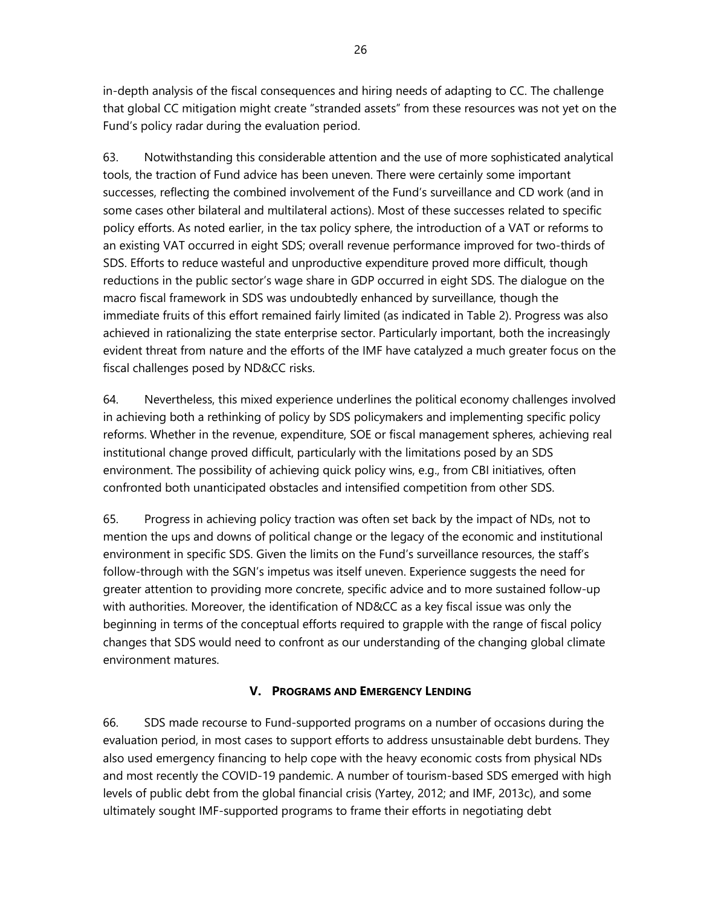in-depth analysis of the fiscal consequences and hiring needs of adapting to CC. The challenge that global CC mitigation might create "stranded assets" from these resources was not yet on the Fund's policy radar during the evaluation period.

63. Notwithstanding this considerable attention and the use of more sophisticated analytical tools, the traction of Fund advice has been uneven. There were certainly some important successes, reflecting the combined involvement of the Fund's surveillance and CD work (and in some cases other bilateral and multilateral actions). Most of these successes related to specific policy efforts. As noted earlier, in the tax policy sphere, the introduction of a VAT or reforms to an existing VAT occurred in eight SDS; overall revenue performance improved for two-thirds of SDS. Efforts to reduce wasteful and unproductive expenditure proved more difficult, though reductions in the public sector's wage share in GDP occurred in eight SDS. The dialogue on the macro fiscal framework in SDS was undoubtedly enhanced by surveillance, though the immediate fruits of this effort remained fairly limited (as indicated in Table 2). Progress was also achieved in rationalizing the state enterprise sector. Particularly important, both the increasingly evident threat from nature and the efforts of the IMF have catalyzed a much greater focus on the fiscal challenges posed by ND&CC risks.

64. Nevertheless, this mixed experience underlines the political economy challenges involved in achieving both a rethinking of policy by SDS policymakers and implementing specific policy reforms. Whether in the revenue, expenditure, SOE or fiscal management spheres, achieving real institutional change proved difficult, particularly with the limitations posed by an SDS environment. The possibility of achieving quick policy wins, e.g., from CBI initiatives, often confronted both unanticipated obstacles and intensified competition from other SDS.

65. Progress in achieving policy traction was often set back by the impact of NDs, not to mention the ups and downs of political change or the legacy of the economic and institutional environment in specific SDS. Given the limits on the Fund's surveillance resources, the staff's follow-through with the SGN's impetus was itself uneven. Experience suggests the need for greater attention to providing more concrete, specific advice and to more sustained follow-up with authorities. Moreover, the identification of ND&CC as a key fiscal issue was only the beginning in terms of the conceptual efforts required to grapple with the range of fiscal policy changes that SDS would need to confront as our understanding of the changing global climate environment matures.

## V. PROGRAMS AND EMERGENCY LENDING

66. SDS made recourse to Fund-supported programs on a number of occasions during the evaluation period, in most cases to support efforts to address unsustainable debt burdens. They also used emergency financing to help cope with the heavy economic costs from physical NDs and most recently the COVID-19 pandemic. A number of tourism-based SDS emerged with high levels of public debt from the global financial crisis (Yartey, 2012; and IMF, 2013c), and some ultimately sought IMF-supported programs to frame their efforts in negotiating debt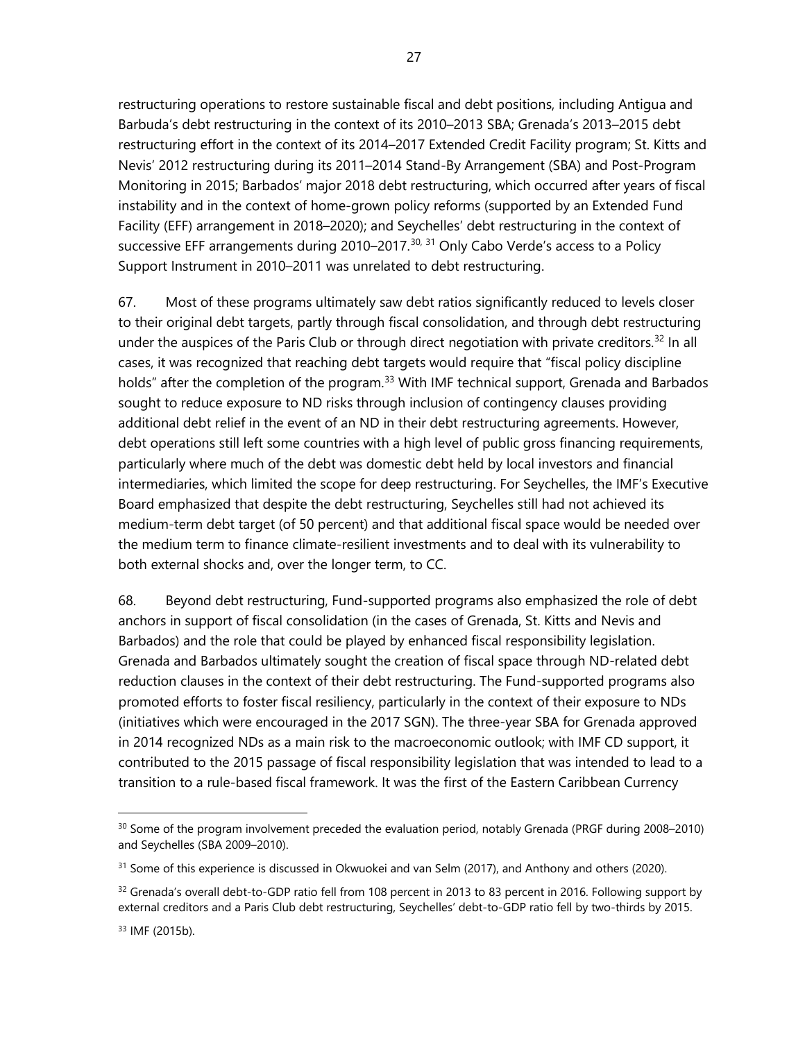restructuring operations to restore sustainable fiscal and debt positions, including Antigua and Barbuda's debt restructuring in the context of its 2010–2013 SBA; Grenada's 2013–2015 debt restructuring effort in the context of its 2014–2017 Extended Credit Facility program; St. Kitts and Nevis' 2012 restructuring during its 2011–2014 Stand-By Arrangement (SBA) and Post-Program Monitoring in 2015; Barbados' major 2018 debt restructuring, which occurred after years of fiscal instability and in the context of home-grown policy reforms (supported by an Extended Fund Facility (EFF) arrangement in 2018–2020); and Seychelles' debt restructuring in the context of successive EFF arrangements during 2010–2017.[30, 31] Only Cabo Verde's access to a Policy Support Instrument in 2010–2011 was unrelated to debt restructuring.

67. Most of these programs ultimately saw debt ratios significantly reduced to levels closer to their original debt targets, partly through fiscal consolidation, and through debt restructuring under the auspices of the Paris Club or through direct negotiation with private creditors.[32] In all cases, it was recognized that reaching debt targets would require that "fiscal policy discipline holds" after the completion of the program.[33] With IMF technical support, Grenada and Barbados sought to reduce exposure to ND risks through inclusion of contingency clauses providing additional debt relief in the event of an ND in their debt restructuring agreements. However, debt operations still left some countries with a high level of public gross financing requirements, particularly where much of the debt was domestic debt held by local investors and financial intermediaries, which limited the scope for deep restructuring. For Seychelles, the IMF's Executive Board emphasized that despite the debt restructuring, Seychelles still had not achieved its medium-term debt target (of 50 percent) and that additional fiscal space would be needed over the medium term to finance climate-resilient investments and to deal with its vulnerability to both external shocks and, over the longer term, to CC.

68. Beyond debt restructuring, Fund-supported programs also emphasized the role of debt anchors in support of fiscal consolidation (in the cases of Grenada, St. Kitts and Nevis and Barbados) and the role that could be played by enhanced fiscal responsibility legislation. Grenada and Barbados ultimately sought the creation of fiscal space through ND-related debt reduction clauses in the context of their debt restructuring. The Fund-supported programs also promoted efforts to foster fiscal resiliency, particularly in the context of their exposure to NDs (initiatives which were encouraged in the 2017 SGN). The three-year SBA for Grenada approved in 2014 recognized NDs as a main risk to the macroeconomic outlook; with IMF CD support, it contributed to the 2015 passage of fiscal responsibility legislation that was intended to lead to a transition to a rule-based fiscal framework. It was the first of the Eastern Caribbean Currency

---

[30] Some of the program involvement preceded the evaluation period, notably Grenada (PRGF during 2008–2010) and Seychelles (SBA 2009–2010).

[31] Some of this experience is discussed in Okwuokei and van Selm (2017), and Anthony and others (2020).

[32] Grenada's overall debt-to-GDP ratio fell from 108 percent in 2013 to 83 percent in 2016. Following support by external creditors and a Paris Club debt restructuring, Seychelles' debt-to-GDP ratio fell by two-thirds by 2015.

[33] IMF (2015b).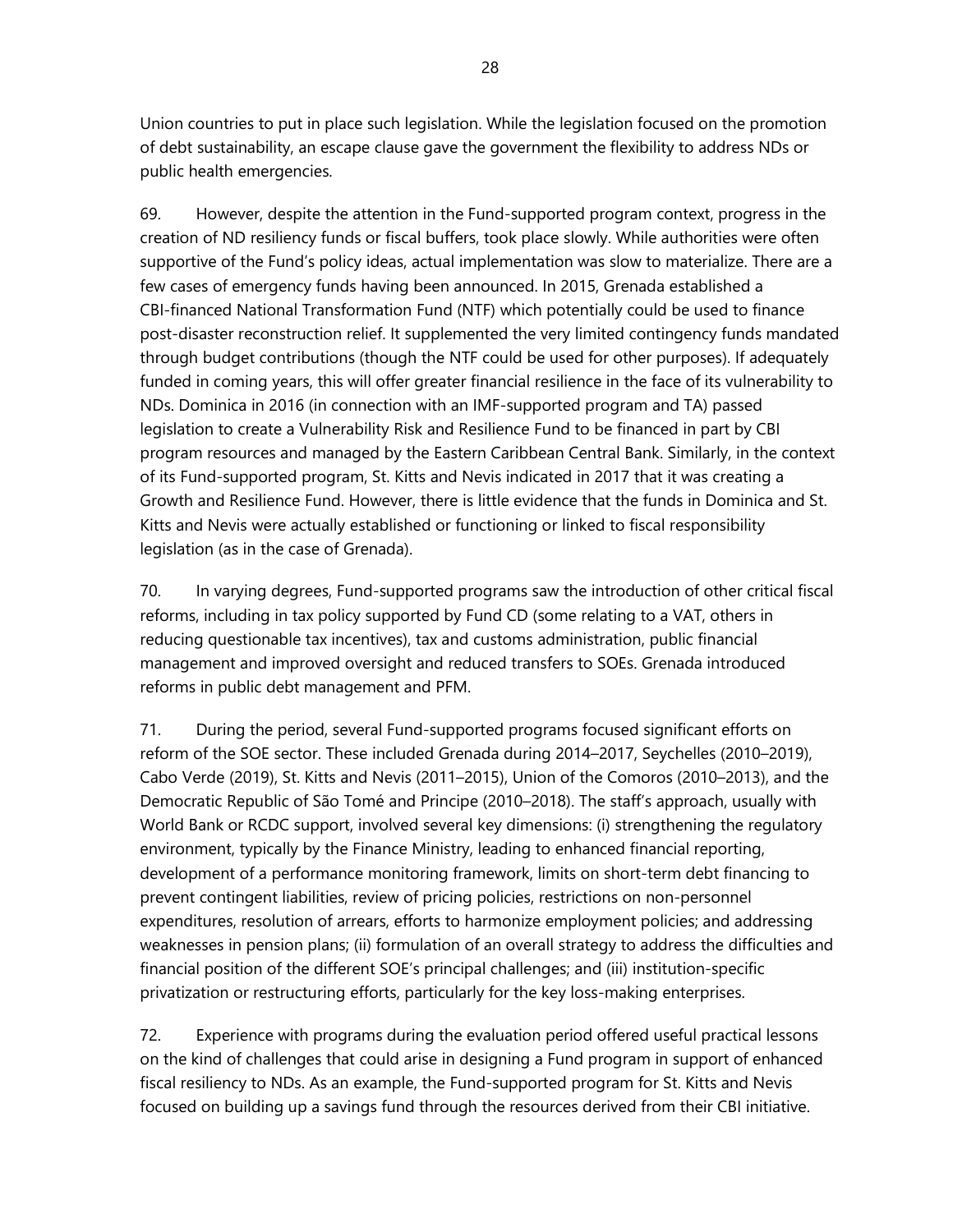Union countries to put in place such legislation. While the legislation focused on the promotion of debt sustainability, an escape clause gave the government the flexibility to address NDs or public health emergencies.

69. However, despite the attention in the Fund-supported program context, progress in the creation of ND resiliency funds or fiscal buffers, took place slowly. While authorities were often supportive of the Fund's policy ideas, actual implementation was slow to materialize. There are a few cases of emergency funds having been announced. In 2015, Grenada established a CBI-financed National Transformation Fund (NTF) which potentially could be used to finance post-disaster reconstruction relief. It supplemented the very limited contingency funds mandated through budget contributions (though the NTF could be used for other purposes). If adequately funded in coming years, this will offer greater financial resilience in the face of its vulnerability to NDs. Dominica in 2016 (in connection with an IMF-supported program and TA) passed legislation to create a Vulnerability Risk and Resilience Fund to be financed in part by CBI program resources and managed by the Eastern Caribbean Central Bank. Similarly, in the context of its Fund-supported program, St. Kitts and Nevis indicated in 2017 that it was creating a Growth and Resilience Fund. However, there is little evidence that the funds in Dominica and St. Kitts and Nevis were actually established or functioning or linked to fiscal responsibility legislation (as in the case of Grenada).

70. In varying degrees, Fund-supported programs saw the introduction of other critical fiscal reforms, including in tax policy supported by Fund CD (some relating to a VAT, others in reducing questionable tax incentives), tax and customs administration, public financial management and improved oversight and reduced transfers to SOEs. Grenada introduced reforms in public debt management and PFM.

71. During the period, several Fund-supported programs focused significant efforts on reform of the SOE sector. These included Grenada during 2014–2017, Seychelles (2010–2019), Cabo Verde (2019), St. Kitts and Nevis (2011–2015), Union of the Comoros (2010–2013), and the Democratic Republic of São Tomé and Principe (2010–2018). The staff's approach, usually with World Bank or RCDC support, involved several key dimensions: (i) strengthening the regulatory environment, typically by the Finance Ministry, leading to enhanced financial reporting, development of a performance monitoring framework, limits on short-term debt financing to prevent contingent liabilities, review of pricing policies, restrictions on non-personnel expenditures, resolution of arrears, efforts to harmonize employment policies; and addressing weaknesses in pension plans; (ii) formulation of an overall strategy to address the difficulties and financial position of the different SOE's principal challenges; and (iii) institution-specific privatization or restructuring efforts, particularly for the key loss-making enterprises.

72. Experience with programs during the evaluation period offered useful practical lessons on the kind of challenges that could arise in designing a Fund program in support of enhanced fiscal resiliency to NDs. As an example, the Fund-supported program for St. Kitts and Nevis focused on building up a savings fund through the resources derived from their CBI initiative.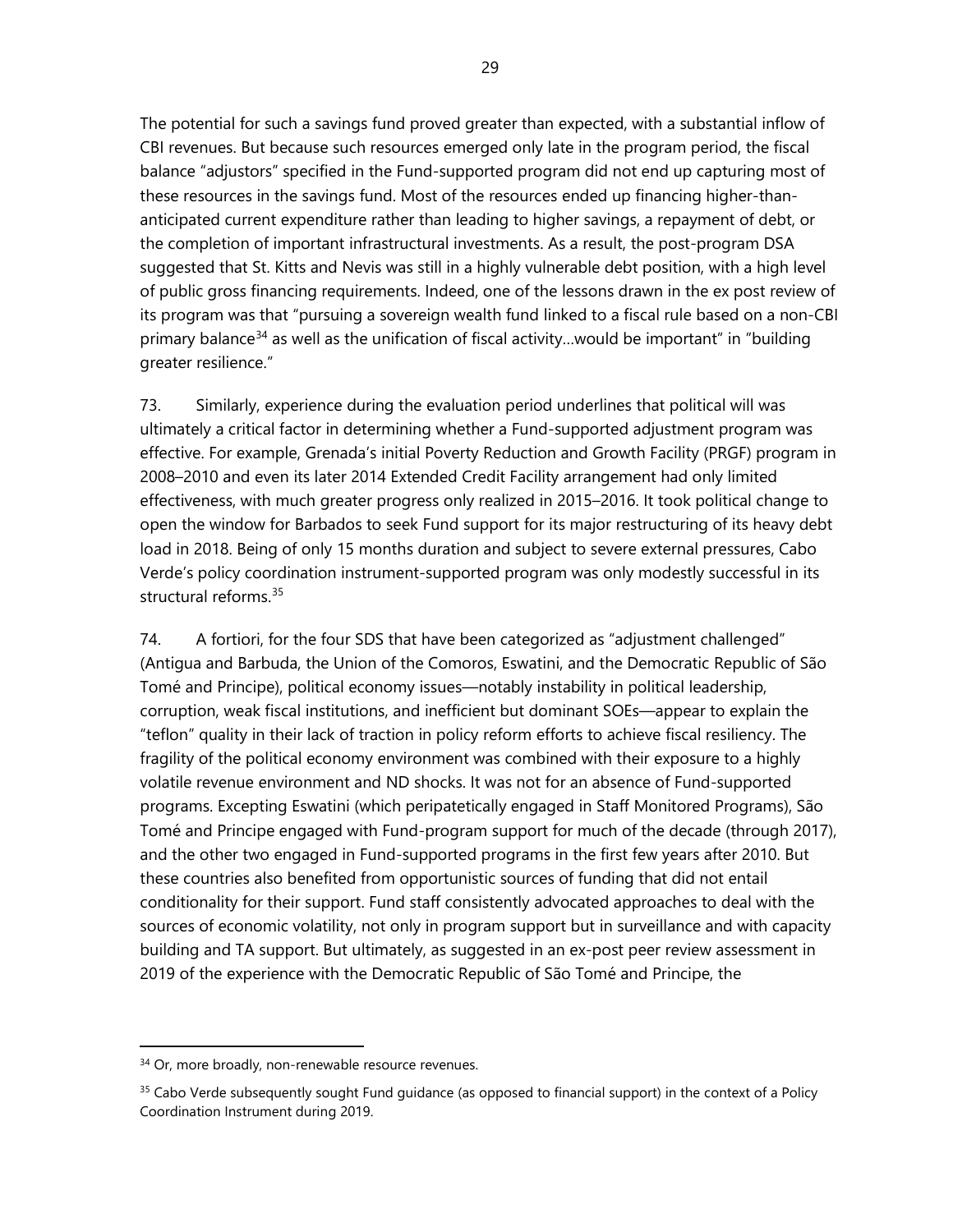The potential for such a savings fund proved greater than expected, with a substantial inflow of CBI revenues. But because such resources emerged only late in the program period, the fiscal balance "adjustors" specified in the Fund-supported program did not end up capturing most of these resources in the savings fund. Most of the resources ended up financing higher-than-anticipated current expenditure rather than leading to higher savings, a repayment of debt, or the completion of important infrastructural investments. As a result, the post-program DSA suggested that St. Kitts and Nevis was still in a highly vulnerable debt position, with a high level of public gross financing requirements. Indeed, one of the lessons drawn in the ex post review of its program was that "pursuing a sovereign wealth fund linked to a fiscal rule based on a non-CBI primary balance[34] as well as the unification of fiscal activity…would be important" in "building greater resilience."

73. Similarly, experience during the evaluation period underlines that political will was ultimately a critical factor in determining whether a Fund-supported adjustment program was effective. For example, Grenada's initial Poverty Reduction and Growth Facility (PRGF) program in 2008–2010 and even its later 2014 Extended Credit Facility arrangement had only limited effectiveness, with much greater progress only realized in 2015–2016. It took political change to open the window for Barbados to seek Fund support for its major restructuring of its heavy debt load in 2018. Being of only 15 months duration and subject to severe external pressures, Cabo Verde's policy coordination instrument-supported program was only modestly successful in its structural reforms.[35]

74. A fortiori, for the four SDS that have been categorized as "adjustment challenged" (Antigua and Barbuda, the Union of the Comoros, Eswatini, and the Democratic Republic of São Tomé and Principe), political economy issues—notably instability in political leadership, corruption, weak fiscal institutions, and inefficient but dominant SOEs—appear to explain the "teflon" quality in their lack of traction in policy reform efforts to achieve fiscal resiliency. The fragility of the political economy environment was combined with their exposure to a highly volatile revenue environment and ND shocks. It was not for an absence of Fund-supported programs. Excepting Eswatini (which peripatetically engaged in Staff Monitored Programs), São Tomé and Principe engaged with Fund-program support for much of the decade (through 2017), and the other two engaged in Fund-supported programs in the first few years after 2010. But these countries also benefited from opportunistic sources of funding that did not entail conditionality for their support. Fund staff consistently advocated approaches to deal with the sources of economic volatility, not only in program support but in surveillance and with capacity building and TA support. But ultimately, as suggested in an ex-post peer review assessment in 2019 of the experience with the Democratic Republic of São Tomé and Principe, the

---

[34] Or, more broadly, non-renewable resource revenues.

[35] Cabo Verde subsequently sought Fund guidance (as opposed to financial support) in the context of a Policy Coordination Instrument during 2019.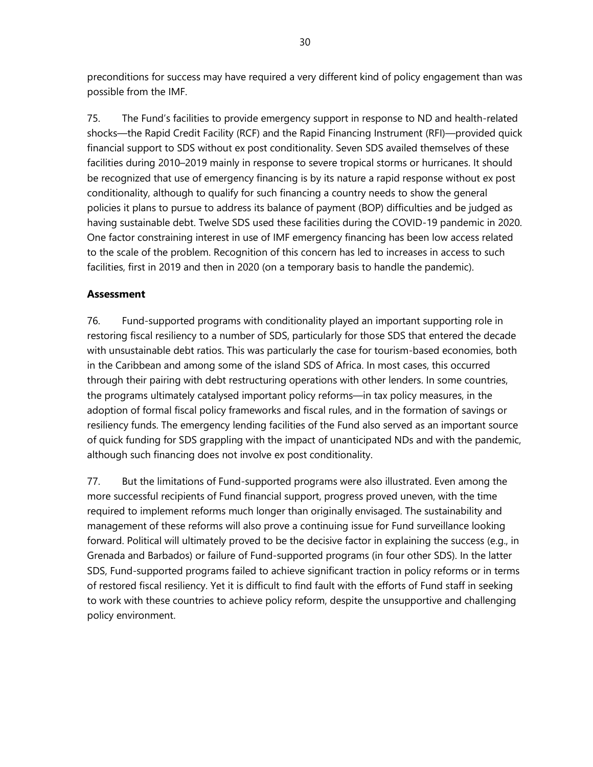preconditions for success may have required a very different kind of policy engagement than was possible from the IMF.

75. The Fund's facilities to provide emergency support in response to ND and health-related shocks—the Rapid Credit Facility (RCF) and the Rapid Financing Instrument (RFI)—provided quick financial support to SDS without ex post conditionality. Seven SDS availed themselves of these facilities during 2010–2019 mainly in response to severe tropical storms or hurricanes. It should be recognized that use of emergency financing is by its nature a rapid response without ex post conditionality, although to qualify for such financing a country needs to show the general policies it plans to pursue to address its balance of payment (BOP) difficulties and be judged as having sustainable debt. Twelve SDS used these facilities during the COVID-19 pandemic in 2020. One factor constraining interest in use of IMF emergency financing has been low access related to the scale of the problem. Recognition of this concern has led to increases in access to such facilities, first in 2019 and then in 2020 (on a temporary basis to handle the pandemic).

### Assessment

76. Fund-supported programs with conditionality played an important supporting role in restoring fiscal resiliency to a number of SDS, particularly for those SDS that entered the decade with unsustainable debt ratios. This was particularly the case for tourism-based economies, both in the Caribbean and among some of the island SDS of Africa. In most cases, this occurred through their pairing with debt restructuring operations with other lenders. In some countries, the programs ultimately catalysed important policy reforms—in tax policy measures, in the adoption of formal fiscal policy frameworks and fiscal rules, and in the formation of savings or resiliency funds. The emergency lending facilities of the Fund also served as an important source of quick funding for SDS grappling with the impact of unanticipated NDs and with the pandemic, although such financing does not involve ex post conditionality.

77. But the limitations of Fund-supported programs were also illustrated. Even among the more successful recipients of Fund financial support, progress proved uneven, with the time required to implement reforms much longer than originally envisaged. The sustainability and management of these reforms will also prove a continuing issue for Fund surveillance looking forward. Political will ultimately proved to be the decisive factor in explaining the success (e.g., in Grenada and Barbados) or failure of Fund-supported programs (in four other SDS). In the latter SDS, Fund-supported programs failed to achieve significant traction in policy reforms or in terms of restored fiscal resiliency. Yet it is difficult to find fault with the efforts of Fund staff in seeking to work with these countries to achieve policy reform, despite the unsupportive and challenging policy environment.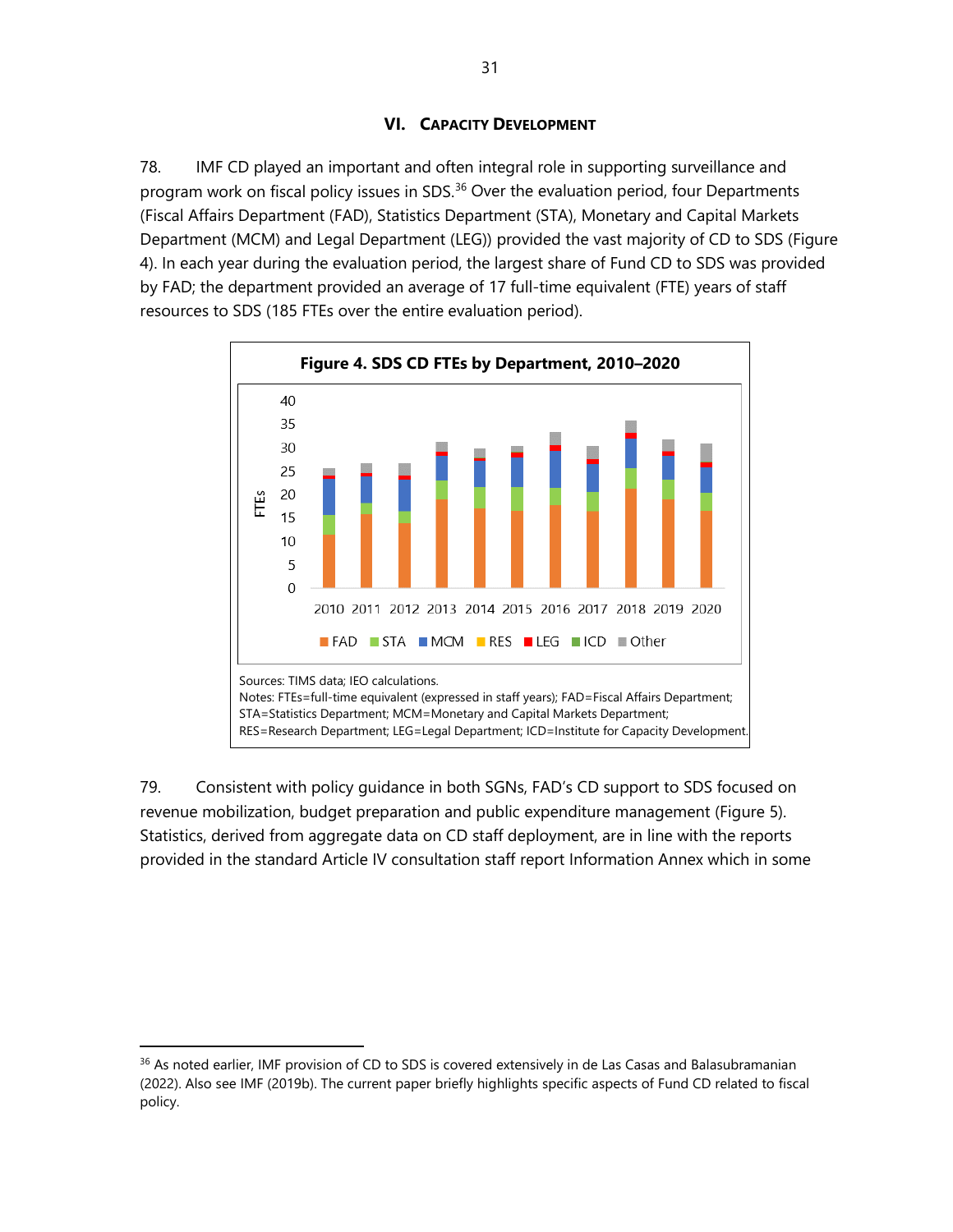## VI. CAPACITY DEVELOPMENT

78. IMF CD played an important and often integral role in supporting surveillance and program work on fiscal policy issues in SDS.[36] Over the evaluation period, four Departments (Fiscal Affairs Department (FAD), Statistics Department (STA), Monetary and Capital Markets Department (MCM) and Legal Department (LEG)) provided the vast majority of CD to SDS (Figure 4). In each year during the evaluation period, the largest share of Fund CD to SDS was provided by FAD; the department provided an average of 17 full-time equivalent (FTE) years of staff resources to SDS (185 FTEs over the entire evaluation period).

**Figure 4. SDS CD FTEs by Department, 2010–2020**

Sources: TIMS data; IEO calculations.
Notes: FTEs=full-time equivalent (expressed in staff years); FAD=Fiscal Affairs Department; STA=Statistics Department; MCM=Monetary and Capital Markets Department; RES=Research Department; LEG=Legal Department; ICD=Institute for Capacity Development.

79. Consistent with policy guidance in both SGNs, FAD's CD support to SDS focused on revenue mobilization, budget preparation and public expenditure management (Figure 5). Statistics, derived from aggregate data on CD staff deployment, are in line with the reports provided in the standard Article IV consultation staff report Information Annex which in some

[36] As noted earlier, IMF provision of CD to SDS is covered extensively in de Las Casas and Balasubramanian (2022). Also see IMF (2019b). The current paper briefly highlights specific aspects of Fund CD related to fiscal policy.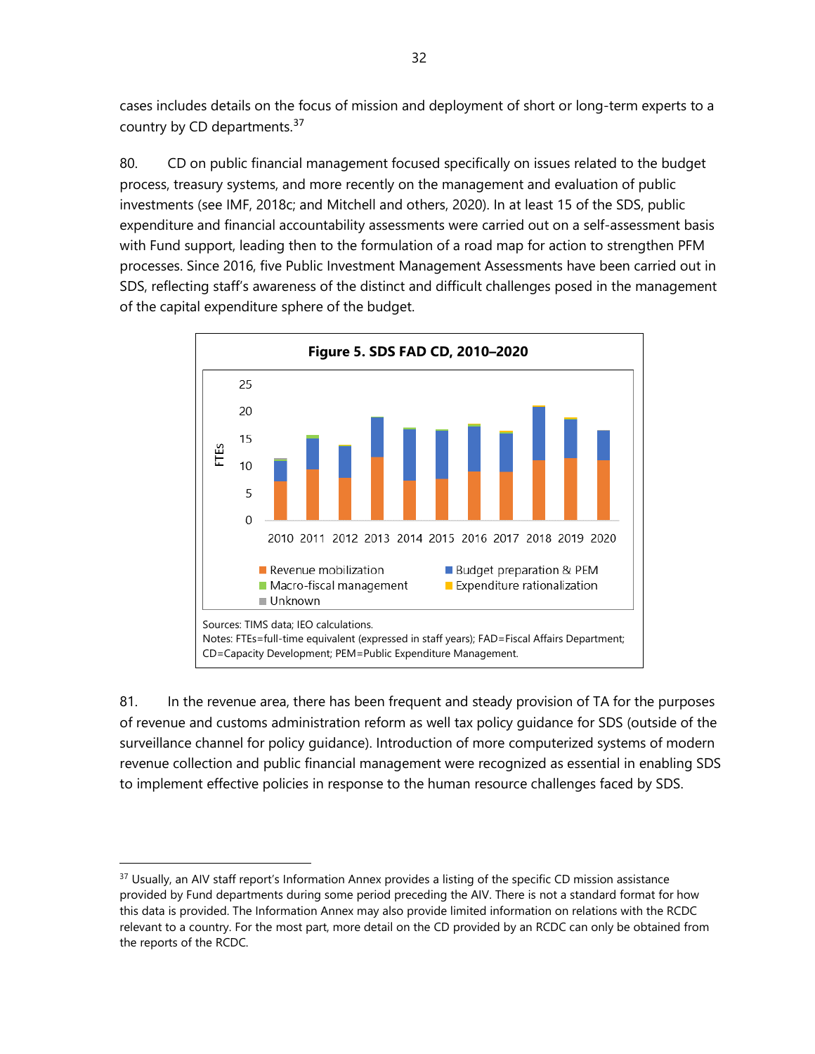cases includes details on the focus of mission and deployment of short or long-term experts to a country by CD departments.[37]

80. CD on public financial management focused specifically on issues related to the budget process, treasury systems, and more recently on the management and evaluation of public investments (see IMF, 2018c; and Mitchell and others, 2020). In at least 15 of the SDS, public expenditure and financial accountability assessments were carried out on a self-assessment basis with Fund support, leading then to the formulation of a road map for action to strengthen PFM processes. Since 2016, five Public Investment Management Assessments have been carried out in SDS, reflecting staff's awareness of the distinct and difficult challenges posed in the management of the capital expenditure sphere of the budget.

**Figure 5. SDS FAD CD, 2010–2020**

Sources: TIMS data; IEO calculations.
Notes: FTEs=full-time equivalent (expressed in staff years); FAD=Fiscal Affairs Department; CD=Capacity Development; PEM=Public Expenditure Management.

81. In the revenue area, there has been frequent and steady provision of TA for the purposes of revenue and customs administration reform as well tax policy guidance for SDS (outside of the surveillance channel for policy guidance). Introduction of more computerized systems of modern revenue collection and public financial management were recognized as essential in enabling SDS to implement effective policies in response to the human resource challenges faced by SDS.

---

[37] Usually, an AIV staff report's Information Annex provides a listing of the specific CD mission assistance provided by Fund departments during some period preceding the AIV. There is not a standard format for how this data is provided. The Information Annex may also provide limited information on relations with the RCDC relevant to a country. For the most part, more detail on the CD provided by an RCDC can only be obtained from the reports of the RCDC.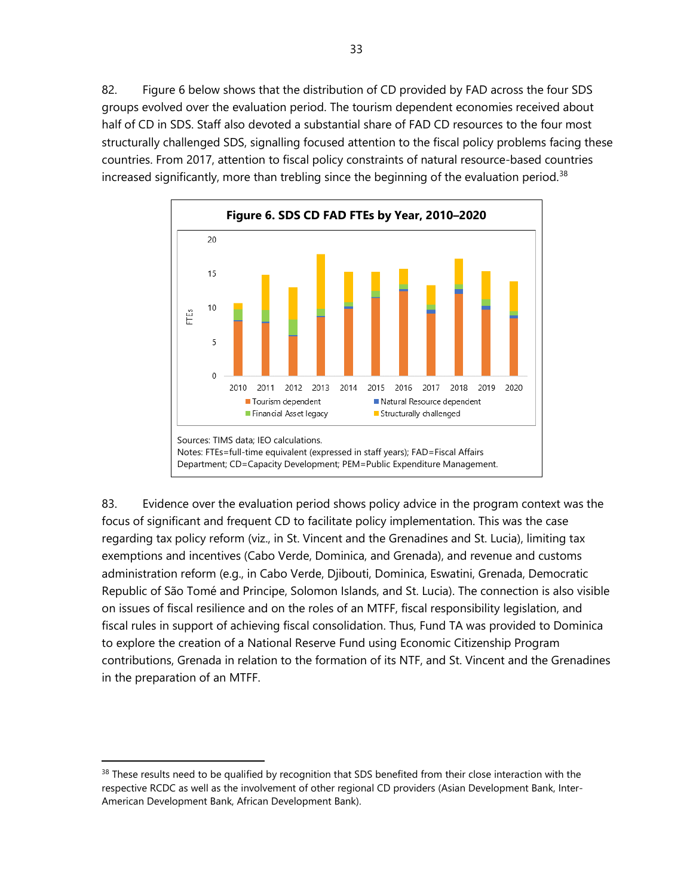82. Figure 6 below shows that the distribution of CD provided by FAD across the four SDS groups evolved over the evaluation period. The tourism dependent economies received about half of CD in SDS. Staff also devoted a substantial share of FAD CD resources to the four most structurally challenged SDS, signalling focused attention to the fiscal policy problems facing these countries. From 2017, attention to fiscal policy constraints of natural resource-based countries increased significantly, more than trebling since the beginning of the evaluation period.[38]

**Figure 6. SDS CD FAD FTEs by Year, 2010–2020**

Sources: TIMS data; IEO calculations.

Notes: FTEs=full-time equivalent (expressed in staff years); FAD=Fiscal Affairs Department; CD=Capacity Development; PEM=Public Expenditure Management.

83. Evidence over the evaluation period shows policy advice in the program context was the focus of significant and frequent CD to facilitate policy implementation. This was the case regarding tax policy reform (viz., in St. Vincent and the Grenadines and St. Lucia), limiting tax exemptions and incentives (Cabo Verde, Dominica, and Grenada), and revenue and customs administration reform (e.g., in Cabo Verde, Djibouti, Dominica, Eswatini, Grenada, Democratic Republic of São Tomé and Principe, Solomon Islands, and St. Lucia). The connection is also visible on issues of fiscal resilience and on the roles of an MTFF, fiscal responsibility legislation, and fiscal rules in support of achieving fiscal consolidation. Thus, Fund TA was provided to Dominica to explore the creation of a National Reserve Fund using Economic Citizenship Program contributions, Grenada in relation to the formation of its NTF, and St. Vincent and the Grenadines in the preparation of an MTFF.

[38] These results need to be qualified by recognition that SDS benefited from their close interaction with the respective RCDC as well as the involvement of other regional CD providers (Asian Development Bank, Inter-American Development Bank, African Development Bank).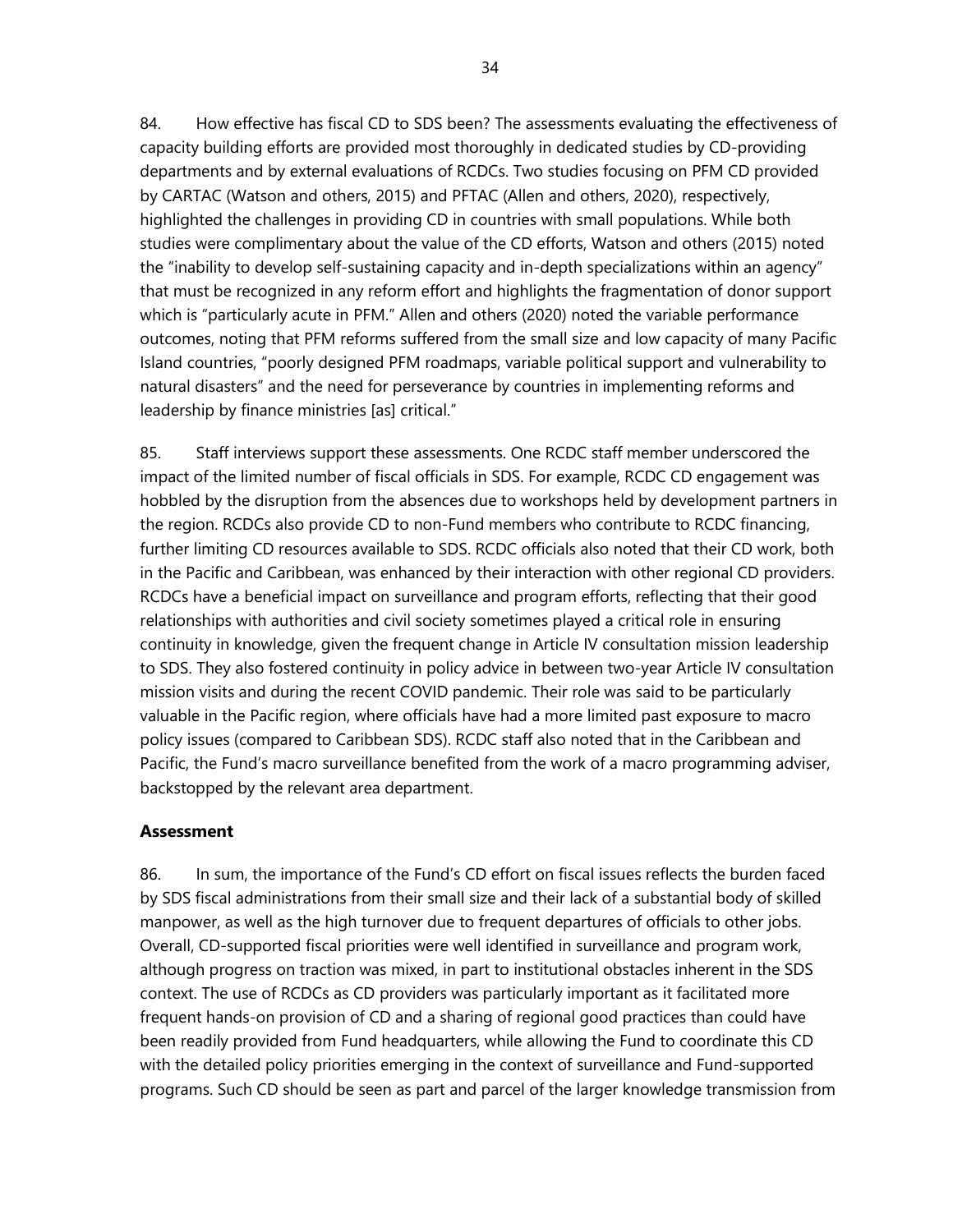84. How effective has fiscal CD to SDS been? The assessments evaluating the effectiveness of capacity building efforts are provided most thoroughly in dedicated studies by CD-providing departments and by external evaluations of RCDCs. Two studies focusing on PFM CD provided by CARTAC (Watson and others, 2015) and PFTAC (Allen and others, 2020), respectively, highlighted the challenges in providing CD in countries with small populations. While both studies were complimentary about the value of the CD efforts, Watson and others (2015) noted the "inability to develop self-sustaining capacity and in-depth specializations within an agency" that must be recognized in any reform effort and highlights the fragmentation of donor support which is "particularly acute in PFM." Allen and others (2020) noted the variable performance outcomes, noting that PFM reforms suffered from the small size and low capacity of many Pacific Island countries, "poorly designed PFM roadmaps, variable political support and vulnerability to natural disasters" and the need for perseverance by countries in implementing reforms and leadership by finance ministries [as] critical."

85. Staff interviews support these assessments. One RCDC staff member underscored the impact of the limited number of fiscal officials in SDS. For example, RCDC CD engagement was hobbled by the disruption from the absences due to workshops held by development partners in the region. RCDCs also provide CD to non-Fund members who contribute to RCDC financing, further limiting CD resources available to SDS. RCDC officials also noted that their CD work, both in the Pacific and Caribbean, was enhanced by their interaction with other regional CD providers. RCDCs have a beneficial impact on surveillance and program efforts, reflecting that their good relationships with authorities and civil society sometimes played a critical role in ensuring continuity in knowledge, given the frequent change in Article IV consultation mission leadership to SDS. They also fostered continuity in policy advice in between two-year Article IV consultation mission visits and during the recent COVID pandemic. Their role was said to be particularly valuable in the Pacific region, where officials have had a more limited past exposure to macro policy issues (compared to Caribbean SDS). RCDC staff also noted that in the Caribbean and Pacific, the Fund's macro surveillance benefited from the work of a macro programming adviser, backstopped by the relevant area department.

### Assessment

86. In sum, the importance of the Fund's CD effort on fiscal issues reflects the burden faced by SDS fiscal administrations from their small size and their lack of a substantial body of skilled manpower, as well as the high turnover due to frequent departures of officials to other jobs. Overall, CD-supported fiscal priorities were well identified in surveillance and program work, although progress on traction was mixed, in part to institutional obstacles inherent in the SDS context. The use of RCDCs as CD providers was particularly important as it facilitated more frequent hands-on provision of CD and a sharing of regional good practices than could have been readily provided from Fund headquarters, while allowing the Fund to coordinate this CD with the detailed policy priorities emerging in the context of surveillance and Fund-supported programs. Such CD should be seen as part and parcel of the larger knowledge transmission from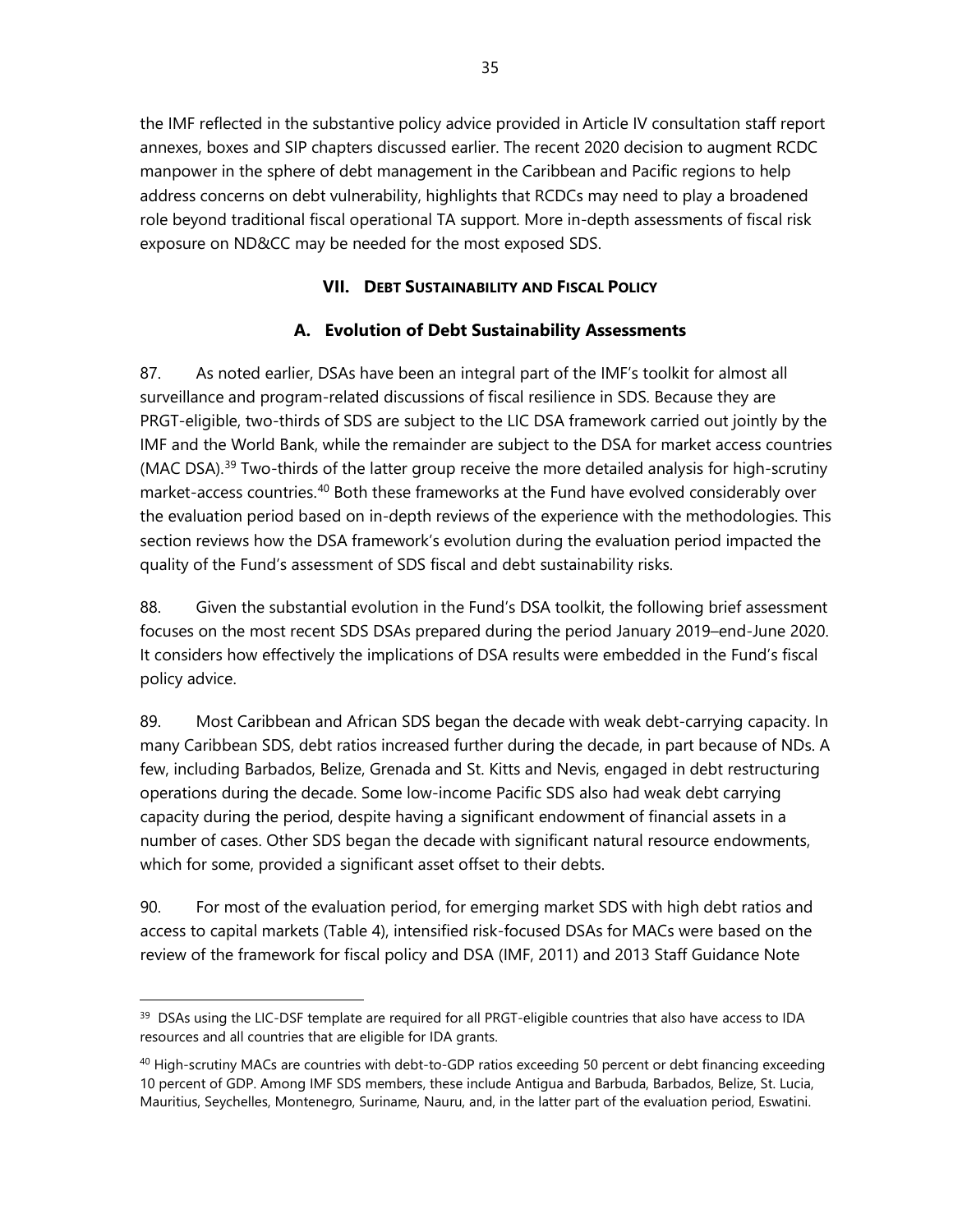the IMF reflected in the substantive policy advice provided in Article IV consultation staff report annexes, boxes and SIP chapters discussed earlier. The recent 2020 decision to augment RCDC manpower in the sphere of debt management in the Caribbean and Pacific regions to help address concerns on debt vulnerability, highlights that RCDCs may need to play a broadened role beyond traditional fiscal operational TA support. More in-depth assessments of fiscal risk exposure on ND&CC may be needed for the most exposed SDS.

## VII. DEBT SUSTAINABILITY AND FISCAL POLICY

### A. Evolution of Debt Sustainability Assessments

87. As noted earlier, DSAs have been an integral part of the IMF's toolkit for almost all surveillance and program-related discussions of fiscal resilience in SDS. Because they are PRGT-eligible, two-thirds of SDS are subject to the LIC DSA framework carried out jointly by the IMF and the World Bank, while the remainder are subject to the DSA for market access countries (MAC DSA).[39] Two-thirds of the latter group receive the more detailed analysis for high-scrutiny market-access countries.[40] Both these frameworks at the Fund have evolved considerably over the evaluation period based on in-depth reviews of the experience with the methodologies. This section reviews how the DSA framework's evolution during the evaluation period impacted the quality of the Fund's assessment of SDS fiscal and debt sustainability risks.

88. Given the substantial evolution in the Fund's DSA toolkit, the following brief assessment focuses on the most recent SDS DSAs prepared during the period January 2019–end-June 2020. It considers how effectively the implications of DSA results were embedded in the Fund's fiscal policy advice.

89. Most Caribbean and African SDS began the decade with weak debt-carrying capacity. In many Caribbean SDS, debt ratios increased further during the decade, in part because of NDs. A few, including Barbados, Belize, Grenada and St. Kitts and Nevis, engaged in debt restructuring operations during the decade. Some low-income Pacific SDS also had weak debt carrying capacity during the period, despite having a significant endowment of financial assets in a number of cases. Other SDS began the decade with significant natural resource endowments, which for some, provided a significant asset offset to their debts.

90. For most of the evaluation period, for emerging market SDS with high debt ratios and access to capital markets (Table 4), intensified risk-focused DSAs for MACs were based on the review of the framework for fiscal policy and DSA (IMF, 2011) and 2013 Staff Guidance Note

---

[39] DSAs using the LIC-DSF template are required for all PRGT-eligible countries that also have access to IDA resources and all countries that are eligible for IDA grants.

[40] High-scrutiny MACs are countries with debt-to-GDP ratios exceeding 50 percent or debt financing exceeding 10 percent of GDP. Among IMF SDS members, these include Antigua and Barbuda, Barbados, Belize, St. Lucia, Mauritius, Seychelles, Montenegro, Suriname, Nauru, and, in the latter part of the evaluation period, Eswatini.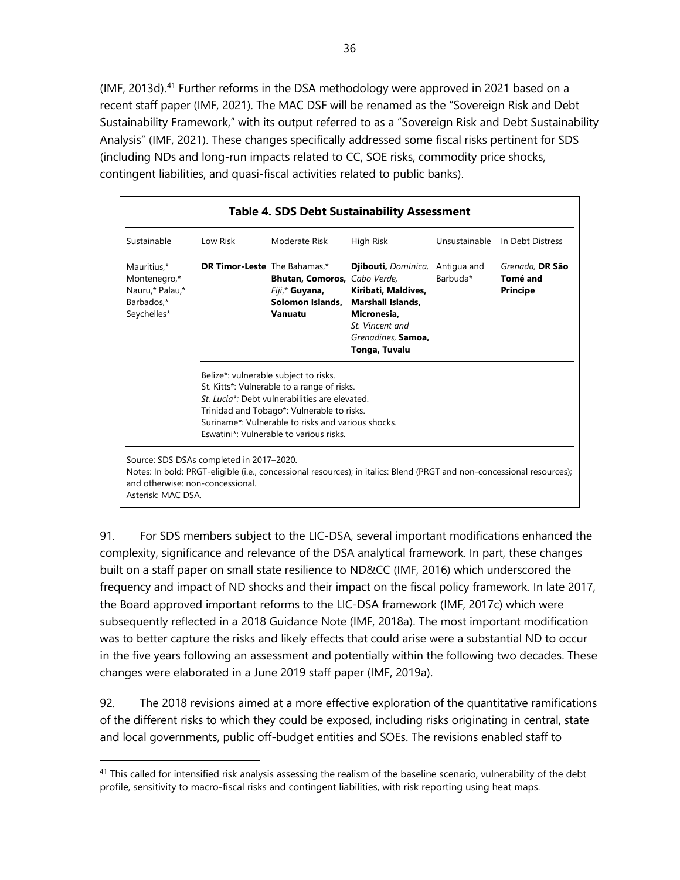(IMF, 2013d).[41] Further reforms in the DSA methodology were approved in 2021 based on a recent staff paper (IMF, 2021). The MAC DSF will be renamed as the "Sovereign Risk and Debt Sustainability Framework," with its output referred to as a "Sovereign Risk and Debt Sustainability Analysis" (IMF, 2021). These changes specifically addressed some fiscal risks pertinent for SDS (including NDs and long-run impacts related to CC, SOE risks, commodity price shocks, contingent liabilities, and quasi-fiscal activities related to public banks).

**Table 4. SDS Debt Sustainability Assessment**

| Sustainable | Low Risk | Moderate Risk | High Risk | Unsustainable | In Debt Distress |
|---|---|---|---|---|---|
| Mauritius,* Montenegro,* Nauru,* Palau,* Barbados,* Seychelles* | **DR Timor-Leste** | The Bahamas,* **Bhutan, Comoros,** *Fiji,** **Guyana, Solomon Islands, Vanuatu** | **Djibouti,** *Dominica, Cabo Verde,* **Kiribati, Maldives, Marshall Islands, Micronesia,** *St. Vincent and Grenadines,* **Samoa, Tonga, Tuvalu** | Antigua and Barbuda* | *Grenada,* **DR São Tomé and Principe** |
| | Belize*: vulnerable subject to risks.<br>St. Kitts*: Vulnerable to a range of risks.<br>*St. Lucia*:* Debt vulnerabilities are elevated.<br>Trinidad and Tobago*: Vulnerable to risks.<br>Suriname*: Vulnerable to risks and various shocks.<br>Eswatini*: Vulnerable to various risks. | | | | |

Source: SDS DSAs completed in 2017–2020.
Notes: In bold: PRGT-eligible (i.e., concessional resources); in italics: Blend (PRGT and non-concessional resources); and otherwise: non-concessional.
Asterisk: MAC DSA.

91. For SDS members subject to the LIC-DSA, several important modifications enhanced the complexity, significance and relevance of the DSA analytical framework. In part, these changes built on a staff paper on small state resilience to ND&CC (IMF, 2016) which underscored the frequency and impact of ND shocks and their impact on the fiscal policy framework. In late 2017, the Board approved important reforms to the LIC-DSA framework (IMF, 2017c) which were subsequently reflected in a 2018 Guidance Note (IMF, 2018a). The most important modification was to better capture the risks and likely effects that could arise were a substantial ND to occur in the five years following an assessment and potentially within the following two decades. These changes were elaborated in a June 2019 staff paper (IMF, 2019a).

92. The 2018 revisions aimed at a more effective exploration of the quantitative ramifications of the different risks to which they could be exposed, including risks originating in central, state and local governments, public off-budget entities and SOEs. The revisions enabled staff to

[41] This called for intensified risk analysis assessing the realism of the baseline scenario, vulnerability of the debt profile, sensitivity to macro-fiscal risks and contingent liabilities, with risk reporting using heat maps.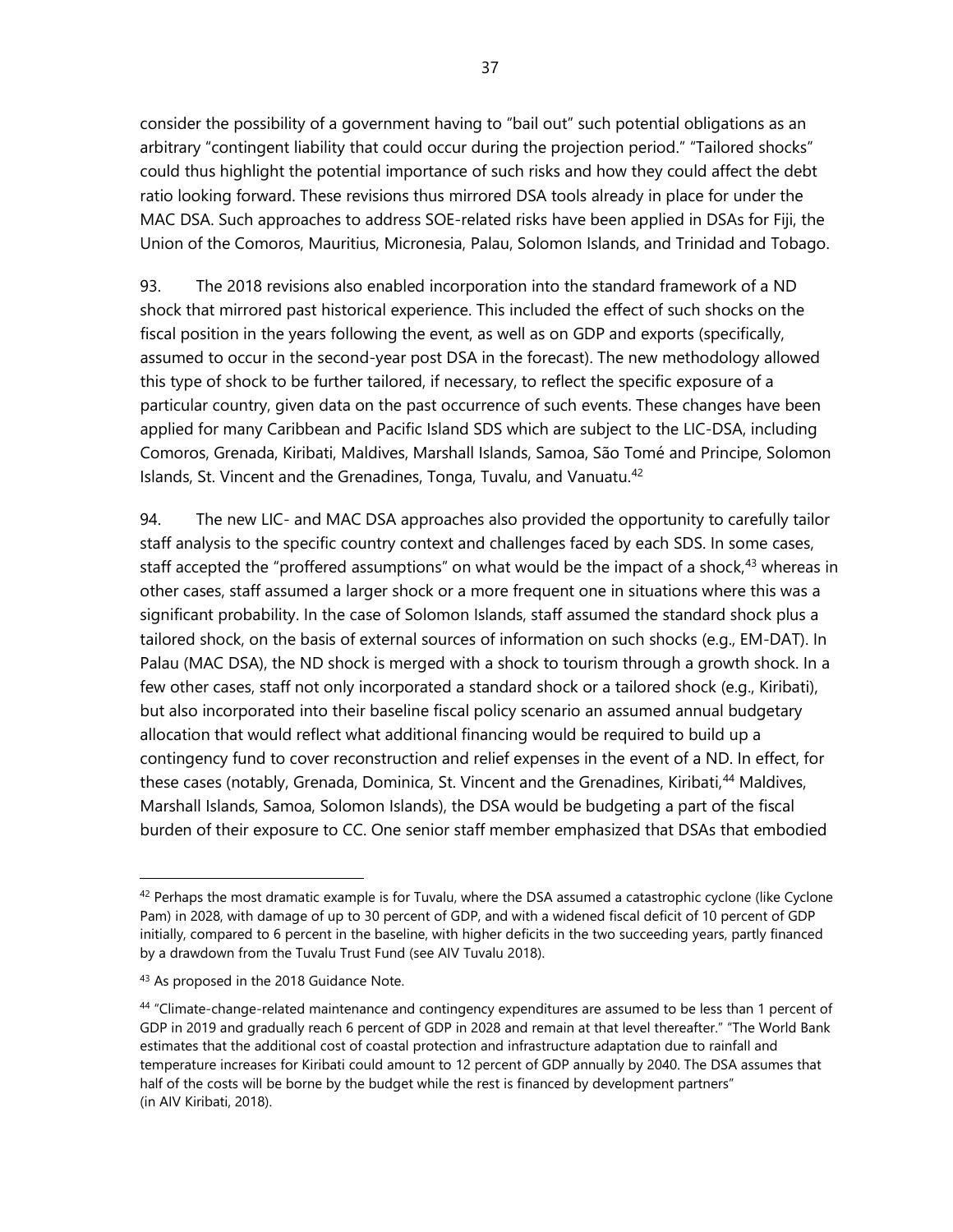consider the possibility of a government having to "bail out" such potential obligations as an arbitrary "contingent liability that could occur during the projection period." "Tailored shocks" could thus highlight the potential importance of such risks and how they could affect the debt ratio looking forward. These revisions thus mirrored DSA tools already in place for under the MAC DSA. Such approaches to address SOE-related risks have been applied in DSAs for Fiji, the Union of the Comoros, Mauritius, Micronesia, Palau, Solomon Islands, and Trinidad and Tobago.

93. The 2018 revisions also enabled incorporation into the standard framework of a ND shock that mirrored past historical experience. This included the effect of such shocks on the fiscal position in the years following the event, as well as on GDP and exports (specifically, assumed to occur in the second-year post DSA in the forecast). The new methodology allowed this type of shock to be further tailored, if necessary, to reflect the specific exposure of a particular country, given data on the past occurrence of such events. These changes have been applied for many Caribbean and Pacific Island SDS which are subject to the LIC-DSA, including Comoros, Grenada, Kiribati, Maldives, Marshall Islands, Samoa, São Tomé and Principe, Solomon Islands, St. Vincent and the Grenadines, Tonga, Tuvalu, and Vanuatu.[42]

94. The new LIC- and MAC DSA approaches also provided the opportunity to carefully tailor staff analysis to the specific country context and challenges faced by each SDS. In some cases, staff accepted the "proffered assumptions" on what would be the impact of a shock,[43] whereas in other cases, staff assumed a larger shock or a more frequent one in situations where this was a significant probability. In the case of Solomon Islands, staff assumed the standard shock plus a tailored shock, on the basis of external sources of information on such shocks (e.g., EM-DAT). In Palau (MAC DSA), the ND shock is merged with a shock to tourism through a growth shock. In a few other cases, staff not only incorporated a standard shock or a tailored shock (e.g., Kiribati), but also incorporated into their baseline fiscal policy scenario an assumed annual budgetary allocation that would reflect what additional financing would be required to build up a contingency fund to cover reconstruction and relief expenses in the event of a ND. In effect, for these cases (notably, Grenada, Dominica, St. Vincent and the Grenadines, Kiribati,[44] Maldives, Marshall Islands, Samoa, Solomon Islands), the DSA would be budgeting a part of the fiscal burden of their exposure to CC. One senior staff member emphasized that DSAs that embodied

---

[42] Perhaps the most dramatic example is for Tuvalu, where the DSA assumed a catastrophic cyclone (like Cyclone Pam) in 2028, with damage of up to 30 percent of GDP, and with a widened fiscal deficit of 10 percent of GDP initially, compared to 6 percent in the baseline, with higher deficits in the two succeeding years, partly financed by a drawdown from the Tuvalu Trust Fund (see AIV Tuvalu 2018).

[43] As proposed in the 2018 Guidance Note.

[44] "Climate-change-related maintenance and contingency expenditures are assumed to be less than 1 percent of GDP in 2019 and gradually reach 6 percent of GDP in 2028 and remain at that level thereafter." "The World Bank estimates that the additional cost of coastal protection and infrastructure adaptation due to rainfall and temperature increases for Kiribati could amount to 12 percent of GDP annually by 2040. The DSA assumes that half of the costs will be borne by the budget while the rest is financed by development partners" (in AIV Kiribati, 2018).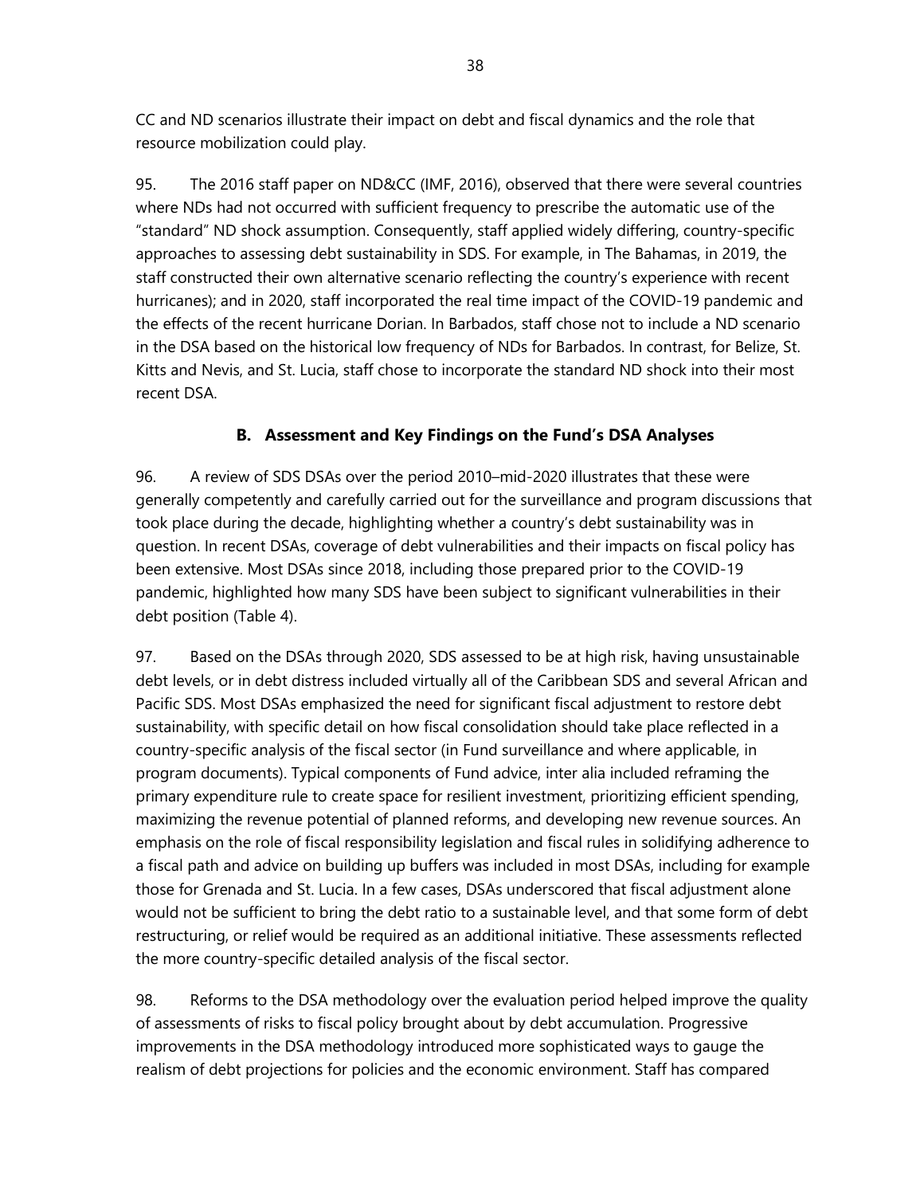CC and ND scenarios illustrate their impact on debt and fiscal dynamics and the role that resource mobilization could play.

95. The 2016 staff paper on ND&CC (IMF, 2016), observed that there were several countries where NDs had not occurred with sufficient frequency to prescribe the automatic use of the "standard" ND shock assumption. Consequently, staff applied widely differing, country-specific approaches to assessing debt sustainability in SDS. For example, in The Bahamas, in 2019, the staff constructed their own alternative scenario reflecting the country's experience with recent hurricanes); and in 2020, staff incorporated the real time impact of the COVID-19 pandemic and the effects of the recent hurricane Dorian. In Barbados, staff chose not to include a ND scenario in the DSA based on the historical low frequency of NDs for Barbados. In contrast, for Belize, St. Kitts and Nevis, and St. Lucia, staff chose to incorporate the standard ND shock into their most recent DSA.

### B. Assessment and Key Findings on the Fund's DSA Analyses

96. A review of SDS DSAs over the period 2010–mid-2020 illustrates that these were generally competently and carefully carried out for the surveillance and program discussions that took place during the decade, highlighting whether a country's debt sustainability was in question. In recent DSAs, coverage of debt vulnerabilities and their impacts on fiscal policy has been extensive. Most DSAs since 2018, including those prepared prior to the COVID-19 pandemic, highlighted how many SDS have been subject to significant vulnerabilities in their debt position (Table 4).

97. Based on the DSAs through 2020, SDS assessed to be at high risk, having unsustainable debt levels, or in debt distress included virtually all of the Caribbean SDS and several African and Pacific SDS. Most DSAs emphasized the need for significant fiscal adjustment to restore debt sustainability, with specific detail on how fiscal consolidation should take place reflected in a country-specific analysis of the fiscal sector (in Fund surveillance and where applicable, in program documents). Typical components of Fund advice, inter alia included reframing the primary expenditure rule to create space for resilient investment, prioritizing efficient spending, maximizing the revenue potential of planned reforms, and developing new revenue sources. An emphasis on the role of fiscal responsibility legislation and fiscal rules in solidifying adherence to a fiscal path and advice on building up buffers was included in most DSAs, including for example those for Grenada and St. Lucia. In a few cases, DSAs underscored that fiscal adjustment alone would not be sufficient to bring the debt ratio to a sustainable level, and that some form of debt restructuring, or relief would be required as an additional initiative. These assessments reflected the more country-specific detailed analysis of the fiscal sector.

98. Reforms to the DSA methodology over the evaluation period helped improve the quality of assessments of risks to fiscal policy brought about by debt accumulation. Progressive improvements in the DSA methodology introduced more sophisticated ways to gauge the realism of debt projections for policies and the economic environment. Staff has compared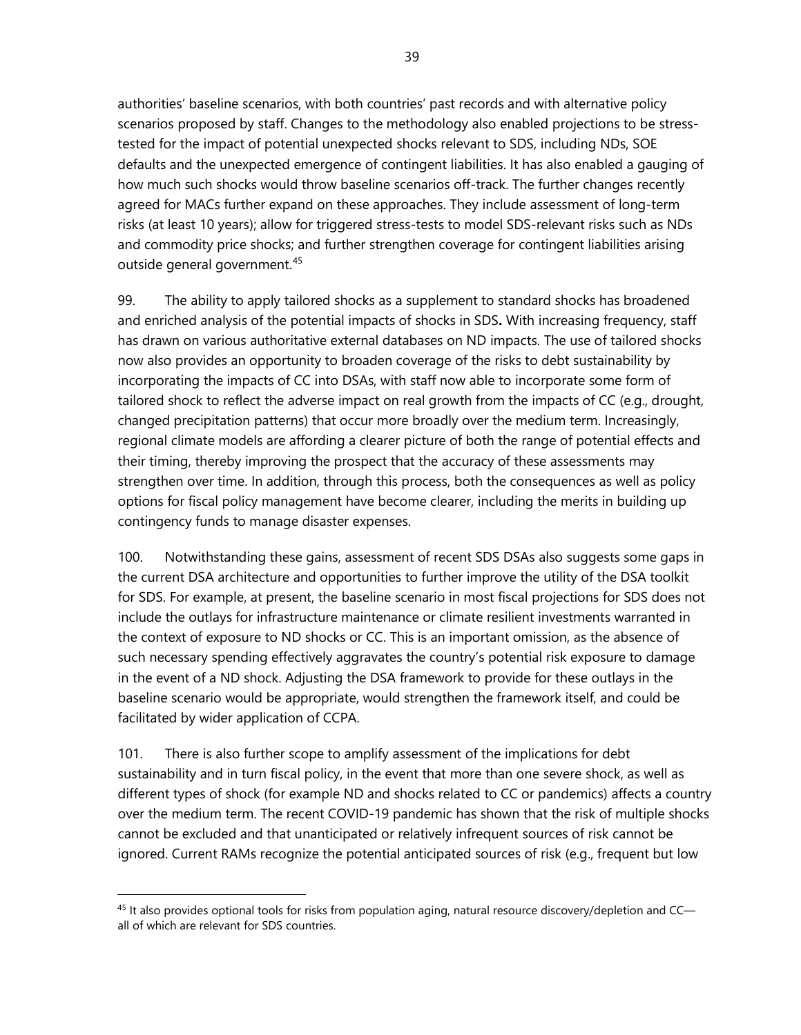authorities' baseline scenarios, with both countries' past records and with alternative policy scenarios proposed by staff. Changes to the methodology also enabled projections to be stress-tested for the impact of potential unexpected shocks relevant to SDS, including NDs, SOE defaults and the unexpected emergence of contingent liabilities. It has also enabled a gauging of how much such shocks would throw baseline scenarios off-track. The further changes recently agreed for MACs further expand on these approaches. They include assessment of long-term risks (at least 10 years); allow for triggered stress-tests to model SDS-relevant risks such as NDs and commodity price shocks; and further strengthen coverage for contingent liabilities arising outside general government.[45]

99. The ability to apply tailored shocks as a supplement to standard shocks has broadened and enriched analysis of the potential impacts of shocks in SDS**.** With increasing frequency, staff has drawn on various authoritative external databases on ND impacts. The use of tailored shocks now also provides an opportunity to broaden coverage of the risks to debt sustainability by incorporating the impacts of CC into DSAs, with staff now able to incorporate some form of tailored shock to reflect the adverse impact on real growth from the impacts of CC (e.g., drought, changed precipitation patterns) that occur more broadly over the medium term. Increasingly, regional climate models are affording a clearer picture of both the range of potential effects and their timing, thereby improving the prospect that the accuracy of these assessments may strengthen over time. In addition, through this process, both the consequences as well as policy options for fiscal policy management have become clearer, including the merits in building up contingency funds to manage disaster expenses.

100. Notwithstanding these gains, assessment of recent SDS DSAs also suggests some gaps in the current DSA architecture and opportunities to further improve the utility of the DSA toolkit for SDS. For example, at present, the baseline scenario in most fiscal projections for SDS does not include the outlays for infrastructure maintenance or climate resilient investments warranted in the context of exposure to ND shocks or CC. This is an important omission, as the absence of such necessary spending effectively aggravates the country's potential risk exposure to damage in the event of a ND shock. Adjusting the DSA framework to provide for these outlays in the baseline scenario would be appropriate, would strengthen the framework itself, and could be facilitated by wider application of CCPA.

101. There is also further scope to amplify assessment of the implications for debt sustainability and in turn fiscal policy, in the event that more than one severe shock, as well as different types of shock (for example ND and shocks related to CC or pandemics) affects a country over the medium term. The recent COVID-19 pandemic has shown that the risk of multiple shocks cannot be excluded and that unanticipated or relatively infrequent sources of risk cannot be ignored. Current RAMs recognize the potential anticipated sources of risk (e.g., frequent but low

---

[45] It also provides optional tools for risks from population aging, natural resource discovery/depletion and CC—all of which are relevant for SDS countries.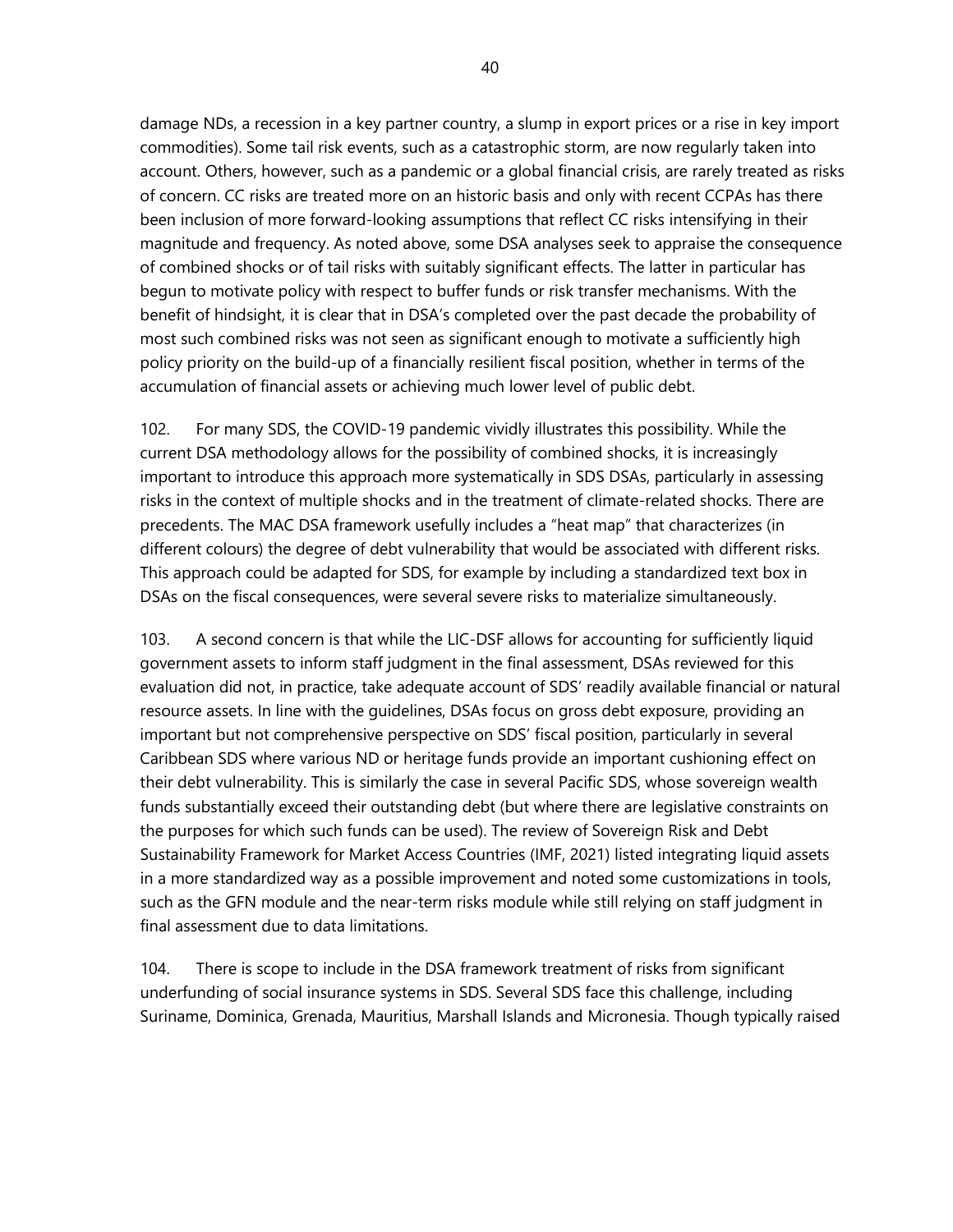damage NDs, a recession in a key partner country, a slump in export prices or a rise in key import commodities). Some tail risk events, such as a catastrophic storm, are now regularly taken into account. Others, however, such as a pandemic or a global financial crisis, are rarely treated as risks of concern. CC risks are treated more on an historic basis and only with recent CCPAs has there been inclusion of more forward-looking assumptions that reflect CC risks intensifying in their magnitude and frequency. As noted above, some DSA analyses seek to appraise the consequence of combined shocks or of tail risks with suitably significant effects. The latter in particular has begun to motivate policy with respect to buffer funds or risk transfer mechanisms. With the benefit of hindsight, it is clear that in DSA's completed over the past decade the probability of most such combined risks was not seen as significant enough to motivate a sufficiently high policy priority on the build-up of a financially resilient fiscal position, whether in terms of the accumulation of financial assets or achieving much lower level of public debt.

102. For many SDS, the COVID-19 pandemic vividly illustrates this possibility. While the current DSA methodology allows for the possibility of combined shocks, it is increasingly important to introduce this approach more systematically in SDS DSAs, particularly in assessing risks in the context of multiple shocks and in the treatment of climate-related shocks. There are precedents. The MAC DSA framework usefully includes a "heat map" that characterizes (in different colours) the degree of debt vulnerability that would be associated with different risks. This approach could be adapted for SDS, for example by including a standardized text box in DSAs on the fiscal consequences, were several severe risks to materialize simultaneously.

103. A second concern is that while the LIC-DSF allows for accounting for sufficiently liquid government assets to inform staff judgment in the final assessment, DSAs reviewed for this evaluation did not, in practice, take adequate account of SDS' readily available financial or natural resource assets. In line with the guidelines, DSAs focus on gross debt exposure, providing an important but not comprehensive perspective on SDS' fiscal position, particularly in several Caribbean SDS where various ND or heritage funds provide an important cushioning effect on their debt vulnerability. This is similarly the case in several Pacific SDS, whose sovereign wealth funds substantially exceed their outstanding debt (but where there are legislative constraints on the purposes for which such funds can be used). The review of Sovereign Risk and Debt Sustainability Framework for Market Access Countries (IMF, 2021) listed integrating liquid assets in a more standardized way as a possible improvement and noted some customizations in tools, such as the GFN module and the near-term risks module while still relying on staff judgment in final assessment due to data limitations.

104. There is scope to include in the DSA framework treatment of risks from significant underfunding of social insurance systems in SDS. Several SDS face this challenge, including Suriname, Dominica, Grenada, Mauritius, Marshall Islands and Micronesia. Though typically raised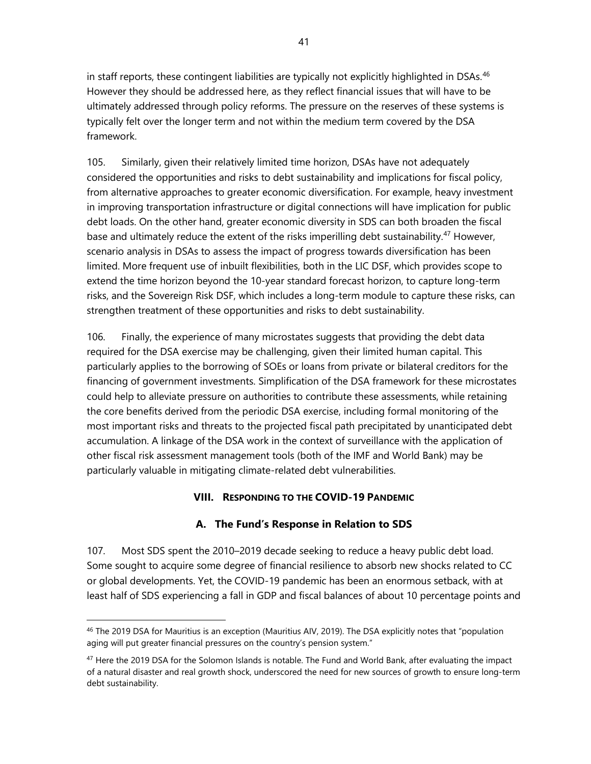in staff reports, these contingent liabilities are typically not explicitly highlighted in DSAs.[46] However they should be addressed here, as they reflect financial issues that will have to be ultimately addressed through policy reforms. The pressure on the reserves of these systems is typically felt over the longer term and not within the medium term covered by the DSA framework.

105. Similarly, given their relatively limited time horizon, DSAs have not adequately considered the opportunities and risks to debt sustainability and implications for fiscal policy, from alternative approaches to greater economic diversification. For example, heavy investment in improving transportation infrastructure or digital connections will have implication for public debt loads. On the other hand, greater economic diversity in SDS can both broaden the fiscal base and ultimately reduce the extent of the risks imperilling debt sustainability.[47] However, scenario analysis in DSAs to assess the impact of progress towards diversification has been limited. More frequent use of inbuilt flexibilities, both in the LIC DSF, which provides scope to extend the time horizon beyond the 10-year standard forecast horizon, to capture long-term risks, and the Sovereign Risk DSF, which includes a long-term module to capture these risks, can strengthen treatment of these opportunities and risks to debt sustainability.

106. Finally, the experience of many microstates suggests that providing the debt data required for the DSA exercise may be challenging, given their limited human capital. This particularly applies to the borrowing of SOEs or loans from private or bilateral creditors for the financing of government investments. Simplification of the DSA framework for these microstates could help to alleviate pressure on authorities to contribute these assessments, while retaining the core benefits derived from the periodic DSA exercise, including formal monitoring of the most important risks and threats to the projected fiscal path precipitated by unanticipated debt accumulation. A linkage of the DSA work in the context of surveillance with the application of other fiscal risk assessment management tools (both of the IMF and World Bank) may be particularly valuable in mitigating climate-related debt vulnerabilities.

## VIII. RESPONDING TO THE COVID-19 PANDEMIC

### A. The Fund's Response in Relation to SDS

107. Most SDS spent the 2010–2019 decade seeking to reduce a heavy public debt load. Some sought to acquire some degree of financial resilience to absorb new shocks related to CC or global developments. Yet, the COVID-19 pandemic has been an enormous setback, with at least half of SDS experiencing a fall in GDP and fiscal balances of about 10 percentage points and

---

[46] The 2019 DSA for Mauritius is an exception (Mauritius AIV, 2019). The DSA explicitly notes that "population aging will put greater financial pressures on the country's pension system."

[47] Here the 2019 DSA for the Solomon Islands is notable. The Fund and World Bank, after evaluating the impact of a natural disaster and real growth shock, underscored the need for new sources of growth to ensure long-term debt sustainability.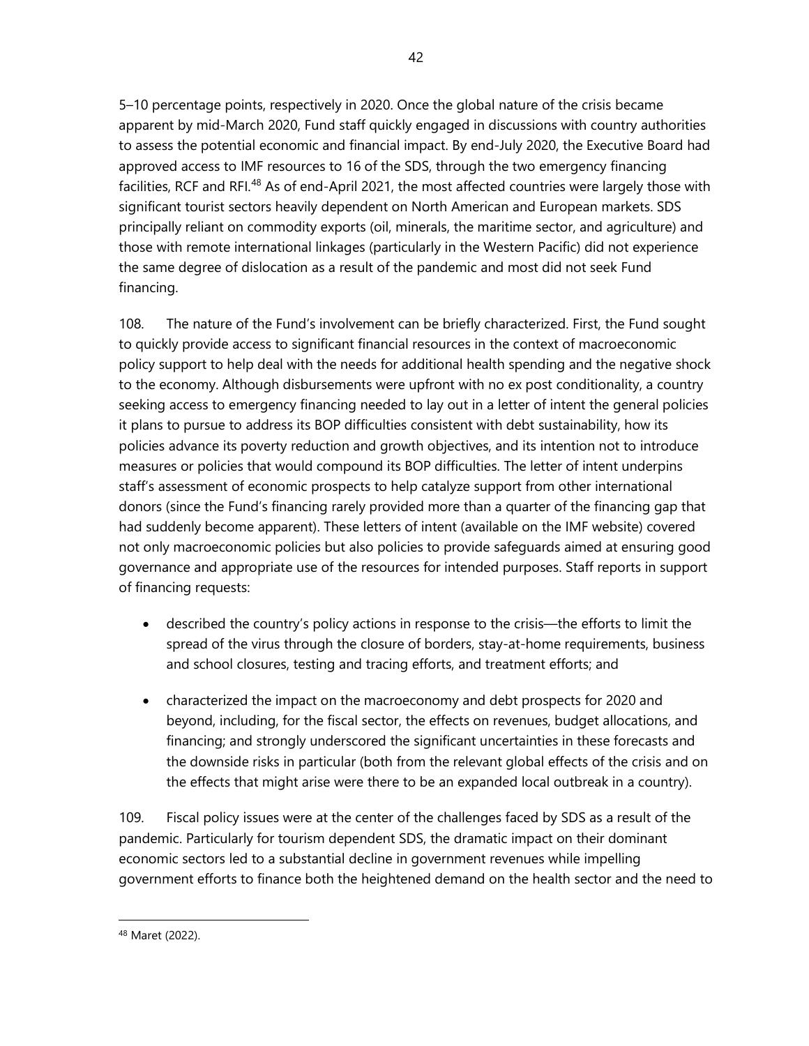5–10 percentage points, respectively in 2020. Once the global nature of the crisis became apparent by mid-March 2020, Fund staff quickly engaged in discussions with country authorities to assess the potential economic and financial impact. By end-July 2020, the Executive Board had approved access to IMF resources to 16 of the SDS, through the two emergency financing facilities, RCF and RFI.[48] As of end-April 2021, the most affected countries were largely those with significant tourist sectors heavily dependent on North American and European markets. SDS principally reliant on commodity exports (oil, minerals, the maritime sector, and agriculture) and those with remote international linkages (particularly in the Western Pacific) did not experience the same degree of dislocation as a result of the pandemic and most did not seek Fund financing.

108. The nature of the Fund's involvement can be briefly characterized. First, the Fund sought to quickly provide access to significant financial resources in the context of macroeconomic policy support to help deal with the needs for additional health spending and the negative shock to the economy. Although disbursements were upfront with no ex post conditionality, a country seeking access to emergency financing needed to lay out in a letter of intent the general policies it plans to pursue to address its BOP difficulties consistent with debt sustainability, how its policies advance its poverty reduction and growth objectives, and its intention not to introduce measures or policies that would compound its BOP difficulties. The letter of intent underpins staff's assessment of economic prospects to help catalyze support from other international donors (since the Fund's financing rarely provided more than a quarter of the financing gap that had suddenly become apparent). These letters of intent (available on the IMF website) covered not only macroeconomic policies but also policies to provide safeguards aimed at ensuring good governance and appropriate use of the resources for intended purposes. Staff reports in support of financing requests:

- described the country's policy actions in response to the crisis—the efforts to limit the spread of the virus through the closure of borders, stay-at-home requirements, business and school closures, testing and tracing efforts, and treatment efforts; and

- characterized the impact on the macroeconomy and debt prospects for 2020 and beyond, including, for the fiscal sector, the effects on revenues, budget allocations, and financing; and strongly underscored the significant uncertainties in these forecasts and the downside risks in particular (both from the relevant global effects of the crisis and on the effects that might arise were there to be an expanded local outbreak in a country).

109. Fiscal policy issues were at the center of the challenges faced by SDS as a result of the pandemic. Particularly for tourism dependent SDS, the dramatic impact on their dominant economic sectors led to a substantial decline in government revenues while impelling government efforts to finance both the heightened demand on the health sector and the need to

[48] Maret (2022).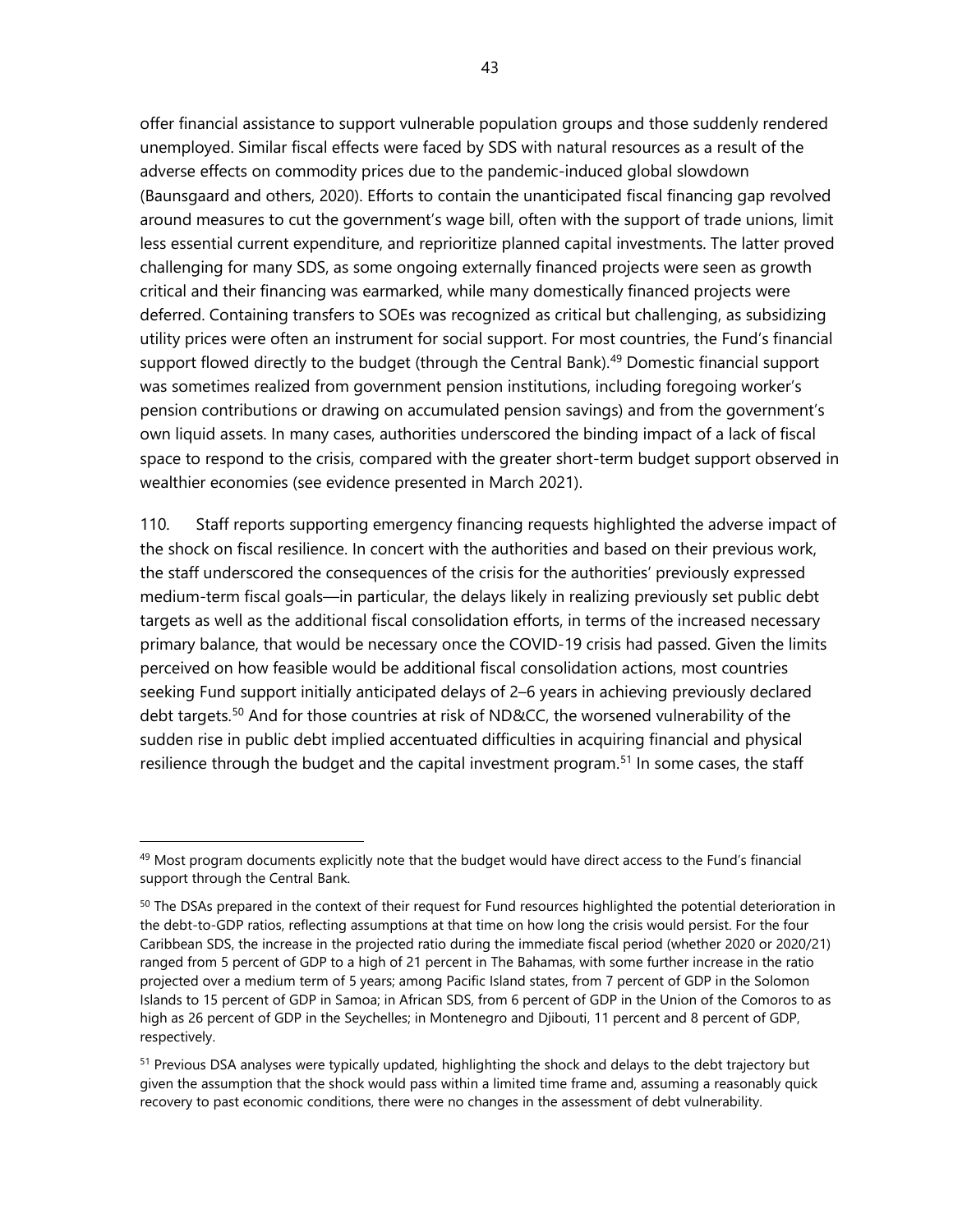offer financial assistance to support vulnerable population groups and those suddenly rendered unemployed. Similar fiscal effects were faced by SDS with natural resources as a result of the adverse effects on commodity prices due to the pandemic-induced global slowdown (Baunsgaard and others, 2020). Efforts to contain the unanticipated fiscal financing gap revolved around measures to cut the government's wage bill, often with the support of trade unions, limit less essential current expenditure, and reprioritize planned capital investments. The latter proved challenging for many SDS, as some ongoing externally financed projects were seen as growth critical and their financing was earmarked, while many domestically financed projects were deferred. Containing transfers to SOEs was recognized as critical but challenging, as subsidizing utility prices were often an instrument for social support. For most countries, the Fund's financial support flowed directly to the budget (through the Central Bank).[49] Domestic financial support was sometimes realized from government pension institutions, including foregoing worker's pension contributions or drawing on accumulated pension savings) and from the government's own liquid assets. In many cases, authorities underscored the binding impact of a lack of fiscal space to respond to the crisis, compared with the greater short-term budget support observed in wealthier economies (see evidence presented in March 2021).

110. Staff reports supporting emergency financing requests highlighted the adverse impact of the shock on fiscal resilience. In concert with the authorities and based on their previous work, the staff underscored the consequences of the crisis for the authorities' previously expressed medium-term fiscal goals—in particular, the delays likely in realizing previously set public debt targets as well as the additional fiscal consolidation efforts, in terms of the increased necessary primary balance, that would be necessary once the COVID-19 crisis had passed. Given the limits perceived on how feasible would be additional fiscal consolidation actions, most countries seeking Fund support initially anticipated delays of 2–6 years in achieving previously declared debt targets.[50] And for those countries at risk of ND&CC, the worsened vulnerability of the sudden rise in public debt implied accentuated difficulties in acquiring financial and physical resilience through the budget and the capital investment program.[51] In some cases, the staff

---

[49] Most program documents explicitly note that the budget would have direct access to the Fund's financial support through the Central Bank.

[50] The DSAs prepared in the context of their request for Fund resources highlighted the potential deterioration in the debt-to-GDP ratios, reflecting assumptions at that time on how long the crisis would persist. For the four Caribbean SDS, the increase in the projected ratio during the immediate fiscal period (whether 2020 or 2020/21) ranged from 5 percent of GDP to a high of 21 percent in The Bahamas, with some further increase in the ratio projected over a medium term of 5 years; among Pacific Island states, from 7 percent of GDP in the Solomon Islands to 15 percent of GDP in Samoa; in African SDS, from 6 percent of GDP in the Union of the Comoros to as high as 26 percent of GDP in the Seychelles; in Montenegro and Djibouti, 11 percent and 8 percent of GDP, respectively.

[51] Previous DSA analyses were typically updated, highlighting the shock and delays to the debt trajectory but given the assumption that the shock would pass within a limited time frame and, assuming a reasonably quick recovery to past economic conditions, there were no changes in the assessment of debt vulnerability.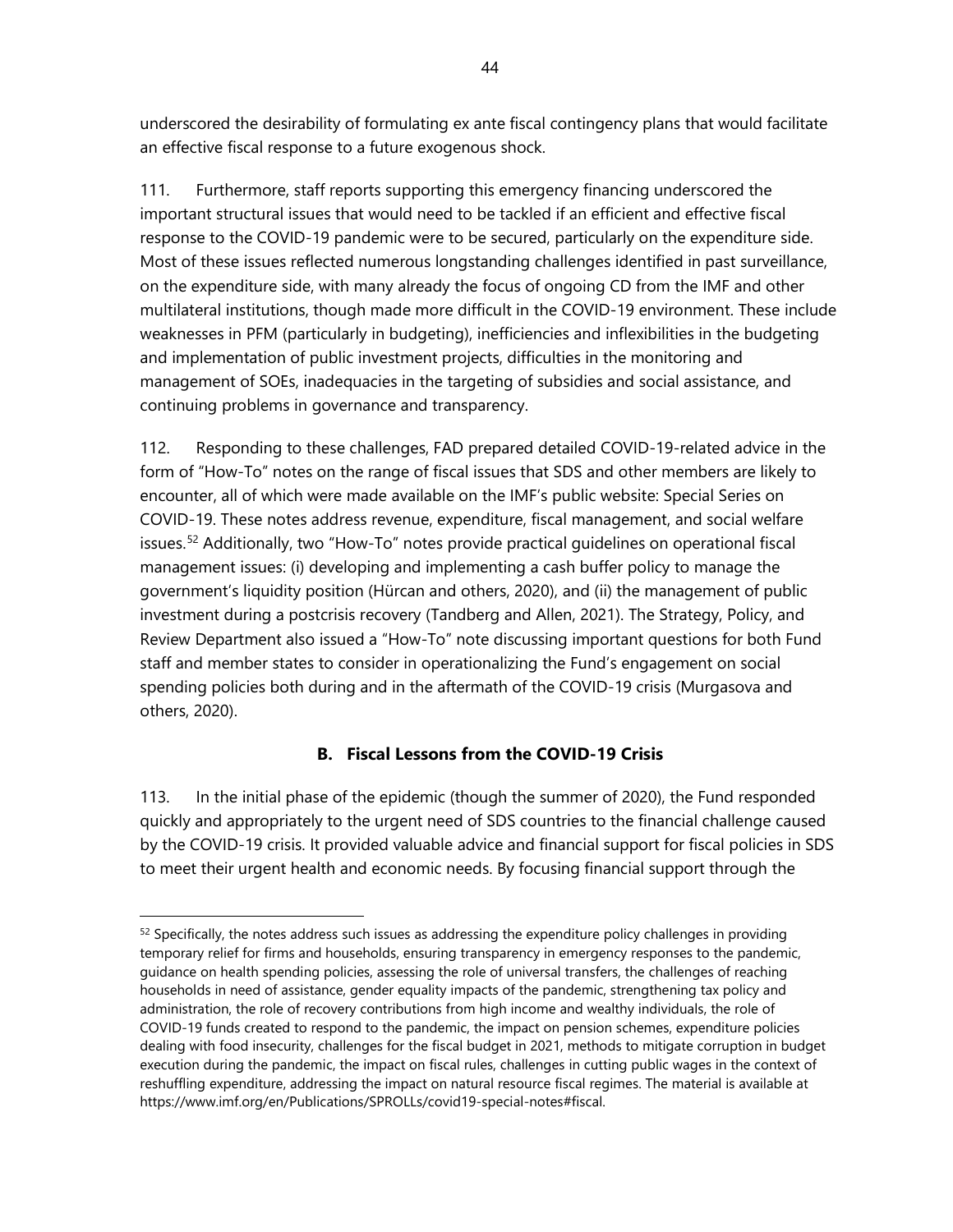underscored the desirability of formulating ex ante fiscal contingency plans that would facilitate an effective fiscal response to a future exogenous shock.

111. Furthermore, staff reports supporting this emergency financing underscored the important structural issues that would need to be tackled if an efficient and effective fiscal response to the COVID-19 pandemic were to be secured, particularly on the expenditure side. Most of these issues reflected numerous longstanding challenges identified in past surveillance, on the expenditure side, with many already the focus of ongoing CD from the IMF and other multilateral institutions, though made more difficult in the COVID-19 environment. These include weaknesses in PFM (particularly in budgeting), inefficiencies and inflexibilities in the budgeting and implementation of public investment projects, difficulties in the monitoring and management of SOEs, inadequacies in the targeting of subsidies and social assistance, and continuing problems in governance and transparency.

112. Responding to these challenges, FAD prepared detailed COVID-19-related advice in the form of "How-To" notes on the range of fiscal issues that SDS and other members are likely to encounter, all of which were made available on the IMF's public website: Special Series on COVID-19. These notes address revenue, expenditure, fiscal management, and social welfare issues.[52] Additionally, two "How-To" notes provide practical guidelines on operational fiscal management issues: (i) developing and implementing a cash buffer policy to manage the government's liquidity position (Hürcan and others, 2020), and (ii) the management of public investment during a postcrisis recovery (Tandberg and Allen, 2021). The Strategy, Policy, and Review Department also issued a "How-To" note discussing important questions for both Fund staff and member states to consider in operationalizing the Fund's engagement on social spending policies both during and in the aftermath of the COVID-19 crisis (Murgasova and others, 2020).

## B. Fiscal Lessons from the COVID-19 Crisis

113. In the initial phase of the epidemic (though the summer of 2020), the Fund responded quickly and appropriately to the urgent need of SDS countries to the financial challenge caused by the COVID-19 crisis. It provided valuable advice and financial support for fiscal policies in SDS to meet their urgent health and economic needs. By focusing financial support through the

---

[52] Specifically, the notes address such issues as addressing the expenditure policy challenges in providing temporary relief for firms and households, ensuring transparency in emergency responses to the pandemic, guidance on health spending policies, assessing the role of universal transfers, the challenges of reaching households in need of assistance, gender equality impacts of the pandemic, strengthening tax policy and administration, the role of recovery contributions from high income and wealthy individuals, the role of COVID-19 funds created to respond to the pandemic, the impact on pension schemes, expenditure policies dealing with food insecurity, challenges for the fiscal budget in 2021, methods to mitigate corruption in budget execution during the pandemic, the impact on fiscal rules, challenges in cutting public wages in the context of reshuffling expenditure, addressing the impact on natural resource fiscal regimes. The material is available at https://www.imf.org/en/Publications/SPROLLs/covid19-special-notes#fiscal.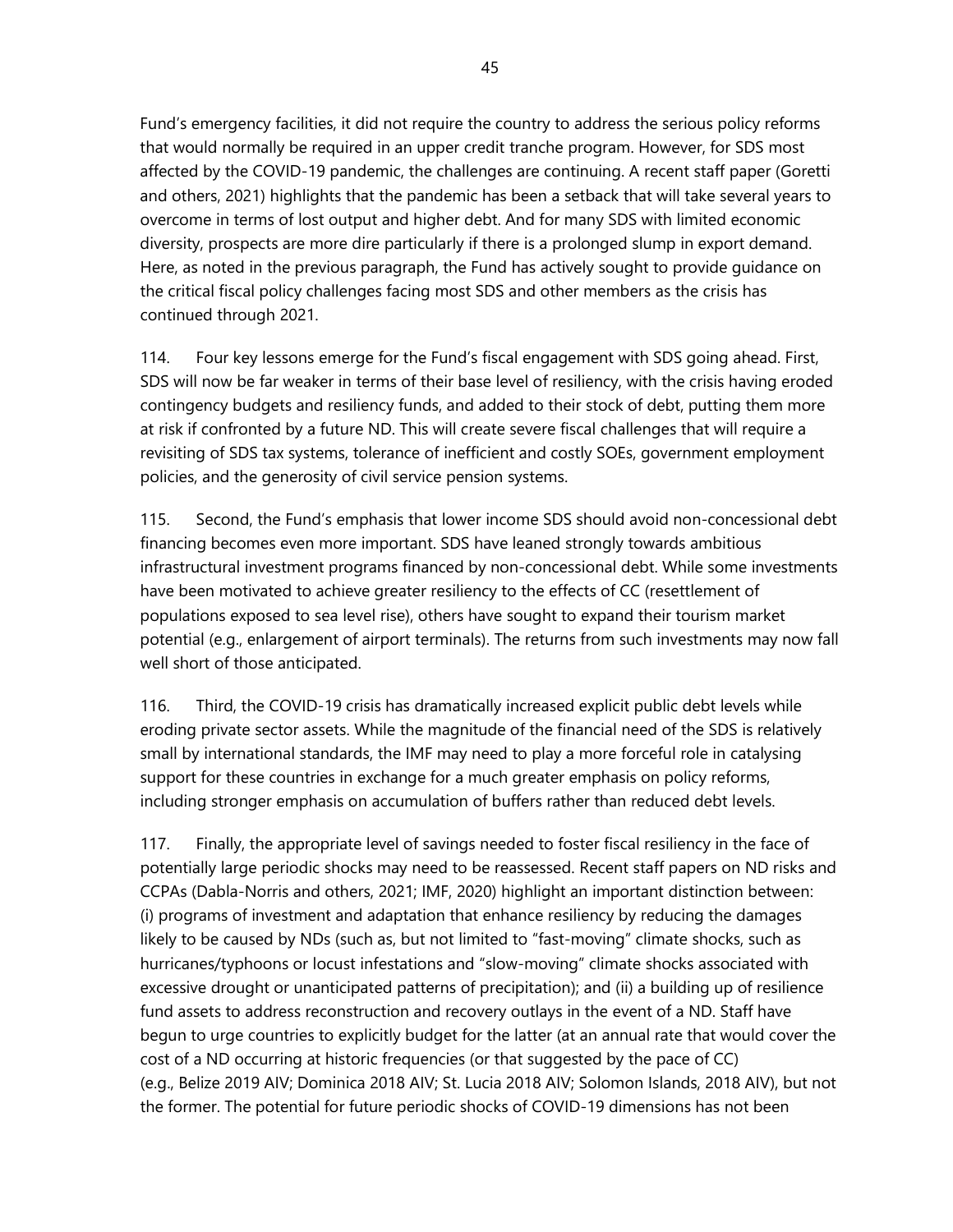Fund's emergency facilities, it did not require the country to address the serious policy reforms that would normally be required in an upper credit tranche program. However, for SDS most affected by the COVID-19 pandemic, the challenges are continuing. A recent staff paper (Goretti and others, 2021) highlights that the pandemic has been a setback that will take several years to overcome in terms of lost output and higher debt. And for many SDS with limited economic diversity, prospects are more dire particularly if there is a prolonged slump in export demand. Here, as noted in the previous paragraph, the Fund has actively sought to provide guidance on the critical fiscal policy challenges facing most SDS and other members as the crisis has continued through 2021.

114. Four key lessons emerge for the Fund's fiscal engagement with SDS going ahead. First, SDS will now be far weaker in terms of their base level of resiliency, with the crisis having eroded contingency budgets and resiliency funds, and added to their stock of debt, putting them more at risk if confronted by a future ND. This will create severe fiscal challenges that will require a revisiting of SDS tax systems, tolerance of inefficient and costly SOEs, government employment policies, and the generosity of civil service pension systems.

115. Second, the Fund's emphasis that lower income SDS should avoid non-concessional debt financing becomes even more important. SDS have leaned strongly towards ambitious infrastructural investment programs financed by non-concessional debt. While some investments have been motivated to achieve greater resiliency to the effects of CC (resettlement of populations exposed to sea level rise), others have sought to expand their tourism market potential (e.g., enlargement of airport terminals). The returns from such investments may now fall well short of those anticipated.

116. Third, the COVID-19 crisis has dramatically increased explicit public debt levels while eroding private sector assets. While the magnitude of the financial need of the SDS is relatively small by international standards, the IMF may need to play a more forceful role in catalysing support for these countries in exchange for a much greater emphasis on policy reforms, including stronger emphasis on accumulation of buffers rather than reduced debt levels.

117. Finally, the appropriate level of savings needed to foster fiscal resiliency in the face of potentially large periodic shocks may need to be reassessed. Recent staff papers on ND risks and CCPAs (Dabla-Norris and others, 2021; IMF, 2020) highlight an important distinction between: (i) programs of investment and adaptation that enhance resiliency by reducing the damages likely to be caused by NDs (such as, but not limited to "fast-moving" climate shocks, such as hurricanes/typhoons or locust infestations and "slow-moving" climate shocks associated with excessive drought or unanticipated patterns of precipitation); and (ii) a building up of resilience fund assets to address reconstruction and recovery outlays in the event of a ND. Staff have begun to urge countries to explicitly budget for the latter (at an annual rate that would cover the cost of a ND occurring at historic frequencies (or that suggested by the pace of CC) (e.g., Belize 2019 AIV; Dominica 2018 AIV; St. Lucia 2018 AIV; Solomon Islands, 2018 AIV), but not the former. The potential for future periodic shocks of COVID-19 dimensions has not been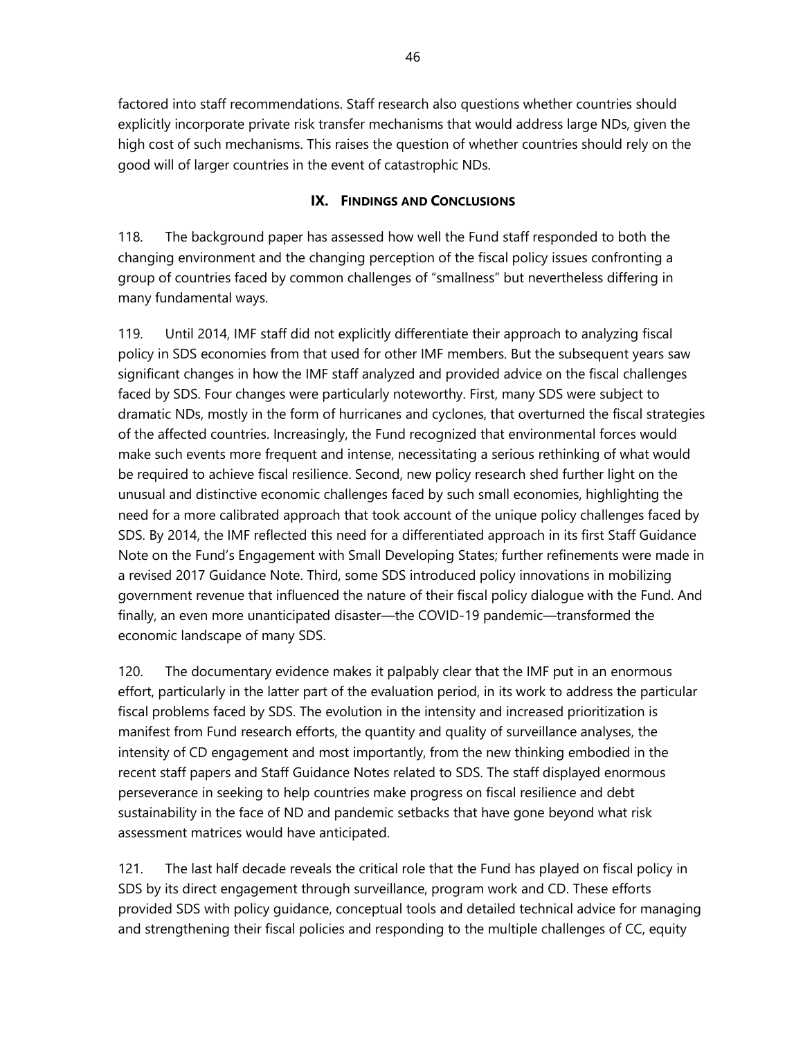factored into staff recommendations. Staff research also questions whether countries should explicitly incorporate private risk transfer mechanisms that would address large NDs, given the high cost of such mechanisms. This raises the question of whether countries should rely on the good will of larger countries in the event of catastrophic NDs.

## IX. FINDINGS AND CONCLUSIONS

118. The background paper has assessed how well the Fund staff responded to both the changing environment and the changing perception of the fiscal policy issues confronting a group of countries faced by common challenges of "smallness" but nevertheless differing in many fundamental ways.

119. Until 2014, IMF staff did not explicitly differentiate their approach to analyzing fiscal policy in SDS economies from that used for other IMF members. But the subsequent years saw significant changes in how the IMF staff analyzed and provided advice on the fiscal challenges faced by SDS. Four changes were particularly noteworthy. First, many SDS were subject to dramatic NDs, mostly in the form of hurricanes and cyclones, that overturned the fiscal strategies of the affected countries. Increasingly, the Fund recognized that environmental forces would make such events more frequent and intense, necessitating a serious rethinking of what would be required to achieve fiscal resilience. Second, new policy research shed further light on the unusual and distinctive economic challenges faced by such small economies, highlighting the need for a more calibrated approach that took account of the unique policy challenges faced by SDS. By 2014, the IMF reflected this need for a differentiated approach in its first Staff Guidance Note on the Fund's Engagement with Small Developing States; further refinements were made in a revised 2017 Guidance Note. Third, some SDS introduced policy innovations in mobilizing government revenue that influenced the nature of their fiscal policy dialogue with the Fund. And finally, an even more unanticipated disaster—the COVID-19 pandemic—transformed the economic landscape of many SDS.

120. The documentary evidence makes it palpably clear that the IMF put in an enormous effort, particularly in the latter part of the evaluation period, in its work to address the particular fiscal problems faced by SDS. The evolution in the intensity and increased prioritization is manifest from Fund research efforts, the quantity and quality of surveillance analyses, the intensity of CD engagement and most importantly, from the new thinking embodied in the recent staff papers and Staff Guidance Notes related to SDS. The staff displayed enormous perseverance in seeking to help countries make progress on fiscal resilience and debt sustainability in the face of ND and pandemic setbacks that have gone beyond what risk assessment matrices would have anticipated.

121. The last half decade reveals the critical role that the Fund has played on fiscal policy in SDS by its direct engagement through surveillance, program work and CD. These efforts provided SDS with policy guidance, conceptual tools and detailed technical advice for managing and strengthening their fiscal policies and responding to the multiple challenges of CC, equity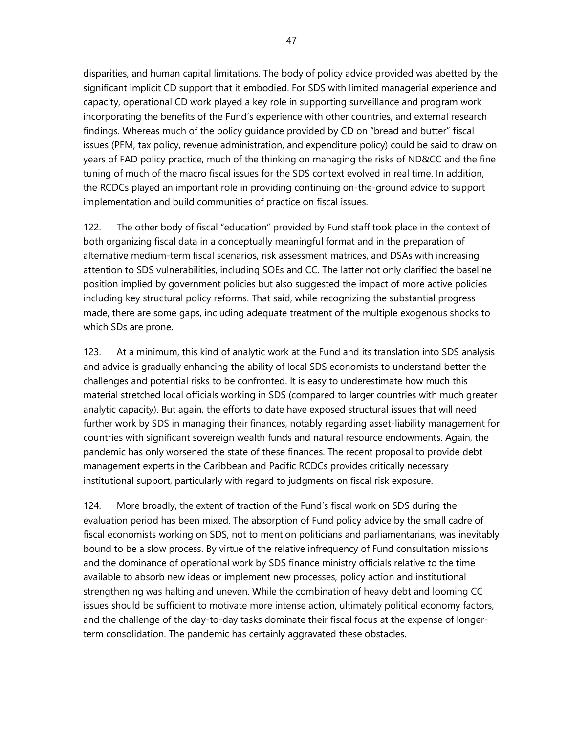disparities, and human capital limitations. The body of policy advice provided was abetted by the significant implicit CD support that it embodied. For SDS with limited managerial experience and capacity, operational CD work played a key role in supporting surveillance and program work incorporating the benefits of the Fund's experience with other countries, and external research findings. Whereas much of the policy guidance provided by CD on "bread and butter" fiscal issues (PFM, tax policy, revenue administration, and expenditure policy) could be said to draw on years of FAD policy practice, much of the thinking on managing the risks of ND&CC and the fine tuning of much of the macro fiscal issues for the SDS context evolved in real time. In addition, the RCDCs played an important role in providing continuing on-the-ground advice to support implementation and build communities of practice on fiscal issues.

122. The other body of fiscal "education" provided by Fund staff took place in the context of both organizing fiscal data in a conceptually meaningful format and in the preparation of alternative medium-term fiscal scenarios, risk assessment matrices, and DSAs with increasing attention to SDS vulnerabilities, including SOEs and CC. The latter not only clarified the baseline position implied by government policies but also suggested the impact of more active policies including key structural policy reforms. That said, while recognizing the substantial progress made, there are some gaps, including adequate treatment of the multiple exogenous shocks to which SDs are prone.

123. At a minimum, this kind of analytic work at the Fund and its translation into SDS analysis and advice is gradually enhancing the ability of local SDS economists to understand better the challenges and potential risks to be confronted. It is easy to underestimate how much this material stretched local officials working in SDS (compared to larger countries with much greater analytic capacity). But again, the efforts to date have exposed structural issues that will need further work by SDS in managing their finances, notably regarding asset-liability management for countries with significant sovereign wealth funds and natural resource endowments. Again, the pandemic has only worsened the state of these finances. The recent proposal to provide debt management experts in the Caribbean and Pacific RCDCs provides critically necessary institutional support, particularly with regard to judgments on fiscal risk exposure.

124. More broadly, the extent of traction of the Fund's fiscal work on SDS during the evaluation period has been mixed. The absorption of Fund policy advice by the small cadre of fiscal economists working on SDS, not to mention politicians and parliamentarians, was inevitably bound to be a slow process. By virtue of the relative infrequency of Fund consultation missions and the dominance of operational work by SDS finance ministry officials relative to the time available to absorb new ideas or implement new processes, policy action and institutional strengthening was halting and uneven. While the combination of heavy debt and looming CC issues should be sufficient to motivate more intense action, ultimately political economy factors, and the challenge of the day-to-day tasks dominate their fiscal focus at the expense of longer-term consolidation. The pandemic has certainly aggravated these obstacles.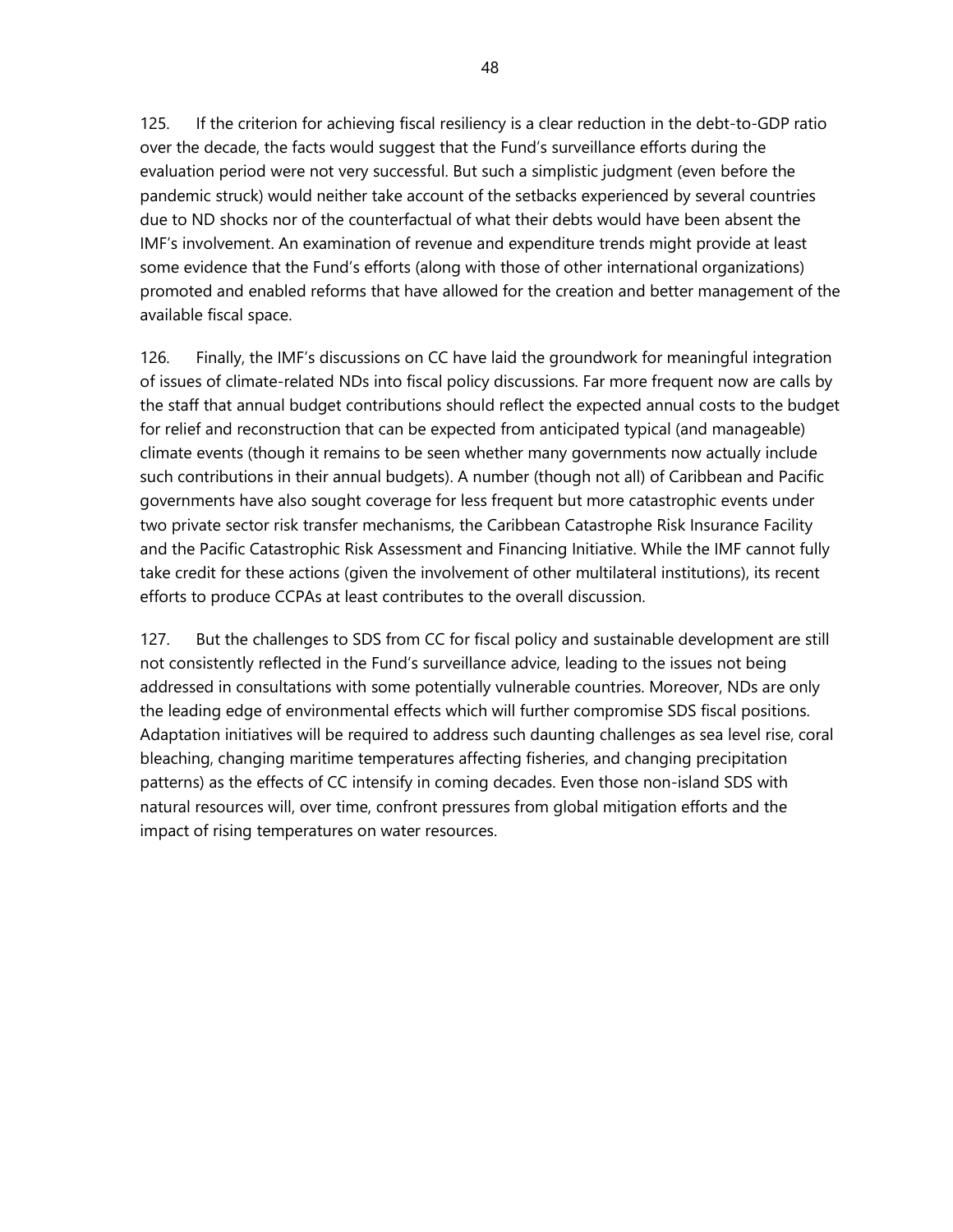125. If the criterion for achieving fiscal resiliency is a clear reduction in the debt-to-GDP ratio over the decade, the facts would suggest that the Fund's surveillance efforts during the evaluation period were not very successful. But such a simplistic judgment (even before the pandemic struck) would neither take account of the setbacks experienced by several countries due to ND shocks nor of the counterfactual of what their debts would have been absent the IMF's involvement. An examination of revenue and expenditure trends might provide at least some evidence that the Fund's efforts (along with those of other international organizations) promoted and enabled reforms that have allowed for the creation and better management of the available fiscal space.

126. Finally, the IMF's discussions on CC have laid the groundwork for meaningful integration of issues of climate-related NDs into fiscal policy discussions. Far more frequent now are calls by the staff that annual budget contributions should reflect the expected annual costs to the budget for relief and reconstruction that can be expected from anticipated typical (and manageable) climate events (though it remains to be seen whether many governments now actually include such contributions in their annual budgets). A number (though not all) of Caribbean and Pacific governments have also sought coverage for less frequent but more catastrophic events under two private sector risk transfer mechanisms, the Caribbean Catastrophe Risk Insurance Facility and the Pacific Catastrophic Risk Assessment and Financing Initiative. While the IMF cannot fully take credit for these actions (given the involvement of other multilateral institutions), its recent efforts to produce CCPAs at least contributes to the overall discussion.

127. But the challenges to SDS from CC for fiscal policy and sustainable development are still not consistently reflected in the Fund's surveillance advice, leading to the issues not being addressed in consultations with some potentially vulnerable countries. Moreover, NDs are only the leading edge of environmental effects which will further compromise SDS fiscal positions. Adaptation initiatives will be required to address such daunting challenges as sea level rise, coral bleaching, changing maritime temperatures affecting fisheries, and changing precipitation patterns) as the effects of CC intensify in coming decades. Even those non-island SDS with natural resources will, over time, confront pressures from global mitigation efforts and the impact of rising temperatures on water resources.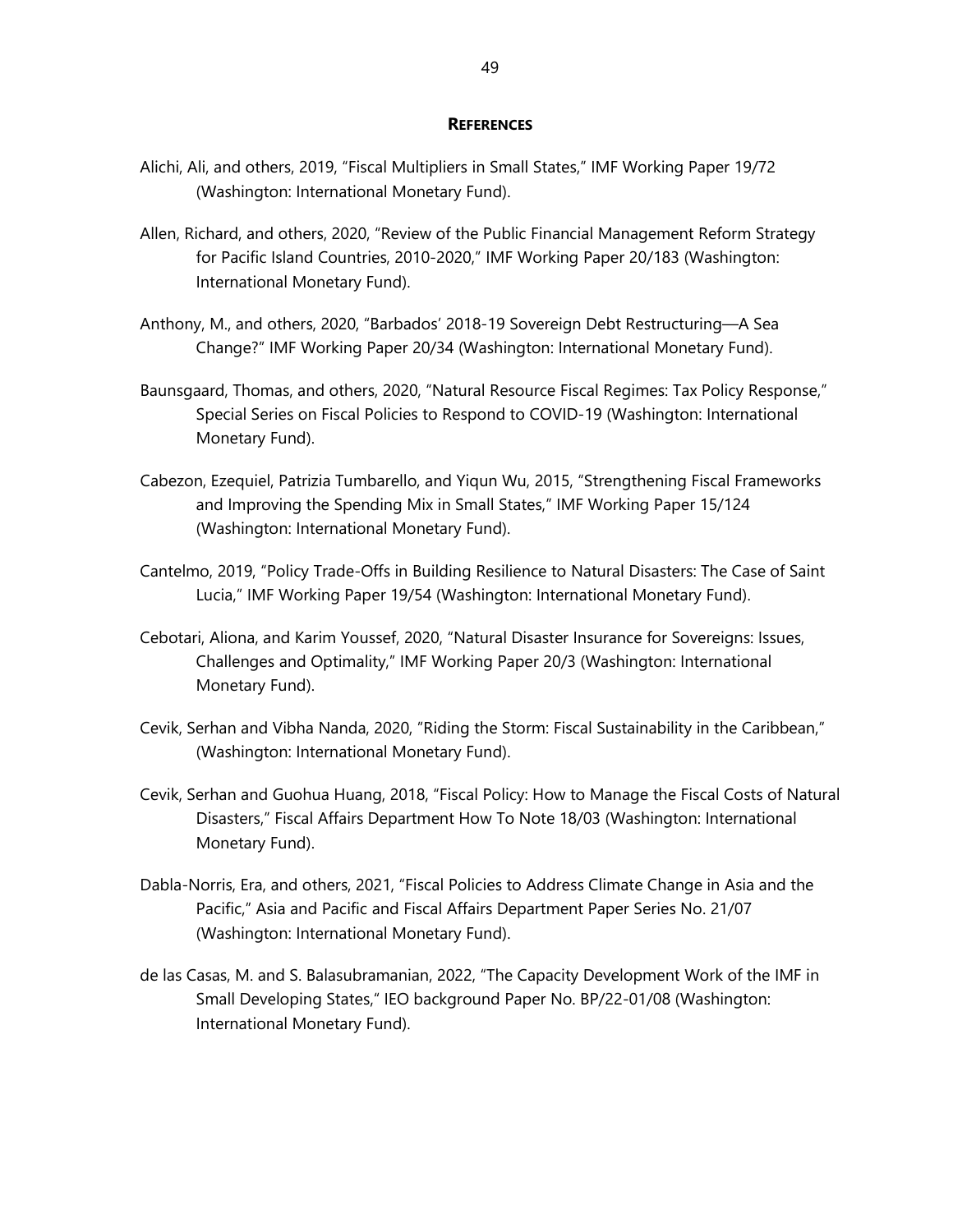## References

Alichi, Ali, and others, 2019, "Fiscal Multipliers in Small States," IMF Working Paper 19/72 (Washington: International Monetary Fund).

Allen, Richard, and others, 2020, "Review of the Public Financial Management Reform Strategy for Pacific Island Countries, 2010-2020," IMF Working Paper 20/183 (Washington: International Monetary Fund).

Anthony, M., and others, 2020, "Barbados' 2018-19 Sovereign Debt Restructuring—A Sea Change?" IMF Working Paper 20/34 (Washington: International Monetary Fund).

Baunsgaard, Thomas, and others, 2020, "Natural Resource Fiscal Regimes: Tax Policy Response," Special Series on Fiscal Policies to Respond to COVID-19 (Washington: International Monetary Fund).

Cabezon, Ezequiel, Patrizia Tumbarello, and Yiqun Wu, 2015, "Strengthening Fiscal Frameworks and Improving the Spending Mix in Small States," IMF Working Paper 15/124 (Washington: International Monetary Fund).

Cantelmo, 2019, "Policy Trade-Offs in Building Resilience to Natural Disasters: The Case of Saint Lucia," IMF Working Paper 19/54 (Washington: International Monetary Fund).

Cebotari, Aliona, and Karim Youssef, 2020, "Natural Disaster Insurance for Sovereigns: Issues, Challenges and Optimality," IMF Working Paper 20/3 (Washington: International Monetary Fund).

Cevik, Serhan and Vibha Nanda, 2020, "Riding the Storm: Fiscal Sustainability in the Caribbean," (Washington: International Monetary Fund).

Cevik, Serhan and Guohua Huang, 2018, "Fiscal Policy: How to Manage the Fiscal Costs of Natural Disasters," Fiscal Affairs Department How To Note 18/03 (Washington: International Monetary Fund).

Dabla-Norris, Era, and others, 2021, "Fiscal Policies to Address Climate Change in Asia and the Pacific," Asia and Pacific and Fiscal Affairs Department Paper Series No. 21/07 (Washington: International Monetary Fund).

de las Casas, M. and S. Balasubramanian, 2022, "The Capacity Development Work of the IMF in Small Developing States," IEO background Paper No. BP/22-01/08 (Washington: International Monetary Fund).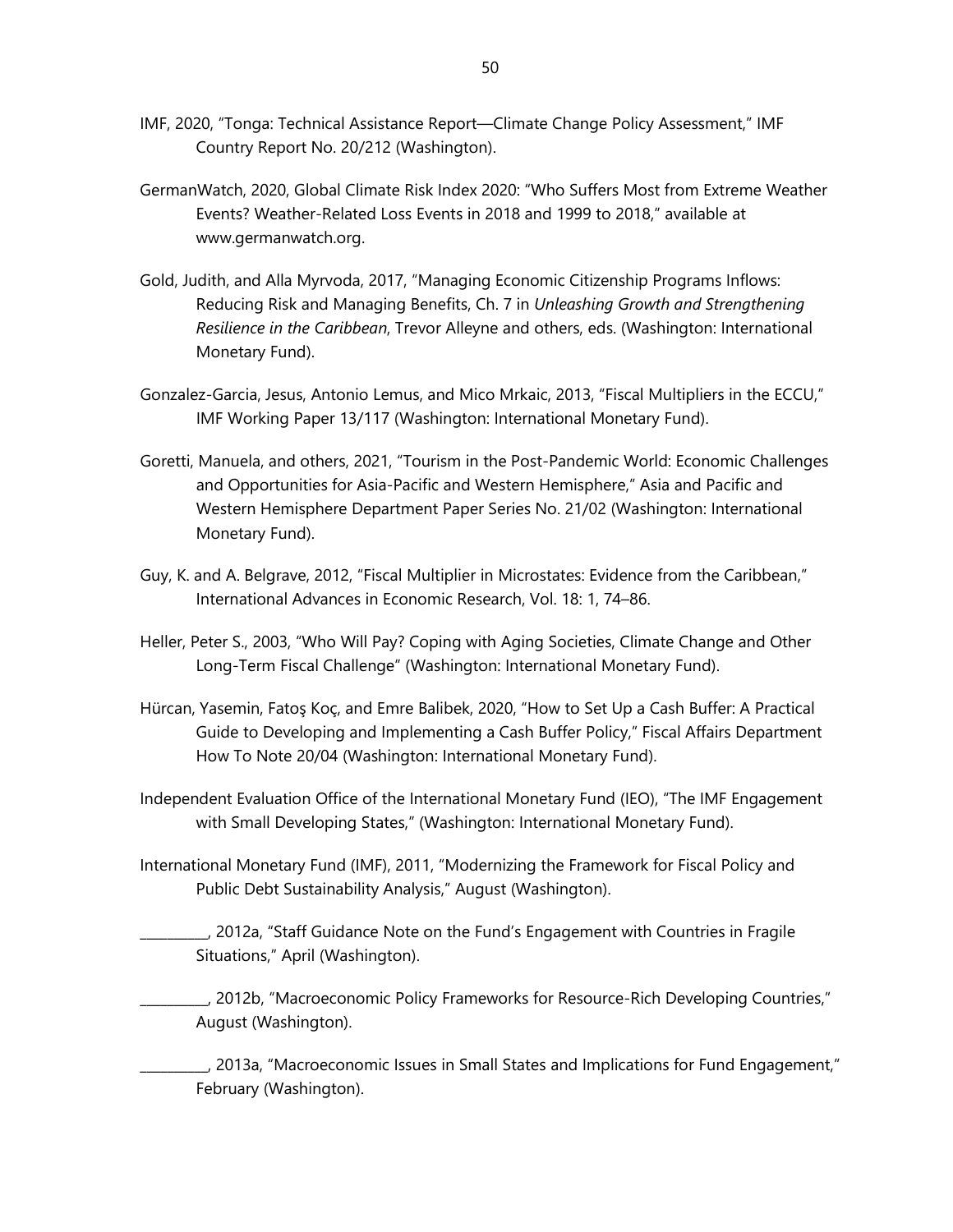IMF, 2020, "Tonga: Technical Assistance Report—Climate Change Policy Assessment," IMF Country Report No. 20/212 (Washington).

GermanWatch, 2020, Global Climate Risk Index 2020: "Who Suffers Most from Extreme Weather Events? Weather-Related Loss Events in 2018 and 1999 to 2018," available at www.germanwatch.org.

Gold, Judith, and Alla Myrvoda, 2017, "Managing Economic Citizenship Programs Inflows: Reducing Risk and Managing Benefits, Ch. 7 in *Unleashing Growth and Strengthening Resilience in the Caribbean*, Trevor Alleyne and others, eds. (Washington: International Monetary Fund).

Gonzalez-Garcia, Jesus, Antonio Lemus, and Mico Mrkaic, 2013, "Fiscal Multipliers in the ECCU," IMF Working Paper 13/117 (Washington: International Monetary Fund).

Goretti, Manuela, and others, 2021, "Tourism in the Post-Pandemic World: Economic Challenges and Opportunities for Asia-Pacific and Western Hemisphere," Asia and Pacific and Western Hemisphere Department Paper Series No. 21/02 (Washington: International Monetary Fund).

Guy, K. and A. Belgrave, 2012, "Fiscal Multiplier in Microstates: Evidence from the Caribbean," International Advances in Economic Research, Vol. 18: 1, 74–86.

Heller, Peter S., 2003, "Who Will Pay? Coping with Aging Societies, Climate Change and Other Long-Term Fiscal Challenge" (Washington: International Monetary Fund).

Hürcan, Yasemin, Fatoş Koç, and Emre Balibek, 2020, "How to Set Up a Cash Buffer: A Practical Guide to Developing and Implementing a Cash Buffer Policy," Fiscal Affairs Department How To Note 20/04 (Washington: International Monetary Fund).

Independent Evaluation Office of the International Monetary Fund (IEO), "The IMF Engagement with Small Developing States," (Washington: International Monetary Fund).

International Monetary Fund (IMF), 2011, "Modernizing the Framework for Fiscal Policy and Public Debt Sustainability Analysis," August (Washington).

__________, 2012a, "Staff Guidance Note on the Fund's Engagement with Countries in Fragile Situations," April (Washington).

__________, 2012b, "Macroeconomic Policy Frameworks for Resource-Rich Developing Countries," August (Washington).

__________, 2013a, "Macroeconomic Issues in Small States and Implications for Fund Engagement," February (Washington).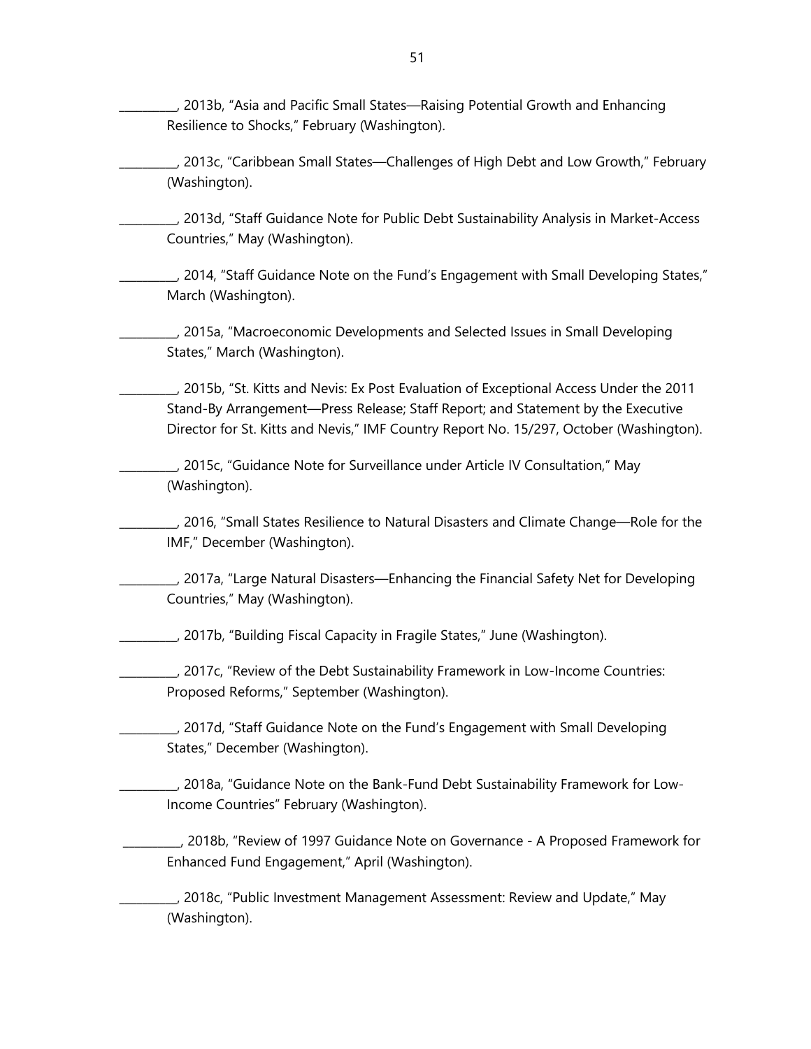_________, 2013b, “Asia and Pacific Small States—Raising Potential Growth and Enhancing Resilience to Shocks,” February (Washington).

_________, 2013c, “Caribbean Small States—Challenges of High Debt and Low Growth,” February (Washington).

_________, 2013d, “Staff Guidance Note for Public Debt Sustainability Analysis in Market-Access Countries,” May (Washington).

_________, 2014, “Staff Guidance Note on the Fund’s Engagement with Small Developing States,” March (Washington).

_________, 2015a, “Macroeconomic Developments and Selected Issues in Small Developing States,” March (Washington).

_________, 2015b, “St. Kitts and Nevis: Ex Post Evaluation of Exceptional Access Under the 2011 Stand-By Arrangement—Press Release; Staff Report; and Statement by the Executive Director for St. Kitts and Nevis,” IMF Country Report No. 15/297, October (Washington).

_________, 2015c, “Guidance Note for Surveillance under Article IV Consultation,” May (Washington).

_________, 2016, “Small States Resilience to Natural Disasters and Climate Change—Role for the IMF,” December (Washington).

_________, 2017a, “Large Natural Disasters—Enhancing the Financial Safety Net for Developing Countries,” May (Washington).

_________, 2017b, “Building Fiscal Capacity in Fragile States,” June (Washington).

_________, 2017c, “Review of the Debt Sustainability Framework in Low-Income Countries: Proposed Reforms,” September (Washington).

_________, 2017d, “Staff Guidance Note on the Fund’s Engagement with Small Developing States,” December (Washington).

_________, 2018a, “Guidance Note on the Bank-Fund Debt Sustainability Framework for Low-Income Countries” February (Washington).

_________, 2018b, “Review of 1997 Guidance Note on Governance - A Proposed Framework for Enhanced Fund Engagement,” April (Washington).

_________, 2018c, “Public Investment Management Assessment: Review and Update,” May (Washington).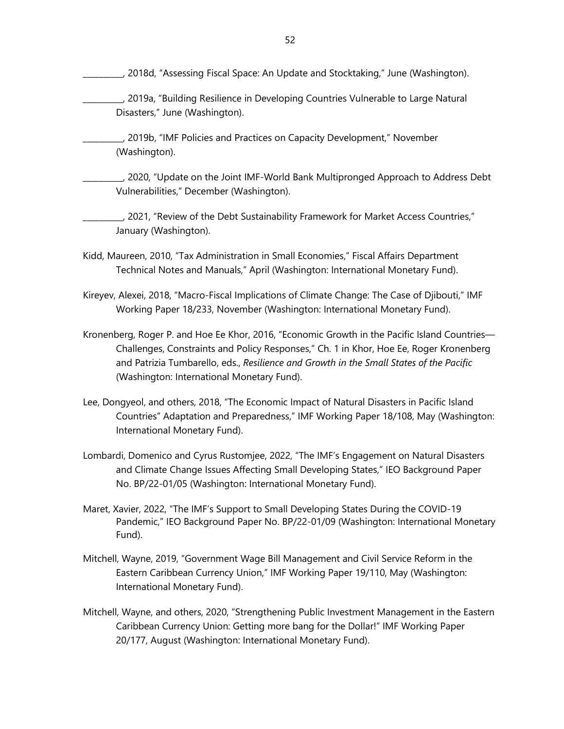\_\_\_\_\_\_\_\_\_\_, 2018d, "Assessing Fiscal Space: An Update and Stocktaking," June (Washington).

\_\_\_\_\_\_\_\_\_\_, 2019a, "Building Resilience in Developing Countries Vulnerable to Large Natural Disasters," June (Washington).

\_\_\_\_\_\_\_\_\_\_, 2019b, "IMF Policies and Practices on Capacity Development," November (Washington).

\_\_\_\_\_\_\_\_\_\_, 2020, "Update on the Joint IMF-World Bank Multipronged Approach to Address Debt Vulnerabilities," December (Washington).

\_\_\_\_\_\_\_\_\_\_, 2021, "Review of the Debt Sustainability Framework for Market Access Countries," January (Washington).

Kidd, Maureen, 2010, "Tax Administration in Small Economies," Fiscal Affairs Department Technical Notes and Manuals," April (Washington: International Monetary Fund).

Kireyev, Alexei, 2018, "Macro-Fiscal Implications of Climate Change: The Case of Djibouti," IMF Working Paper 18/233, November (Washington: International Monetary Fund).

Kronenberg, Roger P. and Hoe Ee Khor, 2016, "Economic Growth in the Pacific Island Countries—Challenges, Constraints and Policy Responses," Ch. 1 in Khor, Hoe Ee, Roger Kronenberg and Patrizia Tumbarello, eds., *Resilience and Growth in the Small States of the Pacific* (Washington: International Monetary Fund).

Lee, Dongyeol, and others, 2018, "The Economic Impact of Natural Disasters in Pacific Island Countries" Adaptation and Preparedness," IMF Working Paper 18/108, May (Washington: International Monetary Fund).

Lombardi, Domenico and Cyrus Rustomjee, 2022, "The IMF's Engagement on Natural Disasters and Climate Change Issues Affecting Small Developing States," IEO Background Paper No. BP/22-01/05 (Washington: International Monetary Fund).

Maret, Xavier, 2022, "The IMF's Support to Small Developing States During the COVID-19 Pandemic," IEO Background Paper No. BP/22-01/09 (Washington: International Monetary Fund).

Mitchell, Wayne, 2019, "Government Wage Bill Management and Civil Service Reform in the Eastern Caribbean Currency Union," IMF Working Paper 19/110, May (Washington: International Monetary Fund).

Mitchell, Wayne, and others, 2020, "Strengthening Public Investment Management in the Eastern Caribbean Currency Union: Getting more bang for the Dollar!" IMF Working Paper 20/177, August (Washington: International Monetary Fund).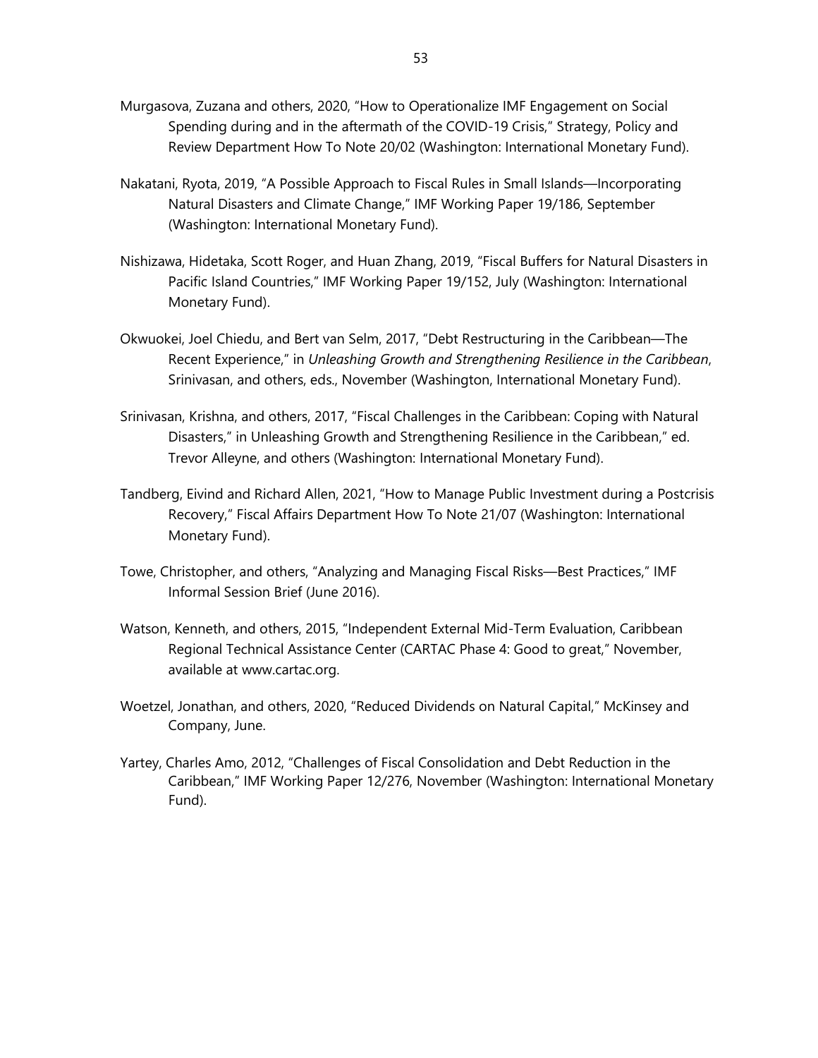Murgasova, Zuzana and others, 2020, "How to Operationalize IMF Engagement on Social Spending during and in the aftermath of the COVID-19 Crisis," Strategy, Policy and Review Department How To Note 20/02 (Washington: International Monetary Fund).

Nakatani, Ryota, 2019, "A Possible Approach to Fiscal Rules in Small Islands—Incorporating Natural Disasters and Climate Change," IMF Working Paper 19/186, September (Washington: International Monetary Fund).

Nishizawa, Hidetaka, Scott Roger, and Huan Zhang, 2019, "Fiscal Buffers for Natural Disasters in Pacific Island Countries," IMF Working Paper 19/152, July (Washington: International Monetary Fund).

Okwuokei, Joel Chiedu, and Bert van Selm, 2017, "Debt Restructuring in the Caribbean—The Recent Experience," in *Unleashing Growth and Strengthening Resilience in the Caribbean*, Srinivasan, and others, eds., November (Washington, International Monetary Fund).

Srinivasan, Krishna, and others, 2017, "Fiscal Challenges in the Caribbean: Coping with Natural Disasters," in Unleashing Growth and Strengthening Resilience in the Caribbean," ed. Trevor Alleyne, and others (Washington: International Monetary Fund).

Tandberg, Eivind and Richard Allen, 2021, "How to Manage Public Investment during a Postcrisis Recovery," Fiscal Affairs Department How To Note 21/07 (Washington: International Monetary Fund).

Towe, Christopher, and others, "Analyzing and Managing Fiscal Risks—Best Practices," IMF Informal Session Brief (June 2016).

Watson, Kenneth, and others, 2015, "Independent External Mid-Term Evaluation, Caribbean Regional Technical Assistance Center (CARTAC Phase 4: Good to great," November, available at www.cartac.org.

Woetzel, Jonathan, and others, 2020, "Reduced Dividends on Natural Capital," McKinsey and Company, June.

Yartey, Charles Amo, 2012, "Challenges of Fiscal Consolidation and Debt Reduction in the Caribbean," IMF Working Paper 12/276, November (Washington: International Monetary Fund).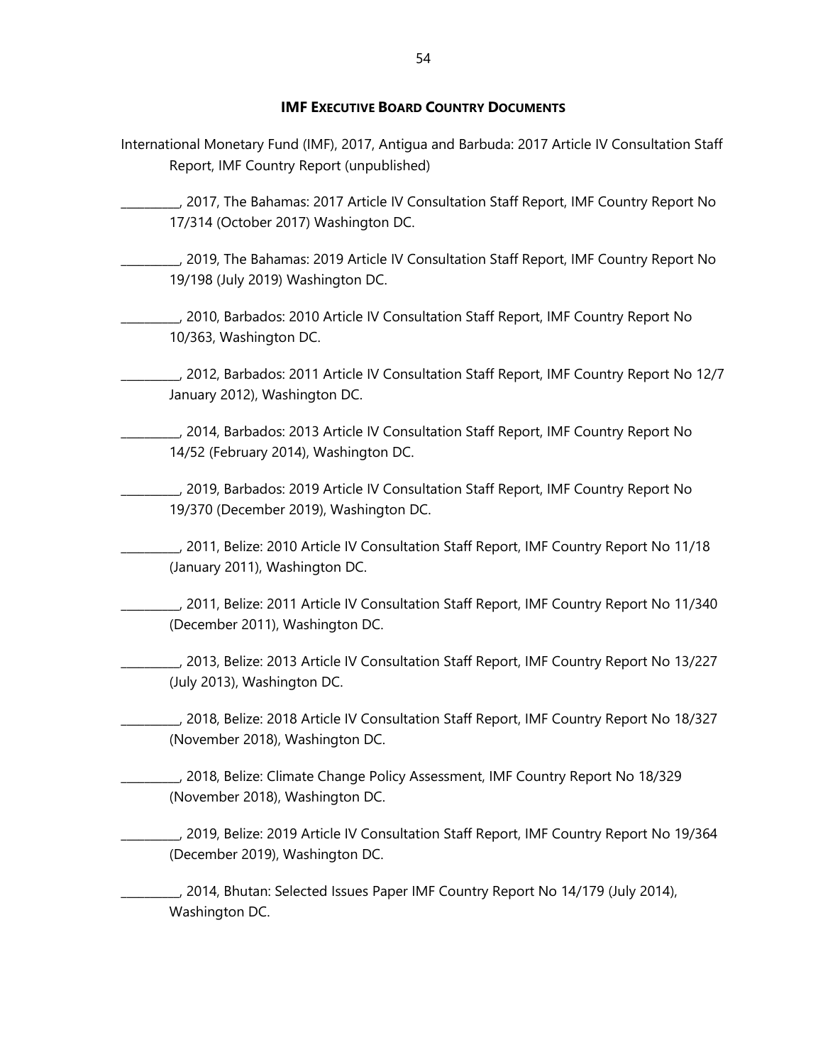## IMF EXECUTIVE BOARD COUNTRY DOCUMENTS

International Monetary Fund (IMF), 2017, Antigua and Barbuda: 2017 Article IV Consultation Staff Report, IMF Country Report (unpublished)

_________, 2017, The Bahamas: 2017 Article IV Consultation Staff Report, IMF Country Report No 17/314 (October 2017) Washington DC.

_________, 2019, The Bahamas: 2019 Article IV Consultation Staff Report, IMF Country Report No 19/198 (July 2019) Washington DC.

_________, 2010, Barbados: 2010 Article IV Consultation Staff Report, IMF Country Report No 10/363, Washington DC.

_________, 2012, Barbados: 2011 Article IV Consultation Staff Report, IMF Country Report No 12/7 January 2012), Washington DC.

_________, 2014, Barbados: 2013 Article IV Consultation Staff Report, IMF Country Report No 14/52 (February 2014), Washington DC.

_________, 2019, Barbados: 2019 Article IV Consultation Staff Report, IMF Country Report No 19/370 (December 2019), Washington DC.

_________, 2011, Belize: 2010 Article IV Consultation Staff Report, IMF Country Report No 11/18 (January 2011), Washington DC.

_________, 2011, Belize: 2011 Article IV Consultation Staff Report, IMF Country Report No 11/340 (December 2011), Washington DC.

_________, 2013, Belize: 2013 Article IV Consultation Staff Report, IMF Country Report No 13/227 (July 2013), Washington DC.

_________, 2018, Belize: 2018 Article IV Consultation Staff Report, IMF Country Report No 18/327 (November 2018), Washington DC.

_________, 2018, Belize: Climate Change Policy Assessment, IMF Country Report No 18/329 (November 2018), Washington DC.

_________, 2019, Belize: 2019 Article IV Consultation Staff Report, IMF Country Report No 19/364 (December 2019), Washington DC.

_________, 2014, Bhutan: Selected Issues Paper IMF Country Report No 14/179 (July 2014), Washington DC.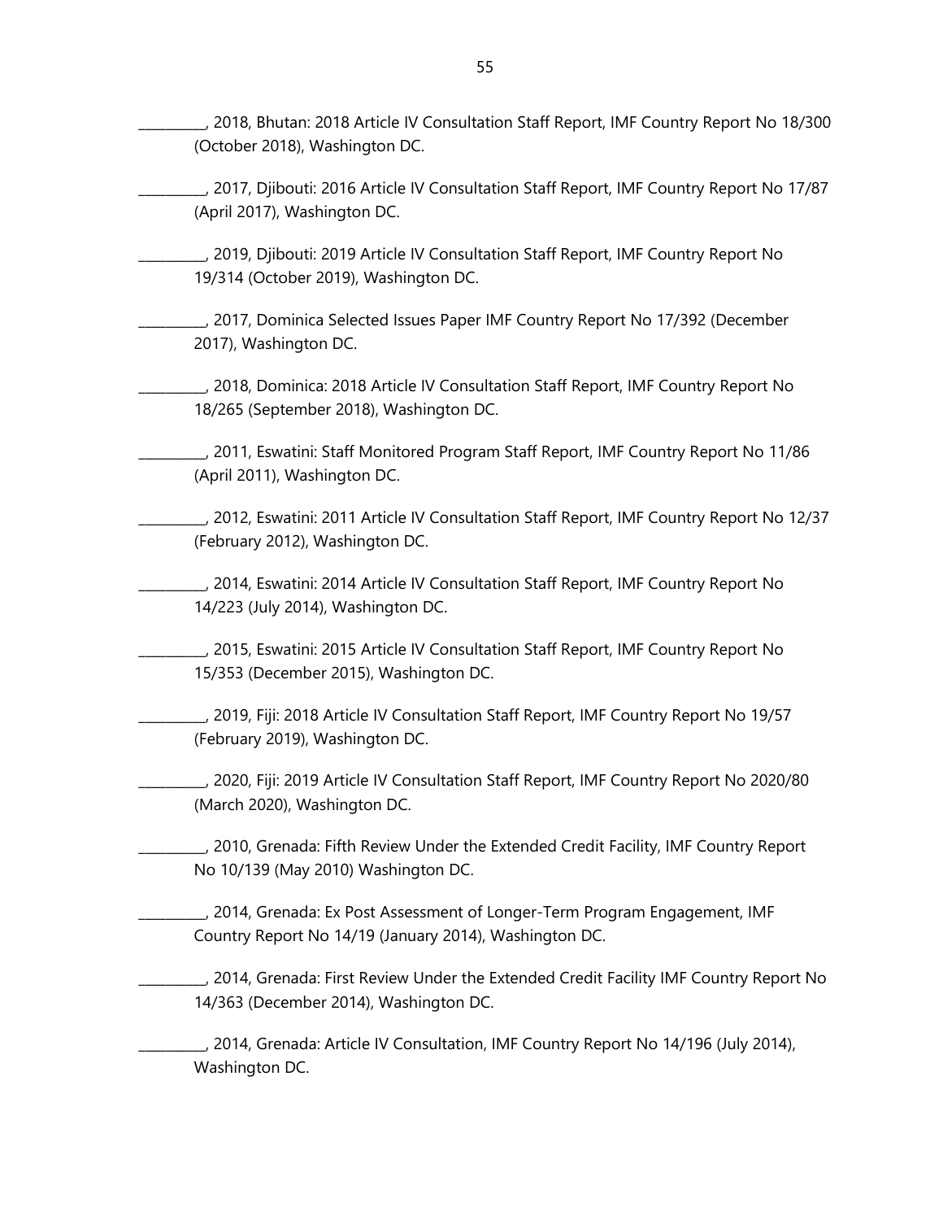\_\_\_\_\_\_\_\_\_, 2018, Bhutan: 2018 Article IV Consultation Staff Report, IMF Country Report No 18/300 (October 2018), Washington DC.

\_\_\_\_\_\_\_\_\_, 2017, Djibouti: 2016 Article IV Consultation Staff Report, IMF Country Report No 17/87 (April 2017), Washington DC.

\_\_\_\_\_\_\_\_\_, 2019, Djibouti: 2019 Article IV Consultation Staff Report, IMF Country Report No 19/314 (October 2019), Washington DC.

\_\_\_\_\_\_\_\_\_, 2017, Dominica Selected Issues Paper IMF Country Report No 17/392 (December 2017), Washington DC.

\_\_\_\_\_\_\_\_\_, 2018, Dominica: 2018 Article IV Consultation Staff Report, IMF Country Report No 18/265 (September 2018), Washington DC.

\_\_\_\_\_\_\_\_\_, 2011, Eswatini: Staff Monitored Program Staff Report, IMF Country Report No 11/86 (April 2011), Washington DC.

\_\_\_\_\_\_\_\_\_, 2012, Eswatini: 2011 Article IV Consultation Staff Report, IMF Country Report No 12/37 (February 2012), Washington DC.

\_\_\_\_\_\_\_\_\_, 2014, Eswatini: 2014 Article IV Consultation Staff Report, IMF Country Report No 14/223 (July 2014), Washington DC.

\_\_\_\_\_\_\_\_\_, 2015, Eswatini: 2015 Article IV Consultation Staff Report, IMF Country Report No 15/353 (December 2015), Washington DC.

\_\_\_\_\_\_\_\_\_, 2019, Fiji: 2018 Article IV Consultation Staff Report, IMF Country Report No 19/57 (February 2019), Washington DC.

\_\_\_\_\_\_\_\_\_, 2020, Fiji: 2019 Article IV Consultation Staff Report, IMF Country Report No 2020/80 (March 2020), Washington DC.

\_\_\_\_\_\_\_\_\_, 2010, Grenada: Fifth Review Under the Extended Credit Facility, IMF Country Report No 10/139 (May 2010) Washington DC.

\_\_\_\_\_\_\_\_\_, 2014, Grenada: Ex Post Assessment of Longer-Term Program Engagement, IMF Country Report No 14/19 (January 2014), Washington DC.

\_\_\_\_\_\_\_\_\_, 2014, Grenada: First Review Under the Extended Credit Facility IMF Country Report No 14/363 (December 2014), Washington DC.

\_\_\_\_\_\_\_\_\_, 2014, Grenada: Article IV Consultation, IMF Country Report No 14/196 (July 2014), Washington DC.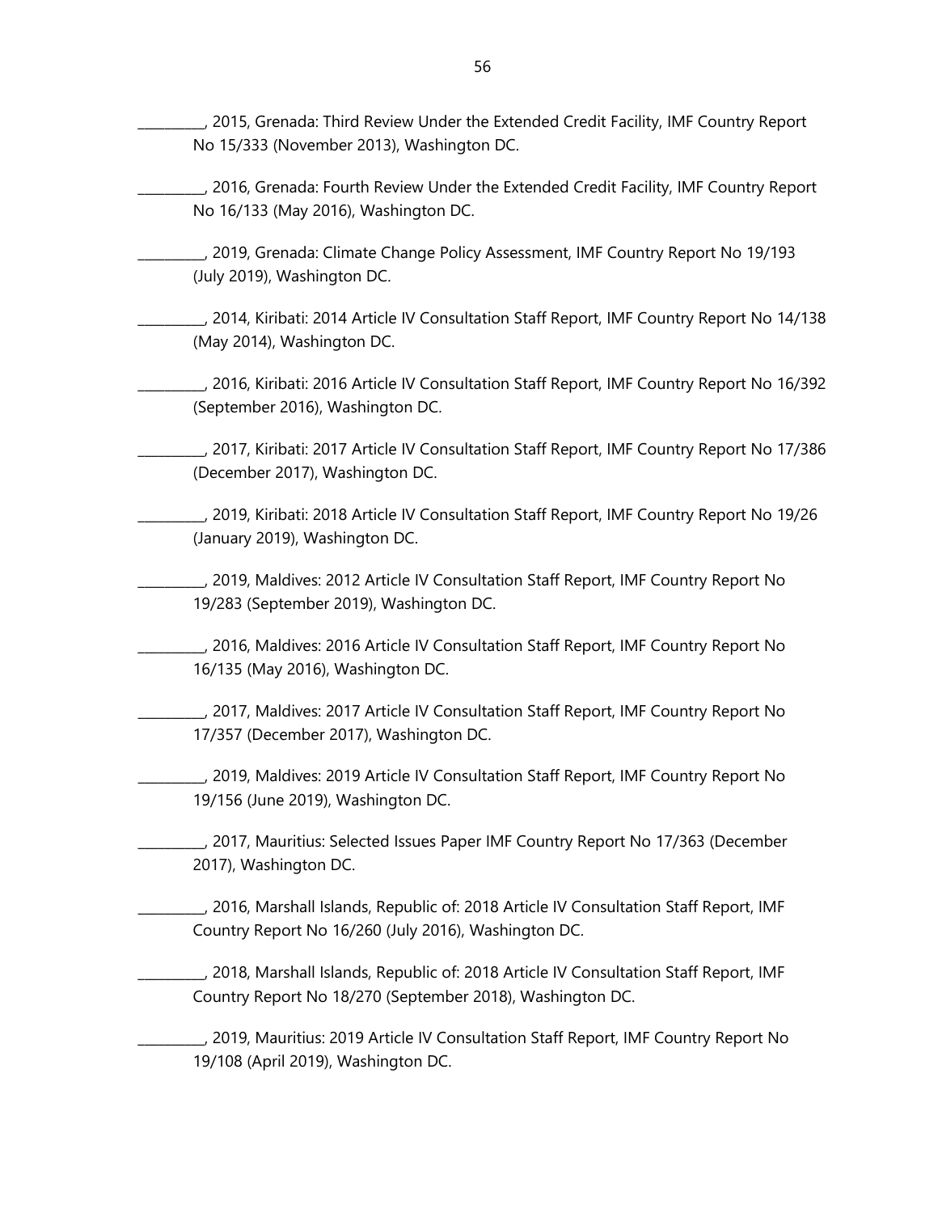_________, 2015, Grenada: Third Review Under the Extended Credit Facility, IMF Country Report No 15/333 (November 2013), Washington DC.

_________, 2016, Grenada: Fourth Review Under the Extended Credit Facility, IMF Country Report No 16/133 (May 2016), Washington DC.

_________, 2019, Grenada: Climate Change Policy Assessment, IMF Country Report No 19/193 (July 2019), Washington DC.

_________, 2014, Kiribati: 2014 Article IV Consultation Staff Report, IMF Country Report No 14/138 (May 2014), Washington DC.

_________, 2016, Kiribati: 2016 Article IV Consultation Staff Report, IMF Country Report No 16/392 (September 2016), Washington DC.

_________, 2017, Kiribati: 2017 Article IV Consultation Staff Report, IMF Country Report No 17/386 (December 2017), Washington DC.

_________, 2019, Kiribati: 2018 Article IV Consultation Staff Report, IMF Country Report No 19/26 (January 2019), Washington DC.

_________, 2019, Maldives: 2012 Article IV Consultation Staff Report, IMF Country Report No 19/283 (September 2019), Washington DC.

_________, 2016, Maldives: 2016 Article IV Consultation Staff Report, IMF Country Report No 16/135 (May 2016), Washington DC.

_________, 2017, Maldives: 2017 Article IV Consultation Staff Report, IMF Country Report No 17/357 (December 2017), Washington DC.

_________, 2019, Maldives: 2019 Article IV Consultation Staff Report, IMF Country Report No 19/156 (June 2019), Washington DC.

_________, 2017, Mauritius: Selected Issues Paper IMF Country Report No 17/363 (December 2017), Washington DC.

_________, 2016, Marshall Islands, Republic of: 2018 Article IV Consultation Staff Report, IMF Country Report No 16/260 (July 2016), Washington DC.

_________, 2018, Marshall Islands, Republic of: 2018 Article IV Consultation Staff Report, IMF Country Report No 18/270 (September 2018), Washington DC.

_________, 2019, Mauritius: 2019 Article IV Consultation Staff Report, IMF Country Report No 19/108 (April 2019), Washington DC.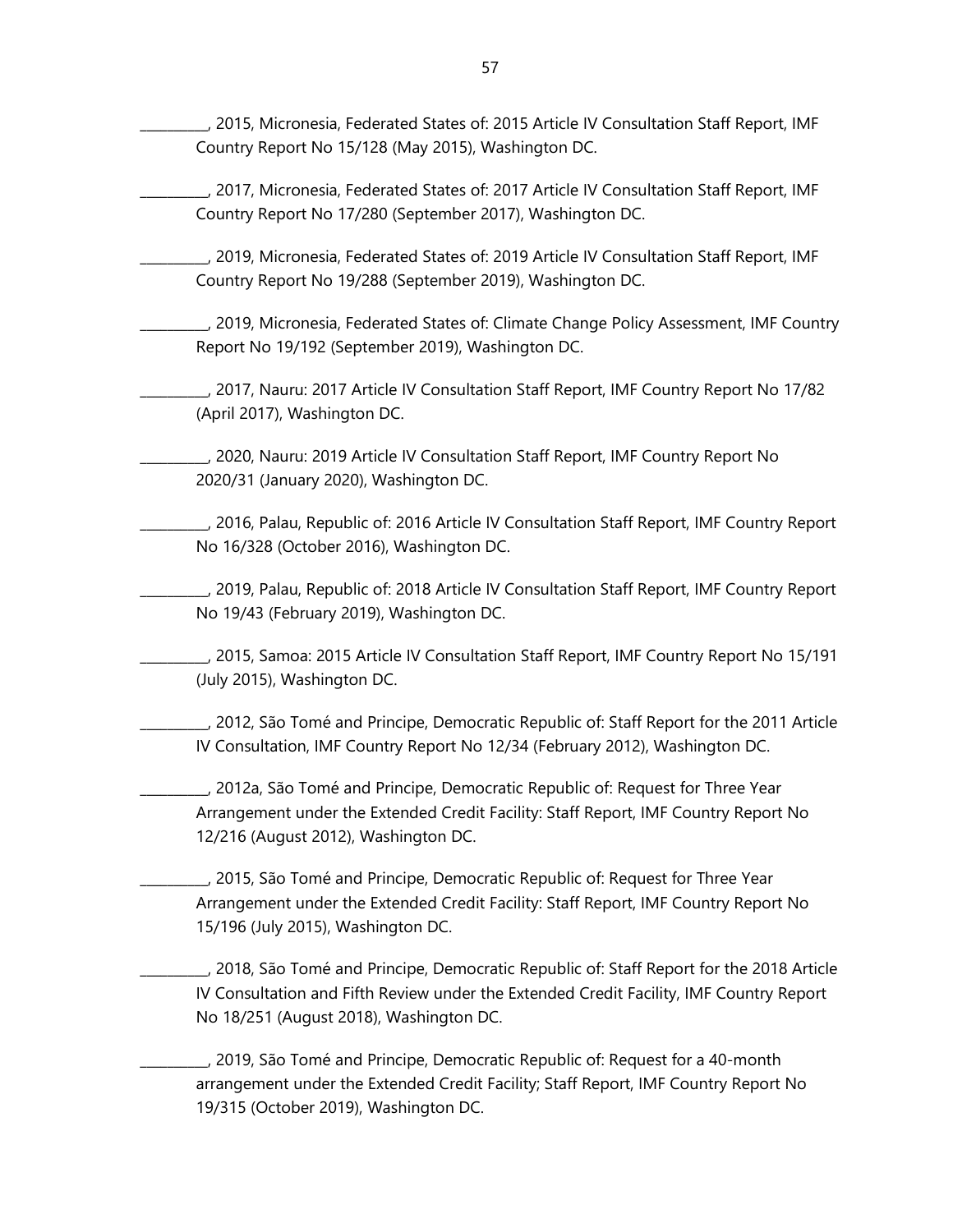__________, 2015, Micronesia, Federated States of: 2015 Article IV Consultation Staff Report, IMF Country Report No 15/128 (May 2015), Washington DC.

__________, 2017, Micronesia, Federated States of: 2017 Article IV Consultation Staff Report, IMF Country Report No 17/280 (September 2017), Washington DC.

__________, 2019, Micronesia, Federated States of: 2019 Article IV Consultation Staff Report, IMF Country Report No 19/288 (September 2019), Washington DC.

__________, 2019, Micronesia, Federated States of: Climate Change Policy Assessment, IMF Country Report No 19/192 (September 2019), Washington DC.

__________, 2017, Nauru: 2017 Article IV Consultation Staff Report, IMF Country Report No 17/82 (April 2017), Washington DC.

__________, 2020, Nauru: 2019 Article IV Consultation Staff Report, IMF Country Report No 2020/31 (January 2020), Washington DC.

__________, 2016, Palau, Republic of: 2016 Article IV Consultation Staff Report, IMF Country Report No 16/328 (October 2016), Washington DC.

__________, 2019, Palau, Republic of: 2018 Article IV Consultation Staff Report, IMF Country Report No 19/43 (February 2019), Washington DC.

__________, 2015, Samoa: 2015 Article IV Consultation Staff Report, IMF Country Report No 15/191 (July 2015), Washington DC.

__________, 2012, São Tomé and Principe, Democratic Republic of: Staff Report for the 2011 Article IV Consultation, IMF Country Report No 12/34 (February 2012), Washington DC.

__________, 2012a, São Tomé and Principe, Democratic Republic of: Request for Three Year Arrangement under the Extended Credit Facility: Staff Report, IMF Country Report No 12/216 (August 2012), Washington DC.

__________, 2015, São Tomé and Principe, Democratic Republic of: Request for Three Year Arrangement under the Extended Credit Facility: Staff Report, IMF Country Report No 15/196 (July 2015), Washington DC.

__________, 2018, São Tomé and Principe, Democratic Republic of: Staff Report for the 2018 Article IV Consultation and Fifth Review under the Extended Credit Facility, IMF Country Report No 18/251 (August 2018), Washington DC.

__________, 2019, São Tomé and Principe, Democratic Republic of: Request for a 40-month arrangement under the Extended Credit Facility; Staff Report, IMF Country Report No 19/315 (October 2019), Washington DC.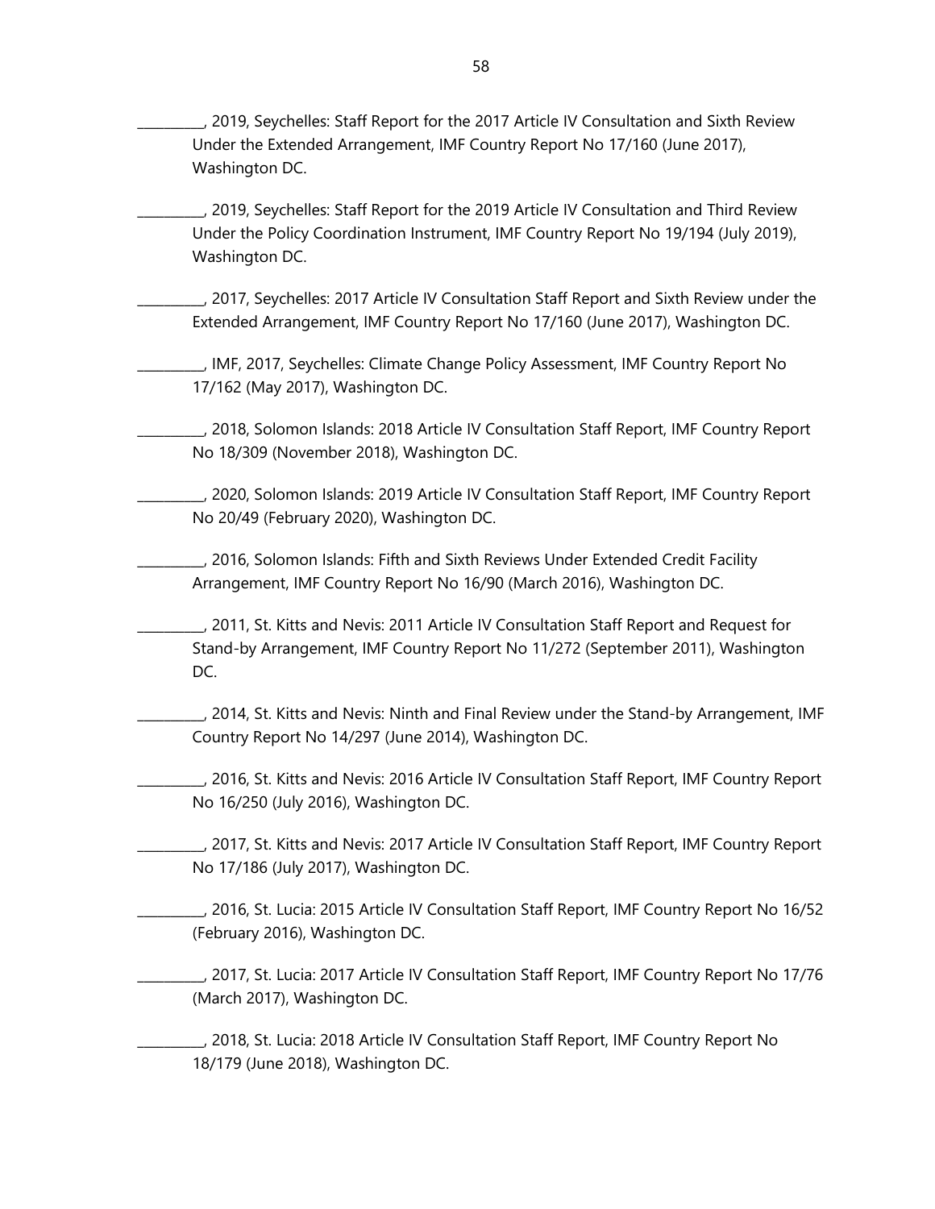\_\_\_\_\_\_\_\_\_\_, 2019, Seychelles: Staff Report for the 2017 Article IV Consultation and Sixth Review Under the Extended Arrangement, IMF Country Report No 17/160 (June 2017), Washington DC.

\_\_\_\_\_\_\_\_\_\_, 2019, Seychelles: Staff Report for the 2019 Article IV Consultation and Third Review Under the Policy Coordination Instrument, IMF Country Report No 19/194 (July 2019), Washington DC.

\_\_\_\_\_\_\_\_\_\_, 2017, Seychelles: 2017 Article IV Consultation Staff Report and Sixth Review under the Extended Arrangement, IMF Country Report No 17/160 (June 2017), Washington DC.

\_\_\_\_\_\_\_\_\_\_, IMF, 2017, Seychelles: Climate Change Policy Assessment, IMF Country Report No 17/162 (May 2017), Washington DC.

\_\_\_\_\_\_\_\_\_\_, 2018, Solomon Islands: 2018 Article IV Consultation Staff Report, IMF Country Report No 18/309 (November 2018), Washington DC.

\_\_\_\_\_\_\_\_\_\_, 2020, Solomon Islands: 2019 Article IV Consultation Staff Report, IMF Country Report No 20/49 (February 2020), Washington DC.

\_\_\_\_\_\_\_\_\_\_, 2016, Solomon Islands: Fifth and Sixth Reviews Under Extended Credit Facility Arrangement, IMF Country Report No 16/90 (March 2016), Washington DC.

\_\_\_\_\_\_\_\_\_\_, 2011, St. Kitts and Nevis: 2011 Article IV Consultation Staff Report and Request for Stand-by Arrangement, IMF Country Report No 11/272 (September 2011), Washington DC.

\_\_\_\_\_\_\_\_\_\_, 2014, St. Kitts and Nevis: Ninth and Final Review under the Stand-by Arrangement, IMF Country Report No 14/297 (June 2014), Washington DC.

\_\_\_\_\_\_\_\_\_\_, 2016, St. Kitts and Nevis: 2016 Article IV Consultation Staff Report, IMF Country Report No 16/250 (July 2016), Washington DC.

\_\_\_\_\_\_\_\_\_\_, 2017, St. Kitts and Nevis: 2017 Article IV Consultation Staff Report, IMF Country Report No 17/186 (July 2017), Washington DC.

\_\_\_\_\_\_\_\_\_\_, 2016, St. Lucia: 2015 Article IV Consultation Staff Report, IMF Country Report No 16/52 (February 2016), Washington DC.

\_\_\_\_\_\_\_\_\_\_, 2017, St. Lucia: 2017 Article IV Consultation Staff Report, IMF Country Report No 17/76 (March 2017), Washington DC.

\_\_\_\_\_\_\_\_\_\_, 2018, St. Lucia: 2018 Article IV Consultation Staff Report, IMF Country Report No 18/179 (June 2018), Washington DC.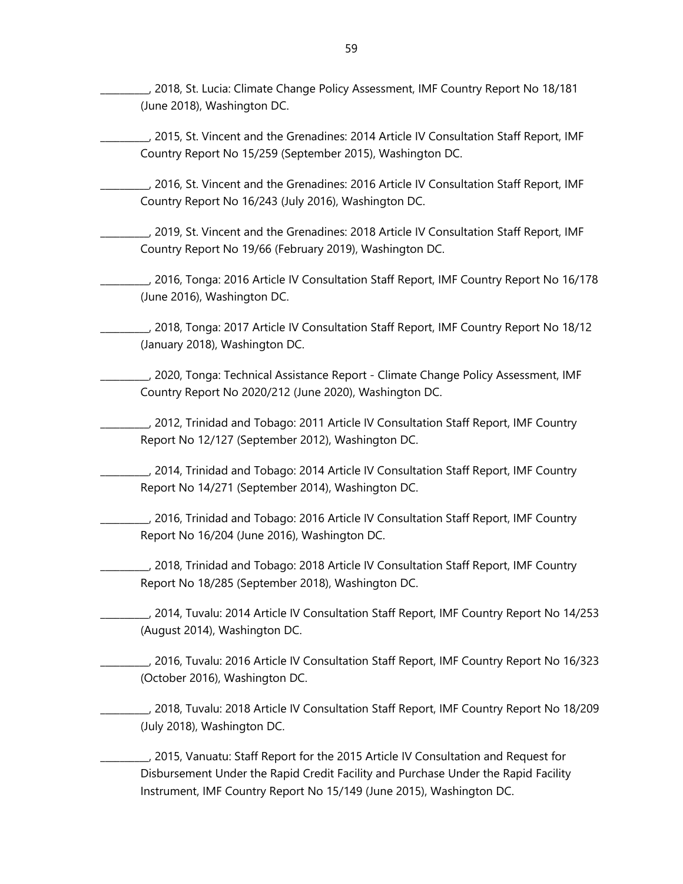\_\_\_\_\_\_\_\_\_\_, 2018, St. Lucia: Climate Change Policy Assessment, IMF Country Report No 18/181 (June 2018), Washington DC.

\_\_\_\_\_\_\_\_\_\_, 2015, St. Vincent and the Grenadines: 2014 Article IV Consultation Staff Report, IMF Country Report No 15/259 (September 2015), Washington DC.

\_\_\_\_\_\_\_\_\_\_, 2016, St. Vincent and the Grenadines: 2016 Article IV Consultation Staff Report, IMF Country Report No 16/243 (July 2016), Washington DC.

\_\_\_\_\_\_\_\_\_\_, 2019, St. Vincent and the Grenadines: 2018 Article IV Consultation Staff Report, IMF Country Report No 19/66 (February 2019), Washington DC.

\_\_\_\_\_\_\_\_\_\_, 2016, Tonga: 2016 Article IV Consultation Staff Report, IMF Country Report No 16/178 (June 2016), Washington DC.

\_\_\_\_\_\_\_\_\_\_, 2018, Tonga: 2017 Article IV Consultation Staff Report, IMF Country Report No 18/12 (January 2018), Washington DC.

\_\_\_\_\_\_\_\_\_\_, 2020, Tonga: Technical Assistance Report - Climate Change Policy Assessment, IMF Country Report No 2020/212 (June 2020), Washington DC.

\_\_\_\_\_\_\_\_\_\_, 2012, Trinidad and Tobago: 2011 Article IV Consultation Staff Report, IMF Country Report No 12/127 (September 2012), Washington DC.

\_\_\_\_\_\_\_\_\_\_, 2014, Trinidad and Tobago: 2014 Article IV Consultation Staff Report, IMF Country Report No 14/271 (September 2014), Washington DC.

\_\_\_\_\_\_\_\_\_\_, 2016, Trinidad and Tobago: 2016 Article IV Consultation Staff Report, IMF Country Report No 16/204 (June 2016), Washington DC.

\_\_\_\_\_\_\_\_\_\_, 2018, Trinidad and Tobago: 2018 Article IV Consultation Staff Report, IMF Country Report No 18/285 (September 2018), Washington DC.

\_\_\_\_\_\_\_\_\_\_, 2014, Tuvalu: 2014 Article IV Consultation Staff Report, IMF Country Report No 14/253 (August 2014), Washington DC.

\_\_\_\_\_\_\_\_\_\_, 2016, Tuvalu: 2016 Article IV Consultation Staff Report, IMF Country Report No 16/323 (October 2016), Washington DC.

\_\_\_\_\_\_\_\_\_\_, 2018, Tuvalu: 2018 Article IV Consultation Staff Report, IMF Country Report No 18/209 (July 2018), Washington DC.

\_\_\_\_\_\_\_\_\_\_, 2015, Vanuatu: Staff Report for the 2015 Article IV Consultation and Request for Disbursement Under the Rapid Credit Facility and Purchase Under the Rapid Facility Instrument, IMF Country Report No 15/149 (June 2015), Washington DC.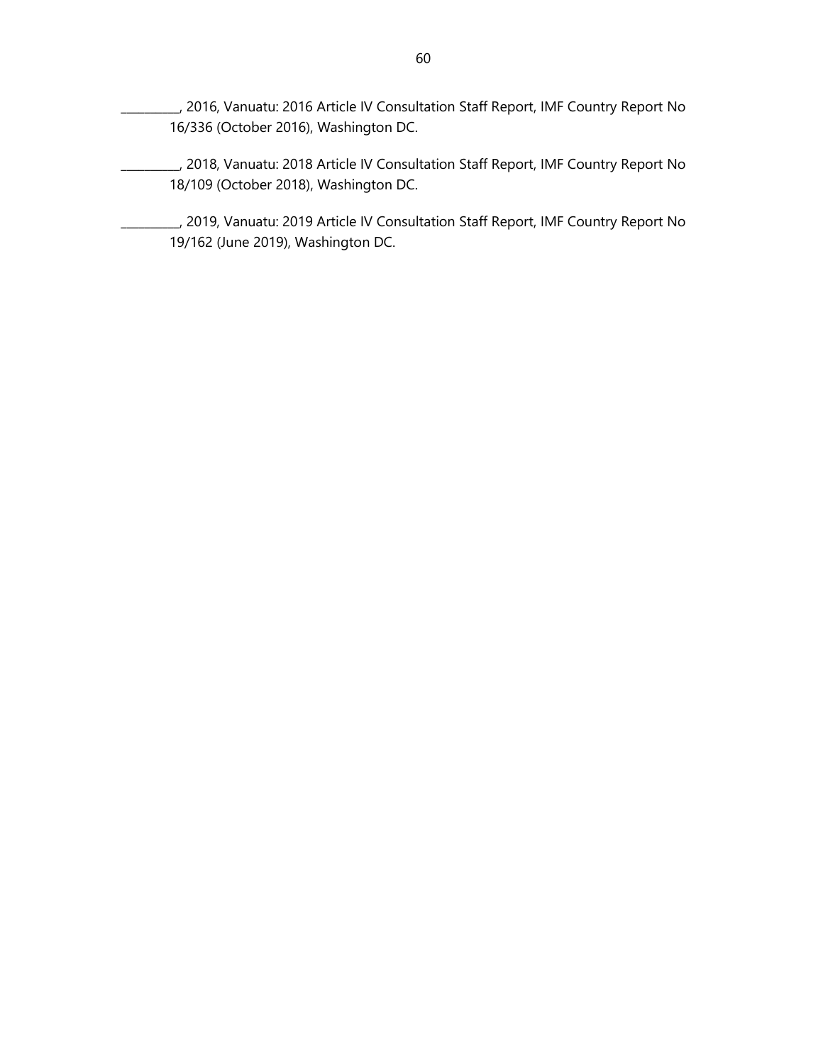__________, 2016, Vanuatu: 2016 Article IV Consultation Staff Report, IMF Country Report No 16/336 (October 2016), Washington DC.

__________, 2018, Vanuatu: 2018 Article IV Consultation Staff Report, IMF Country Report No 18/109 (October 2018), Washington DC.

__________, 2019, Vanuatu: 2019 Article IV Consultation Staff Report, IMF Country Report No 19/162 (June 2019), Washington DC.